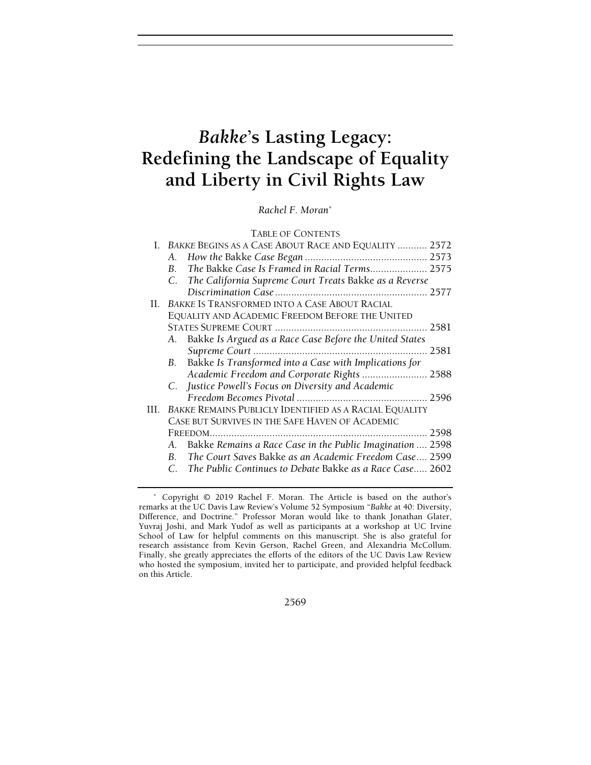# *Bakke*'s Lasting Legacy: Redefining the Landscape of Equality and Liberty in Civil Rights Law

*Rachel F. Moran*[*]

TABLE OF CONTENTS

I. *BAKKE* BEGINS AS A CASE ABOUT RACE AND EQUALITY ........... 2572
  A. *How the* Bakke *Case Began* ............................................. 2573
  B. *The* Bakke *Case Is Framed in Racial Terms*..................... 2575
  C. *The California Supreme Court Treats* Bakke *as a Reverse Discrimination Case* ........................................................ 2577
II. *BAKKE* IS TRANSFORMED INTO A CASE ABOUT RACIAL EQUALITY AND ACADEMIC FREEDOM BEFORE THE UNITED STATES SUPREME COURT ........................................................ 2581
  A. Bakke *Is Argued as a Race Case Before the United States Supreme Court* ................................................................ 2581
  B. Bakke *Is Transformed into a Case with Implications for Academic Freedom and Corporate Rights* ........................ 2588
  C. *Justice Powell's Focus on Diversity and Academic Freedom Becomes Pivotal* ................................................ 2596
III. *BAKKE* REMAINS PUBLICLY IDENTIFIED AS A RACIAL EQUALITY CASE BUT SURVIVES IN THE SAFE HAVEN OF ACADEMIC FREEDOM................................................................................ 2598
  A. Bakke *Remains a Race Case in the Public Imagination* .... 2598
  B. *The Court Saves* Bakke *as an Academic Freedom Case*.... 2599
  C. *The Public Continues to Debate* Bakke *as a Race Case*..... 2602

[*] Copyright © 2019 Rachel F. Moran. The Article is based on the author's remarks at the UC Davis Law Review's Volume 52 Symposium "*Bakke* at 40: Diversity, Difference, and Doctrine." Professor Moran would like to thank Jonathan Glater, Yuvraj Joshi, and Mark Yudof as well as participants at a workshop at UC Irvine School of Law for helpful comments on this manuscript. She is also grateful for research assistance from Kevin Gerson, Rachel Green, and Alexandria McCollum. Finally, she greatly appreciates the efforts of the editors of the UC Davis Law Review who hosted the symposium, invited her to participate, and provided helpful feedback on this Article.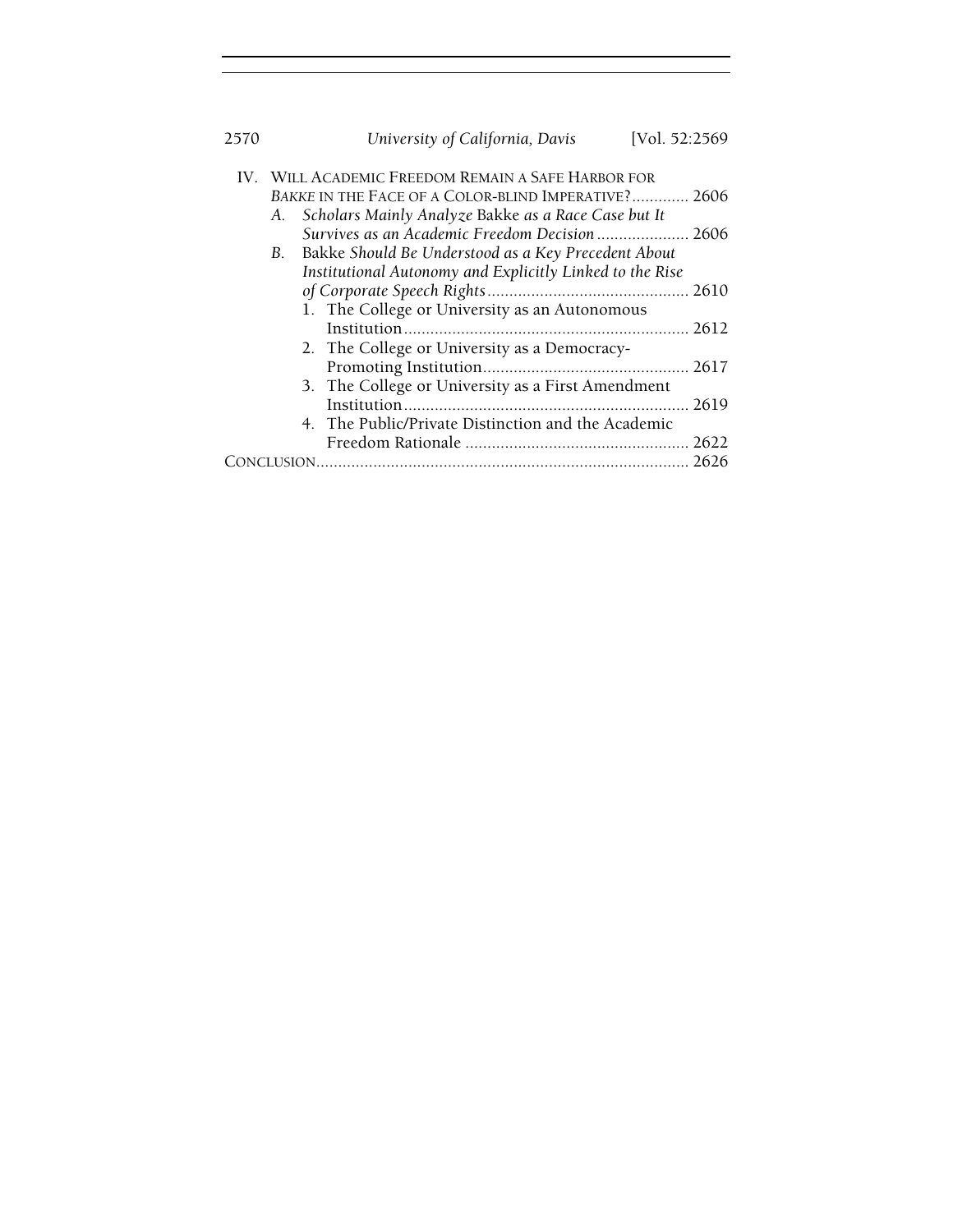IV. WILL ACADEMIC FREEDOM REMAIN A SAFE HARBOR FOR *BAKKE* IN THE FACE OF A COLOR-BLIND IMPERATIVE? ............ 2606

- A. *Scholars Mainly Analyze* Bakke *as a Race Case but It Survives as an Academic Freedom Decision* .................... 2606
- B. Bakke *Should Be Understood as a Key Precedent About Institutional Autonomy and Explicitly Linked to the Rise of Corporate Speech Rights* ............................................ 2610
  1. The College or University as an Autonomous Institution ............................................................... 2612
  2. The College or University as a Democracy-Promoting Institution .............................................. 2617
  3. The College or University as a First Amendment Institution ............................................................... 2619
  4. The Public/Private Distinction and the Academic Freedom Rationale .................................................. 2622

CONCLUSION ................................................................................... 2626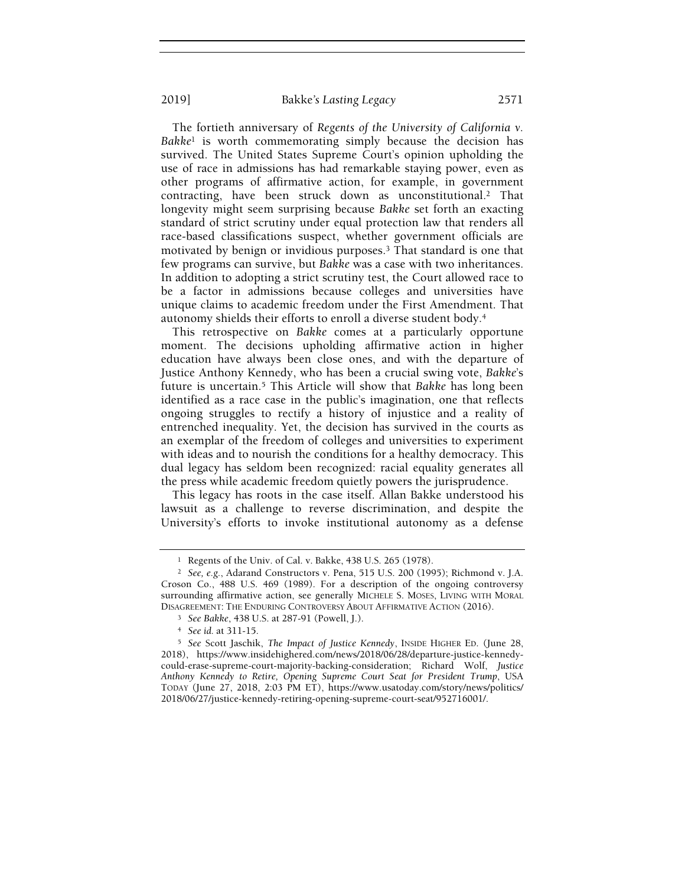The fortieth anniversary of *Regents of the University of California v. Bakke*[1] is worth commemorating simply because the decision has survived. The United States Supreme Court's opinion upholding the use of race in admissions has had remarkable staying power, even as other programs of affirmative action, for example, in government contracting, have been struck down as unconstitutional.[2] That longevity might seem surprising because *Bakke* set forth an exacting standard of strict scrutiny under equal protection law that renders all race-based classifications suspect, whether government officials are motivated by benign or invidious purposes.[3] That standard is one that few programs can survive, but *Bakke* was a case with two inheritances. In addition to adopting a strict scrutiny test, the Court allowed race to be a factor in admissions because colleges and universities have unique claims to academic freedom under the First Amendment. That autonomy shields their efforts to enroll a diverse student body.[4]

This retrospective on *Bakke* comes at a particularly opportune moment. The decisions upholding affirmative action in higher education have always been close ones, and with the departure of Justice Anthony Kennedy, who has been a crucial swing vote, *Bakke*'s future is uncertain.[5] This Article will show that *Bakke* has long been identified as a race case in the public's imagination, one that reflects ongoing struggles to rectify a history of injustice and a reality of entrenched inequality. Yet, the decision has survived in the courts as an exemplar of the freedom of colleges and universities to experiment with ideas and to nourish the conditions for a healthy democracy. This dual legacy has seldom been recognized: racial equality generates all the press while academic freedom quietly powers the jurisprudence.

This legacy has roots in the case itself. Allan Bakke understood his lawsuit as a challenge to reverse discrimination, and despite the University's efforts to invoke institutional autonomy as a defense

---

[1] Regents of the Univ. of Cal. v. Bakke, 438 U.S. 265 (1978).

[2] *See, e.g.*, Adarand Constructors v. Pena, 515 U.S. 200 (1995); Richmond v. J.A. Croson Co., 488 U.S. 469 (1989). For a description of the ongoing controversy surrounding affirmative action, see generally MICHELE S. MOSES, LIVING WITH MORAL DISAGREEMENT: THE ENDURING CONTROVERSY ABOUT AFFIRMATIVE ACTION (2016).

[3] *See Bakke*, 438 U.S. at 287-91 (Powell, J.).

[4] *See id.* at 311-15.

[5] *See* Scott Jaschik, *The Impact of Justice Kennedy*, INSIDE HIGHER ED. (June 28, 2018), https://www.insidehighered.com/news/2018/06/28/departure-justice-kennedy-could-erase-supreme-court-majority-backing-consideration; Richard Wolf, *Justice Anthony Kennedy to Retire, Opening Supreme Court Seat for President Trump*, USA TODAY (June 27, 2018, 2:03 PM ET), https://www.usatoday.com/story/news/politics/2018/06/27/justice-kennedy-retiring-opening-supreme-court-seat/952716001/.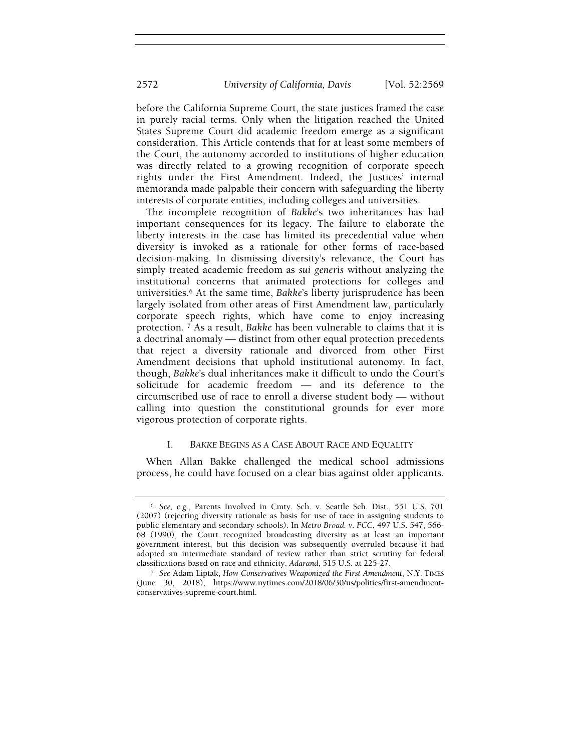before the California Supreme Court, the state justices framed the case in purely racial terms. Only when the litigation reached the United States Supreme Court did academic freedom emerge as a significant consideration. This Article contends that for at least some members of the Court, the autonomy accorded to institutions of higher education was directly related to a growing recognition of corporate speech rights under the First Amendment. Indeed, the Justices' internal memoranda made palpable their concern with safeguarding the liberty interests of corporate entities, including colleges and universities.

The incomplete recognition of *Bakke*'s two inheritances has had important consequences for its legacy. The failure to elaborate the liberty interests in the case has limited its precedential value when diversity is invoked as a rationale for other forms of race-based decision-making. In dismissing diversity's relevance, the Court has simply treated academic freedom as *sui generis* without analyzing the institutional concerns that animated protections for colleges and universities.[6] At the same time, *Bakke*'s liberty jurisprudence has been largely isolated from other areas of First Amendment law, particularly corporate speech rights, which have come to enjoy increasing protection.[7] As a result, *Bakke* has been vulnerable to claims that it is a doctrinal anomaly — distinct from other equal protection precedents that reject a diversity rationale and divorced from other First Amendment decisions that uphold institutional autonomy. In fact, though, *Bakke*'s dual inheritances make it difficult to undo the Court's solicitude for academic freedom — and its deference to the circumscribed use of race to enroll a diverse student body — without calling into question the constitutional grounds for ever more vigorous protection of corporate rights.

## I. *BAKKE* BEGINS AS A CASE ABOUT RACE AND EQUALITY

When Allan Bakke challenged the medical school admissions process, he could have focused on a clear bias against older applicants.

---

[6] *See, e.g.*, Parents Involved in Cmty. Sch. v. Seattle Sch. Dist., 551 U.S. 701 (2007) (rejecting diversity rationale as basis for use of race in assigning students to public elementary and secondary schools). In *Metro Broad. v. FCC*, 497 U.S. 547, 566-68 (1990), the Court recognized broadcasting diversity as at least an important government interest, but this decision was subsequently overruled because it had adopted an intermediate standard of review rather than strict scrutiny for federal classifications based on race and ethnicity. *Adarand*, 515 U.S. at 225-27.

[7] *See* Adam Liptak, *How Conservatives Weaponized the First Amendment*, N.Y. TIMES (June 30, 2018), https://www.nytimes.com/2018/06/30/us/politics/first-amendment-conservatives-supreme-court.html.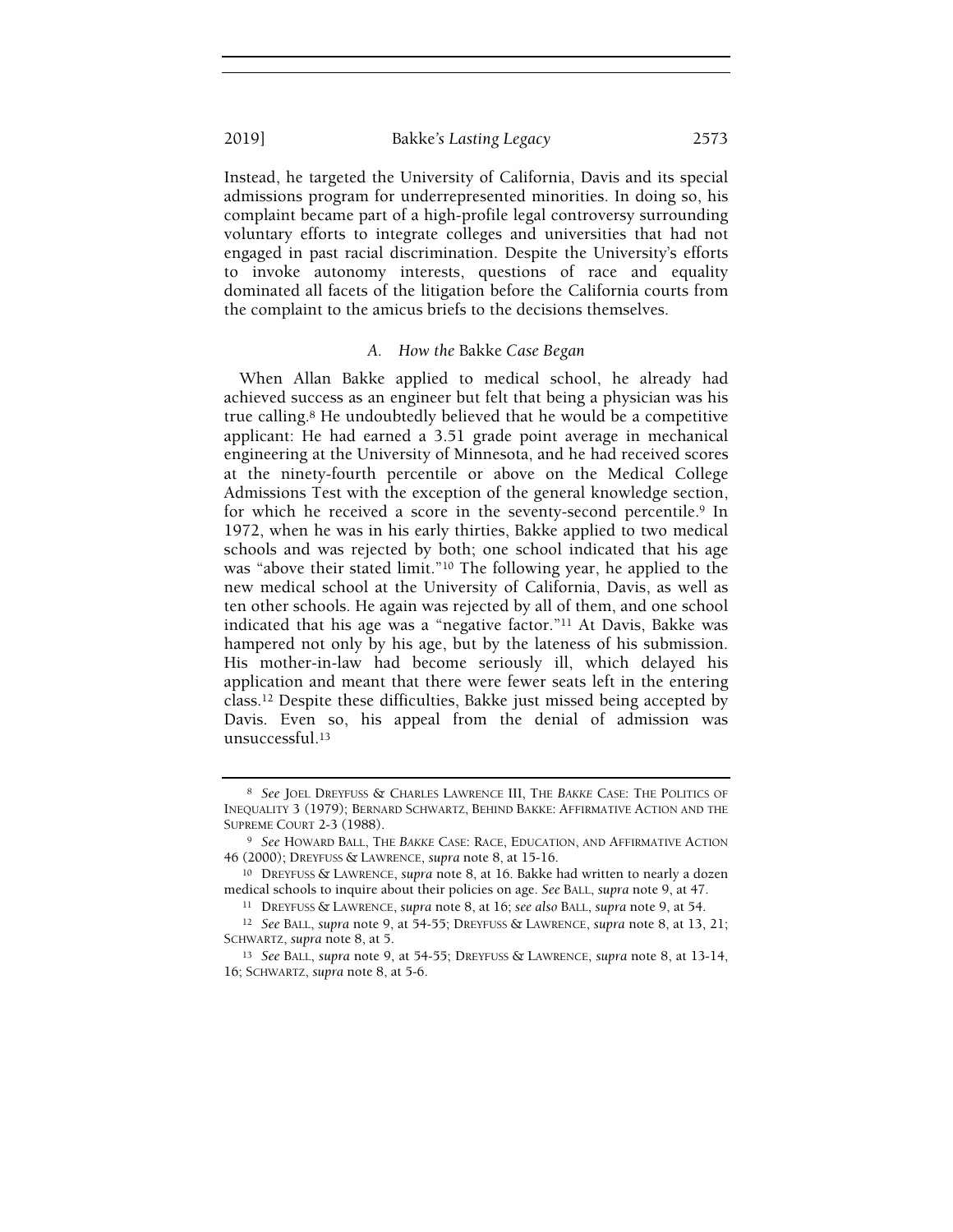Instead, he targeted the University of California, Davis and its special admissions program for underrepresented minorities. In doing so, his complaint became part of a high-profile legal controversy surrounding voluntary efforts to integrate colleges and universities that had not engaged in past racial discrimination. Despite the University's efforts to invoke autonomy interests, questions of race and equality dominated all facets of the litigation before the California courts from the complaint to the amicus briefs to the decisions themselves.

### A. How the *Bakke* Case Began

When Allan Bakke applied to medical school, he already had achieved success as an engineer but felt that being a physician was his true calling.[8] He undoubtedly believed that he would be a competitive applicant: He had earned a 3.51 grade point average in mechanical engineering at the University of Minnesota, and he had received scores at the ninety-fourth percentile or above on the Medical College Admissions Test with the exception of the general knowledge section, for which he received a score in the seventy-second percentile.[9] In 1972, when he was in his early thirties, Bakke applied to two medical schools and was rejected by both; one school indicated that his age was "above their stated limit."[10] The following year, he applied to the new medical school at the University of California, Davis, as well as ten other schools. He again was rejected by all of them, and one school indicated that his age was a "negative factor."[11] At Davis, Bakke was hampered not only by his age, but by the lateness of his submission. His mother-in-law had become seriously ill, which delayed his application and meant that there were fewer seats left in the entering class.[12] Despite these difficulties, Bakke just missed being accepted by Davis. Even so, his appeal from the denial of admission was unsuccessful.[13]

---

[8] *See* JOEL DREYFUSS & CHARLES LAWRENCE III, THE *BAKKE* CASE: THE POLITICS OF INEQUALITY 3 (1979); BERNARD SCHWARTZ, BEHIND BAKKE: AFFIRMATIVE ACTION AND THE SUPREME COURT 2-3 (1988).

[9] *See* HOWARD BALL, THE *BAKKE* CASE: RACE, EDUCATION, AND AFFIRMATIVE ACTION 46 (2000); DREYFUSS & LAWRENCE, *supra* note 8, at 15-16.

[10] DREYFUSS & LAWRENCE, *supra* note 8, at 16. Bakke had written to nearly a dozen medical schools to inquire about their policies on age. *See* BALL, *supra* note 9, at 47.

[11] DREYFUSS & LAWRENCE, *supra* note 8, at 16; *see also* BALL, *supra* note 9, at 54.

[12] *See* BALL, *supra* note 9, at 54-55; DREYFUSS & LAWRENCE, *supra* note 8, at 13, 21; SCHWARTZ, *supra* note 8, at 5.

[13] *See* BALL, *supra* note 9, at 54-55; DREYFUSS & LAWRENCE, *supra* note 8, at 13-14, 16; SCHWARTZ, *supra* note 8, at 5-6.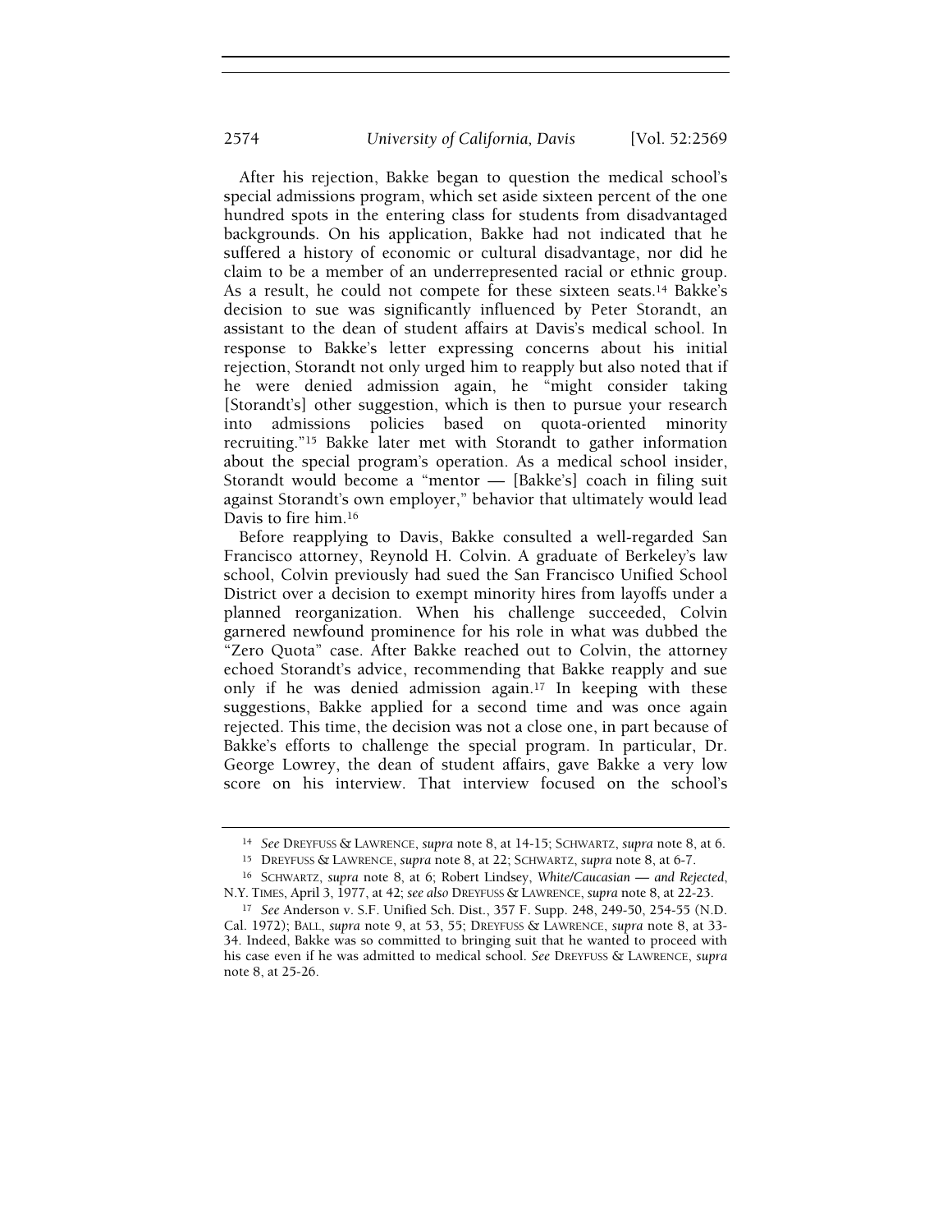After his rejection, Bakke began to question the medical school's special admissions program, which set aside sixteen percent of the one hundred spots in the entering class for students from disadvantaged backgrounds. On his application, Bakke had not indicated that he suffered a history of economic or cultural disadvantage, nor did he claim to be a member of an underrepresented racial or ethnic group. As a result, he could not compete for these sixteen seats.[14] Bakke's decision to sue was significantly influenced by Peter Storandt, an assistant to the dean of student affairs at Davis's medical school. In response to Bakke's letter expressing concerns about his initial rejection, Storandt not only urged him to reapply but also noted that if he were denied admission again, he "might consider taking [Storandt's] other suggestion, which is then to pursue your research into admissions policies based on quota-oriented minority recruiting."[15] Bakke later met with Storandt to gather information about the special program's operation. As a medical school insider, Storandt would become a "mentor — [Bakke's] coach in filing suit against Storandt's own employer," behavior that ultimately would lead Davis to fire him.[16]

Before reapplying to Davis, Bakke consulted a well-regarded San Francisco attorney, Reynold H. Colvin. A graduate of Berkeley's law school, Colvin previously had sued the San Francisco Unified School District over a decision to exempt minority hires from layoffs under a planned reorganization. When his challenge succeeded, Colvin garnered newfound prominence for his role in what was dubbed the "Zero Quota" case. After Bakke reached out to Colvin, the attorney echoed Storandt's advice, recommending that Bakke reapply and sue only if he was denied admission again.[17] In keeping with these suggestions, Bakke applied for a second time and was once again rejected. This time, the decision was not a close one, in part because of Bakke's efforts to challenge the special program. In particular, Dr. George Lowrey, the dean of student affairs, gave Bakke a very low score on his interview. That interview focused on the school's

---

[14] *See* DREYFUSS & LAWRENCE, *supra* note 8, at 14-15; SCHWARTZ, *supra* note 8, at 6.

[15] DREYFUSS & LAWRENCE, *supra* note 8, at 22; SCHWARTZ, *supra* note 8, at 6-7.

[16] SCHWARTZ, *supra* note 8, at 6; Robert Lindsey, *White/Caucasian — and Rejected*, N.Y. TIMES, April 3, 1977, at 42; *see also* DREYFUSS & LAWRENCE, *supra* note 8, at 22-23.

[17] *See* Anderson v. S.F. Unified Sch. Dist., 357 F. Supp. 248, 249-50, 254-55 (N.D. Cal. 1972); BALL, *supra* note 9, at 53, 55; DREYFUSS & LAWRENCE, *supra* note 8, at 33-34. Indeed, Bakke was so committed to bringing suit that he wanted to proceed with his case even if he was admitted to medical school. *See* DREYFUSS & LAWRENCE, *supra* note 8, at 25-26.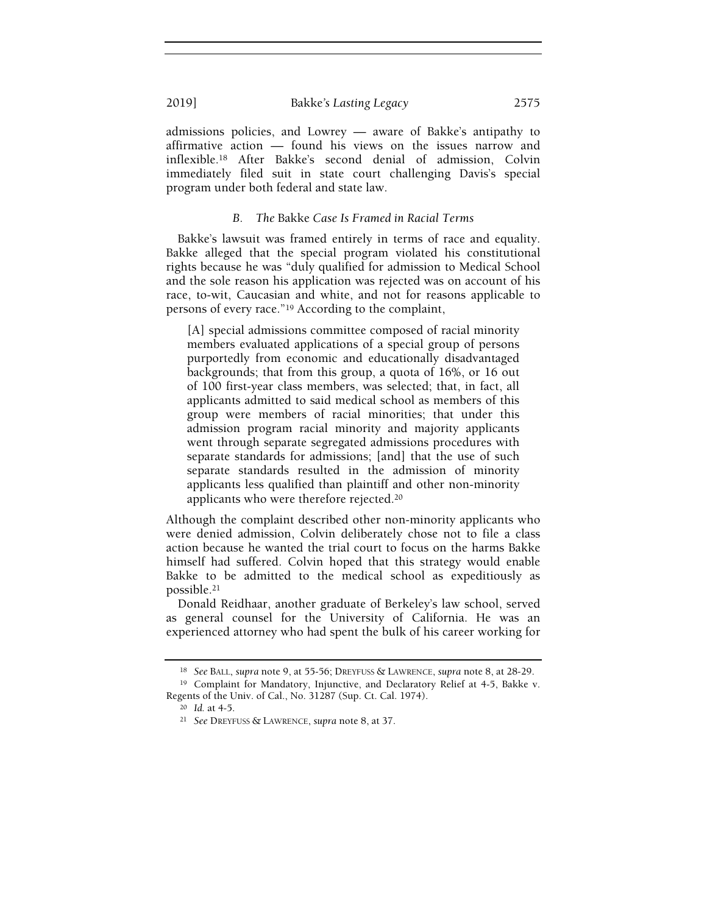admissions policies, and Lowrey — aware of Bakke's antipathy to affirmative action — found his views on the issues narrow and inflexible.[18] After Bakke's second denial of admission, Colvin immediately filed suit in state court challenging Davis's special program under both federal and state law.

### B. *The* Bakke *Case Is Framed in Racial Terms*

Bakke's lawsuit was framed entirely in terms of race and equality. Bakke alleged that the special program violated his constitutional rights because he was "duly qualified for admission to Medical School and the sole reason his application was rejected was on account of his race, to-wit, Caucasian and white, and not for reasons applicable to persons of every race."[19] According to the complaint,

> [A] special admissions committee composed of racial minority members evaluated applications of a special group of persons purportedly from economic and educationally disadvantaged backgrounds; that from this group, a quota of 16%, or 16 out of 100 first-year class members, was selected; that, in fact, all applicants admitted to said medical school as members of this group were members of racial minorities; that under this admission program racial minority and majority applicants went through separate segregated admissions procedures with separate standards for admissions; [and] that the use of such separate standards resulted in the admission of minority applicants less qualified than plaintiff and other non-minority applicants who were therefore rejected.[20]

Although the complaint described other non-minority applicants who were denied admission, Colvin deliberately chose not to file a class action because he wanted the trial court to focus on the harms Bakke himself had suffered. Colvin hoped that this strategy would enable Bakke to be admitted to the medical school as expeditiously as possible.[21]

Donald Reidhaar, another graduate of Berkeley's law school, served as general counsel for the University of California. He was an experienced attorney who had spent the bulk of his career working for

---

[18] *See* Ball, *supra* note 9, at 55-56; Dreyfuss & Lawrence, *supra* note 8, at 28-29.

[19] Complaint for Mandatory, Injunctive, and Declaratory Relief at 4-5, Bakke v. Regents of the Univ. of Cal., No. 31287 (Sup. Ct. Cal. 1974).

[20] *Id.* at 4-5.

[21] *See* Dreyfuss & Lawrence, *supra* note 8, at 37.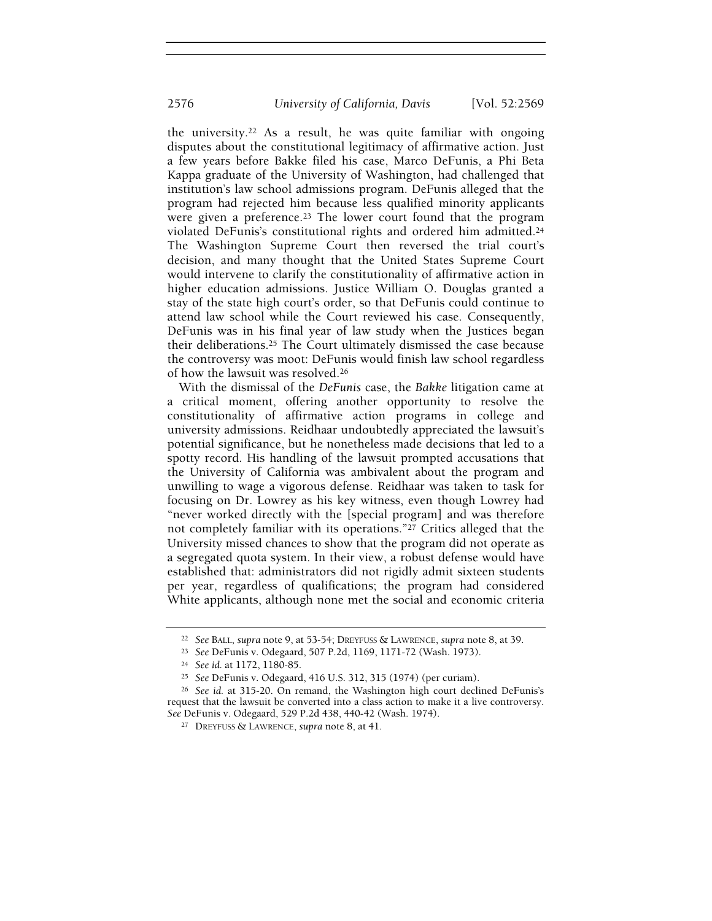the university.[22] As a result, he was quite familiar with ongoing disputes about the constitutional legitimacy of affirmative action. Just a few years before Bakke filed his case, Marco DeFunis, a Phi Beta Kappa graduate of the University of Washington, had challenged that institution's law school admissions program. DeFunis alleged that the program had rejected him because less qualified minority applicants were given a preference.[23] The lower court found that the program violated DeFunis's constitutional rights and ordered him admitted.[24] The Washington Supreme Court then reversed the trial court's decision, and many thought that the United States Supreme Court would intervene to clarify the constitutionality of affirmative action in higher education admissions. Justice William O. Douglas granted a stay of the state high court's order, so that DeFunis could continue to attend law school while the Court reviewed his case. Consequently, DeFunis was in his final year of law study when the Justices began their deliberations.[25] The Court ultimately dismissed the case because the controversy was moot: DeFunis would finish law school regardless of how the lawsuit was resolved.[26]

With the dismissal of the *DeFunis* case, the *Bakke* litigation came at a critical moment, offering another opportunity to resolve the constitutionality of affirmative action programs in college and university admissions. Reidhaar undoubtedly appreciated the lawsuit's potential significance, but he nonetheless made decisions that led to a spotty record. His handling of the lawsuit prompted accusations that the University of California was ambivalent about the program and unwilling to wage a vigorous defense. Reidhaar was taken to task for focusing on Dr. Lowrey as his key witness, even though Lowrey had "never worked directly with the [special program] and was therefore not completely familiar with its operations."[27] Critics alleged that the University missed chances to show that the program did not operate as a segregated quota system. In their view, a robust defense would have established that: administrators did not rigidly admit sixteen students per year, regardless of qualifications; the program had considered White applicants, although none met the social and economic criteria

---

[22] *See* BALL, *supra* note 9, at 53-54; DREYFUSS & LAWRENCE, *supra* note 8, at 39.

[23] *See* DeFunis v. Odegaard, 507 P.2d, 1169, 1171-72 (Wash. 1973).

[24] *See id.* at 1172, 1180-85.

[25] *See* DeFunis v. Odegaard, 416 U.S. 312, 315 (1974) (per curiam).

[26] *See id.* at 315-20. On remand, the Washington high court declined DeFunis's request that the lawsuit be converted into a class action to make it a live controversy. *See* DeFunis v. Odegaard, 529 P.2d 438, 440-42 (Wash. 1974).

[27] DREYFUSS & LAWRENCE, *supra* note 8, at 41.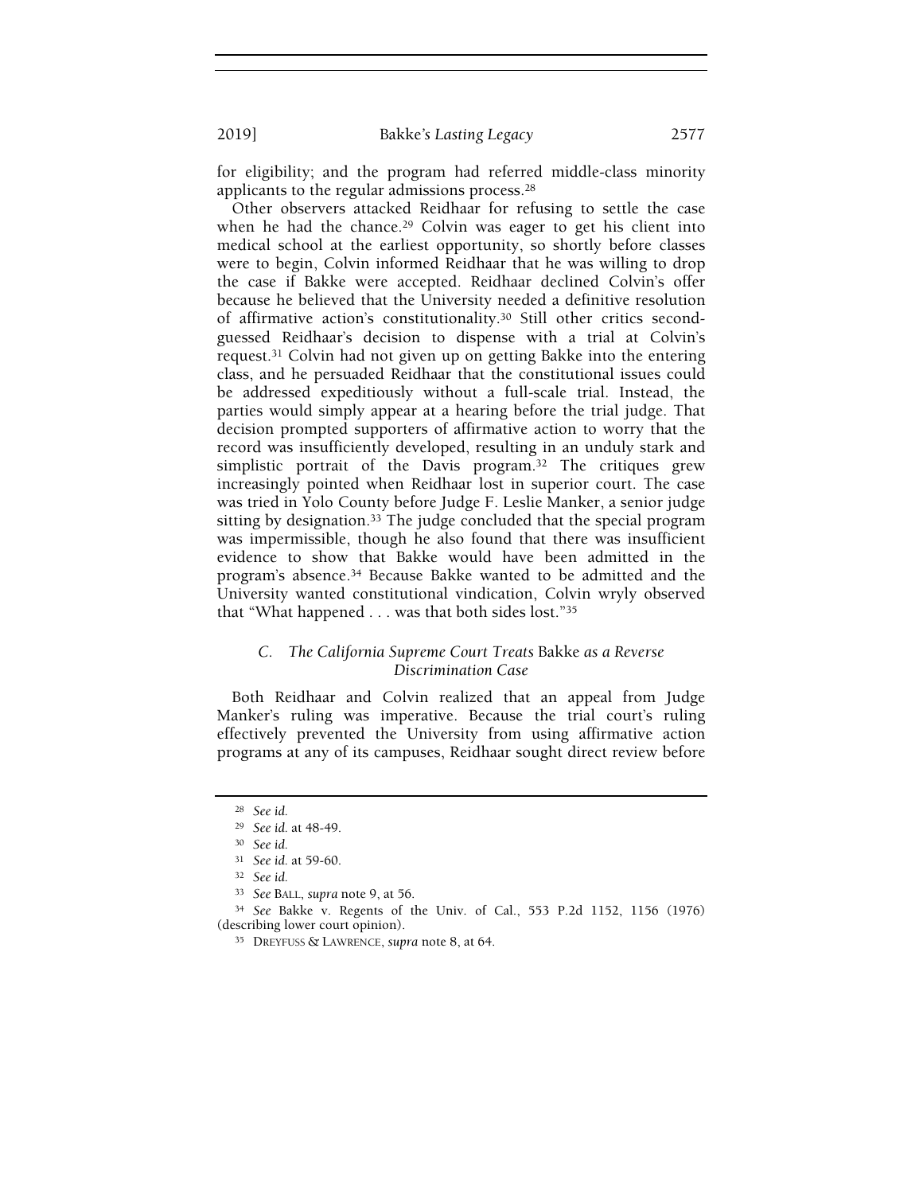for eligibility; and the program had referred middle-class minority applicants to the regular admissions process.[28]

Other observers attacked Reidhaar for refusing to settle the case when he had the chance.[29] Colvin was eager to get his client into medical school at the earliest opportunity, so shortly before classes were to begin, Colvin informed Reidhaar that he was willing to drop the case if Bakke were accepted. Reidhaar declined Colvin's offer because he believed that the University needed a definitive resolution of affirmative action's constitutionality.[30] Still other critics second-guessed Reidhaar's decision to dispense with a trial at Colvin's request.[31] Colvin had not given up on getting Bakke into the entering class, and he persuaded Reidhaar that the constitutional issues could be addressed expeditiously without a full-scale trial. Instead, the parties would simply appear at a hearing before the trial judge. That decision prompted supporters of affirmative action to worry that the record was insufficiently developed, resulting in an unduly stark and simplistic portrait of the Davis program.[32] The critiques grew increasingly pointed when Reidhaar lost in superior court. The case was tried in Yolo County before Judge F. Leslie Manker, a senior judge sitting by designation.[33] The judge concluded that the special program was impermissible, though he also found that there was insufficient evidence to show that Bakke would have been admitted in the program's absence.[34] Because Bakke wanted to be admitted and the University wanted constitutional vindication, Colvin wryly observed that "What happened . . . was that both sides lost."[35]

### C. *The California Supreme Court Treats* Bakke *as a Reverse Discrimination Case*

Both Reidhaar and Colvin realized that an appeal from Judge Manker's ruling was imperative. Because the trial court's ruling effectively prevented the University from using affirmative action programs at any of its campuses, Reidhaar sought direct review before

---

[28] *See id.*

[29] *See id.* at 48-49.

[30] *See id.*

[31] *See id.* at 59-60.

[32] *See id.*

[33] *See* BALL, *supra* note 9, at 56.

[34] *See* Bakke v. Regents of the Univ. of Cal., 553 P.2d 1152, 1156 (1976) (describing lower court opinion).

[35] DREYFUSS & LAWRENCE, *supra* note 8, at 64.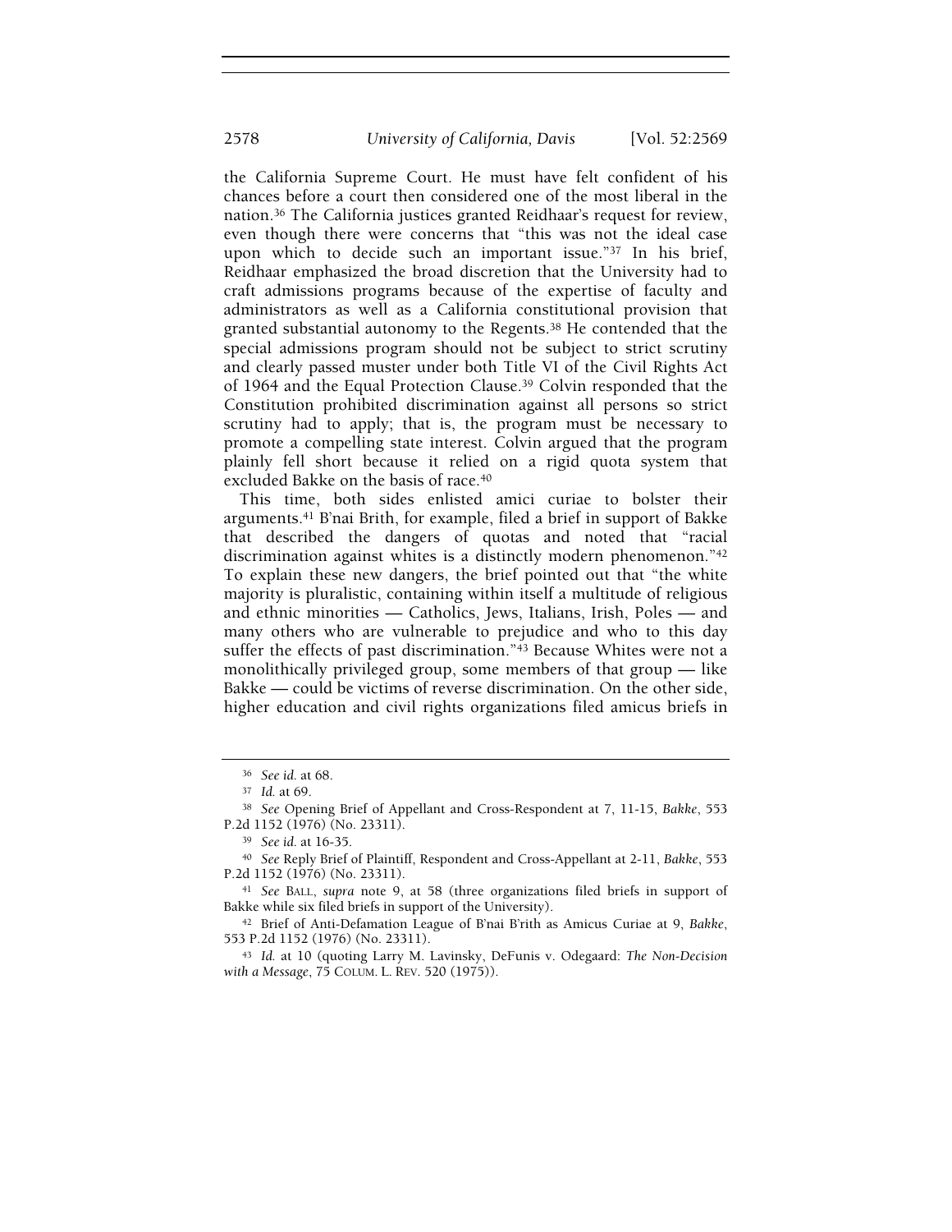the California Supreme Court. He must have felt confident of his chances before a court then considered one of the most liberal in the nation.[36] The California justices granted Reidhaar's request for review, even though there were concerns that "this was not the ideal case upon which to decide such an important issue."[37] In his brief, Reidhaar emphasized the broad discretion that the University had to craft admissions programs because of the expertise of faculty and administrators as well as a California constitutional provision that granted substantial autonomy to the Regents.[38] He contended that the special admissions program should not be subject to strict scrutiny and clearly passed muster under both Title VI of the Civil Rights Act of 1964 and the Equal Protection Clause.[39] Colvin responded that the Constitution prohibited discrimination against all persons so strict scrutiny had to apply; that is, the program must be necessary to promote a compelling state interest. Colvin argued that the program plainly fell short because it relied on a rigid quota system that excluded Bakke on the basis of race.[40]

This time, both sides enlisted amici curiae to bolster their arguments.[41] B'nai Brith, for example, filed a brief in support of Bakke that described the dangers of quotas and noted that "racial discrimination against whites is a distinctly modern phenomenon."[42] To explain these new dangers, the brief pointed out that "the white majority is pluralistic, containing within itself a multitude of religious and ethnic minorities — Catholics, Jews, Italians, Irish, Poles — and many others who are vulnerable to prejudice and who to this day suffer the effects of past discrimination."[43] Because Whites were not a monolithically privileged group, some members of that group — like Bakke — could be victims of reverse discrimination. On the other side, higher education and civil rights organizations filed amicus briefs in

---

[36] *See id.* at 68.

[37] *Id.* at 69.

[38] *See* Opening Brief of Appellant and Cross-Respondent at 7, 11-15, *Bakke*, 553 P.2d 1152 (1976) (No. 23311).

[39] *See id.* at 16-35.

[40] *See* Reply Brief of Plaintiff, Respondent and Cross-Appellant at 2-11, *Bakke*, 553 P.2d 1152 (1976) (No. 23311).

[41] *See* BALL, *supra* note 9, at 58 (three organizations filed briefs in support of Bakke while six filed briefs in support of the University).

[42] Brief of Anti-Defamation League of B'nai B'rith as Amicus Curiae at 9, *Bakke*, 553 P.2d 1152 (1976) (No. 23311).

[43] *Id.* at 10 (quoting Larry M. Lavinsky, DeFunis v. Odegaard: *The Non-Decision with a Message*, 75 COLUM. L. REV. 520 (1975)).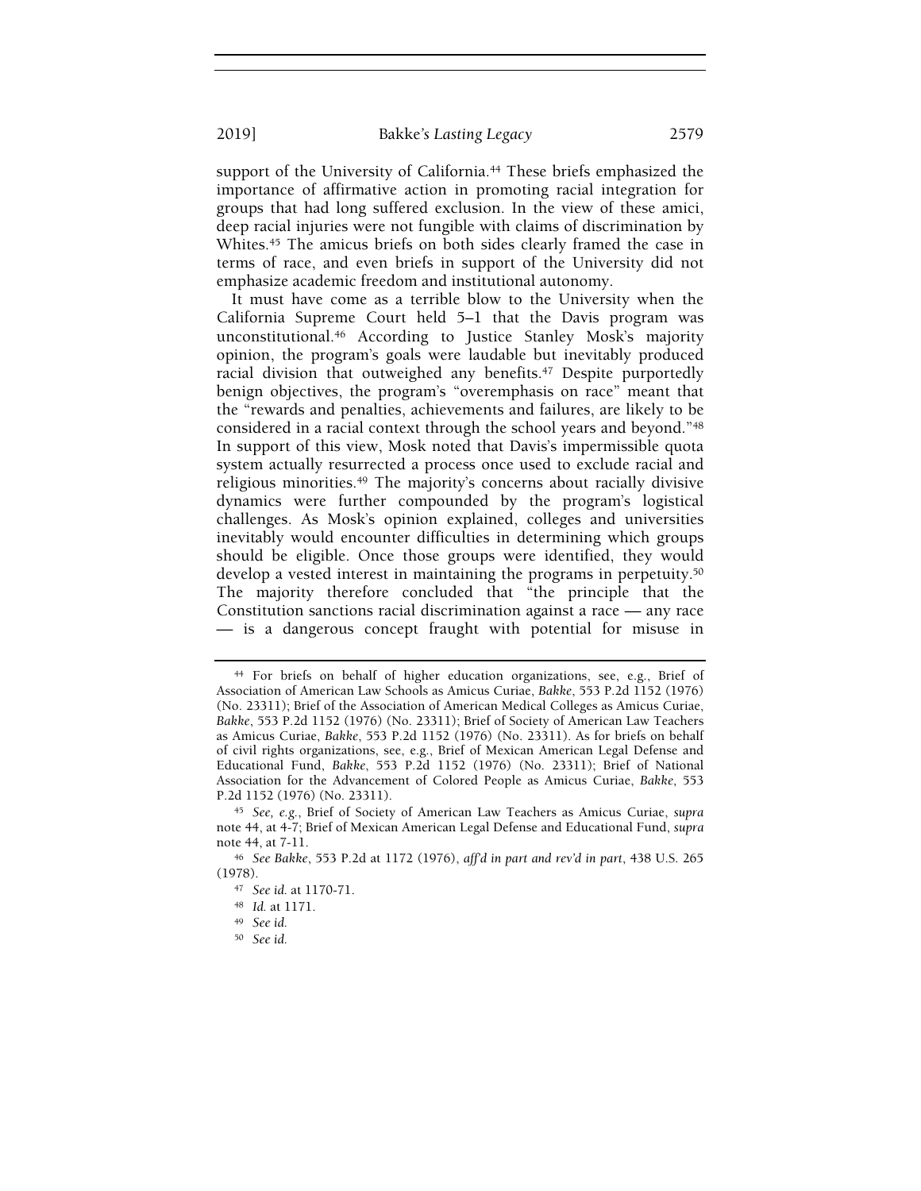support of the University of California.[44] These briefs emphasized the importance of affirmative action in promoting racial integration for groups that had long suffered exclusion. In the view of these amici, deep racial injuries were not fungible with claims of discrimination by Whites.[45] The amicus briefs on both sides clearly framed the case in terms of race, and even briefs in support of the University did not emphasize academic freedom and institutional autonomy.

It must have come as a terrible blow to the University when the California Supreme Court held 5–1 that the Davis program was unconstitutional.[46] According to Justice Stanley Mosk's majority opinion, the program's goals were laudable but inevitably produced racial division that outweighed any benefits.[47] Despite purportedly benign objectives, the program's "overemphasis on race" meant that the "rewards and penalties, achievements and failures, are likely to be considered in a racial context through the school years and beyond."[48] In support of this view, Mosk noted that Davis's impermissible quota system actually resurrected a process once used to exclude racial and religious minorities.[49] The majority's concerns about racially divisive dynamics were further compounded by the program's logistical challenges. As Mosk's opinion explained, colleges and universities inevitably would encounter difficulties in determining which groups should be eligible. Once those groups were identified, they would develop a vested interest in maintaining the programs in perpetuity.[50] The majority therefore concluded that "the principle that the Constitution sanctions racial discrimination against a race — any race — is a dangerous concept fraught with potential for misuse in

---

[44] For briefs on behalf of higher education organizations, see, e.g., Brief of Association of American Law Schools as Amicus Curiae, *Bakke*, 553 P.2d 1152 (1976) (No. 23311); Brief of the Association of American Medical Colleges as Amicus Curiae, *Bakke*, 553 P.2d 1152 (1976) (No. 23311); Brief of Society of American Law Teachers as Amicus Curiae, *Bakke*, 553 P.2d 1152 (1976) (No. 23311). As for briefs on behalf of civil rights organizations, see, e.g., Brief of Mexican American Legal Defense and Educational Fund, *Bakke*, 553 P.2d 1152 (1976) (No. 23311); Brief of National Association for the Advancement of Colored People as Amicus Curiae, *Bakke*, 553 P.2d 1152 (1976) (No. 23311).

[45] *See, e.g.*, Brief of Society of American Law Teachers as Amicus Curiae, *supra* note 44, at 4-7; Brief of Mexican American Legal Defense and Educational Fund, *supra* note 44, at 7-11.

[46] *See Bakke*, 553 P.2d at 1172 (1976), *aff'd in part and rev'd in part*, 438 U.S. 265 (1978).

[47] *See id.* at 1170-71.

[48] *Id.* at 1171.

[49] *See id.*

[50] *See id.*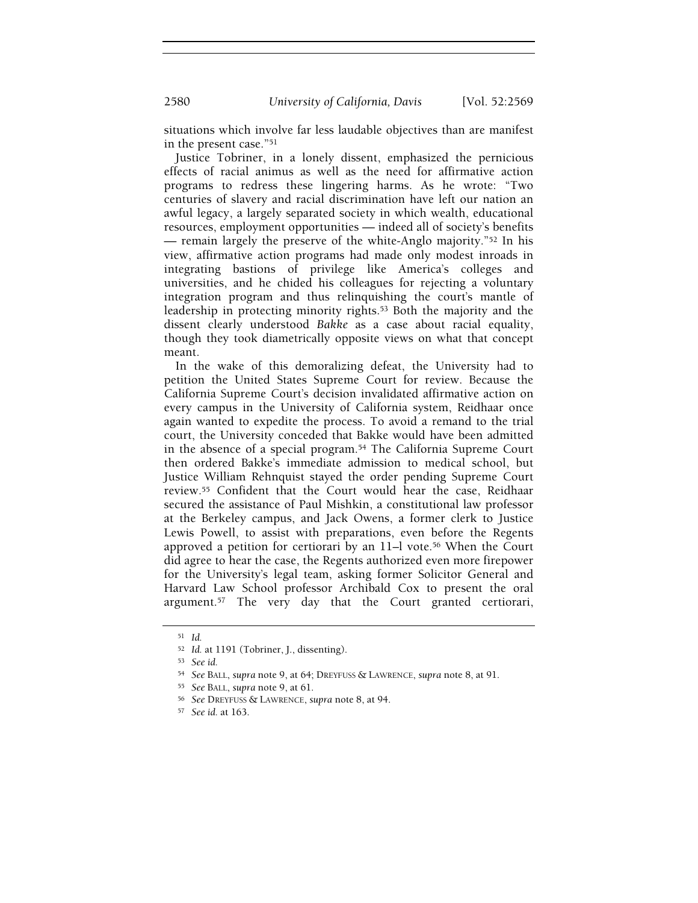situations which involve far less laudable objectives than are manifest in the present case."[51]

Justice Tobriner, in a lonely dissent, emphasized the pernicious effects of racial animus as well as the need for affirmative action programs to redress these lingering harms. As he wrote: "Two centuries of slavery and racial discrimination have left our nation an awful legacy, a largely separated society in which wealth, educational resources, employment opportunities — indeed all of society's benefits — remain largely the preserve of the white-Anglo majority."[52] In his view, affirmative action programs had made only modest inroads in integrating bastions of privilege like America's colleges and universities, and he chided his colleagues for rejecting a voluntary integration program and thus relinquishing the court's mantle of leadership in protecting minority rights.[53] Both the majority and the dissent clearly understood *Bakke* as a case about racial equality, though they took diametrically opposite views on what that concept meant.

In the wake of this demoralizing defeat, the University had to petition the United States Supreme Court for review. Because the California Supreme Court's decision invalidated affirmative action on every campus in the University of California system, Reidhaar once again wanted to expedite the process. To avoid a remand to the trial court, the University conceded that Bakke would have been admitted in the absence of a special program.[54] The California Supreme Court then ordered Bakke's immediate admission to medical school, but Justice William Rehnquist stayed the order pending Supreme Court review.[55] Confident that the Court would hear the case, Reidhaar secured the assistance of Paul Mishkin, a constitutional law professor at the Berkeley campus, and Jack Owens, a former clerk to Justice Lewis Powell, to assist with preparations, even before the Regents approved a petition for certiorari by an 11–1 vote.[56] When the Court did agree to hear the case, the Regents authorized even more firepower for the University's legal team, asking former Solicitor General and Harvard Law School professor Archibald Cox to present the oral argument.[57] The very day that the Court granted certiorari,

---

[51] *Id.*

[52] *Id.* at 1191 (Tobriner, J., dissenting).

[53] *See id.*

[54] *See* BALL, *supra* note 9, at 64; DREYFUSS & LAWRENCE, *supra* note 8, at 91.

[55] *See* BALL, *supra* note 9, at 61.

[56] *See* DREYFUSS & LAWRENCE, *supra* note 8, at 94.

[57] *See id.* at 163.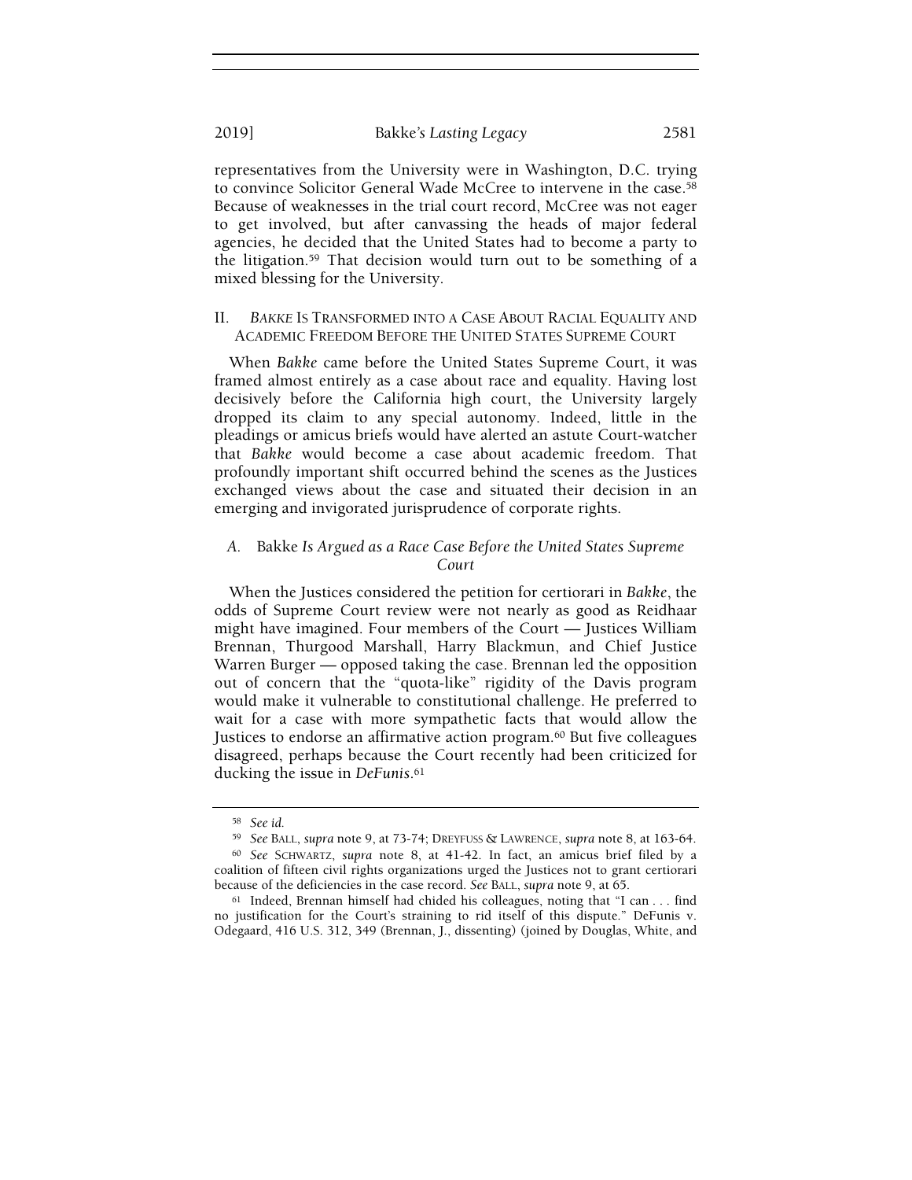representatives from the University were in Washington, D.C. trying to convince Solicitor General Wade McCree to intervene in the case.[58] Because of weaknesses in the trial court record, McCree was not eager to get involved, but after canvassing the heads of major federal agencies, he decided that the United States had to become a party to the litigation.[59] That decision would turn out to be something of a mixed blessing for the University.

## II. *BAKKE* IS TRANSFORMED INTO A CASE ABOUT RACIAL EQUALITY AND ACADEMIC FREEDOM BEFORE THE UNITED STATES SUPREME COURT

When *Bakke* came before the United States Supreme Court, it was framed almost entirely as a case about race and equality. Having lost decisively before the California high court, the University largely dropped its claim to any special autonomy. Indeed, little in the pleadings or amicus briefs would have alerted an astute Court-watcher that *Bakke* would become a case about academic freedom. That profoundly important shift occurred behind the scenes as the Justices exchanged views about the case and situated their decision in an emerging and invigorated jurisprudence of corporate rights.

### A. Bakke *Is Argued as a Race Case Before the United States Supreme Court*

When the Justices considered the petition for certiorari in *Bakke*, the odds of Supreme Court review were not nearly as good as Reidhaar might have imagined. Four members of the Court — Justices William Brennan, Thurgood Marshall, Harry Blackmun, and Chief Justice Warren Burger — opposed taking the case. Brennan led the opposition out of concern that the "quota-like" rigidity of the Davis program would make it vulnerable to constitutional challenge. He preferred to wait for a case with more sympathetic facts that would allow the Justices to endorse an affirmative action program.[60] But five colleagues disagreed, perhaps because the Court recently had been criticized for ducking the issue in *DeFunis*.[61]

---

[58] *See id.*

[59] *See* BALL, *supra* note 9, at 73-74; DREYFUSS & LAWRENCE, *supra* note 8, at 163-64.

[60] *See* SCHWARTZ, *supra* note 8, at 41-42. In fact, an amicus brief filed by a coalition of fifteen civil rights organizations urged the Justices not to grant certiorari because of the deficiencies in the case record. *See* BALL, *supra* note 9, at 65.

[61] Indeed, Brennan himself had chided his colleagues, noting that "I can . . . find no justification for the Court's straining to rid itself of this dispute." DeFunis v. Odegaard, 416 U.S. 312, 349 (Brennan, J., dissenting) (joined by Douglas, White, and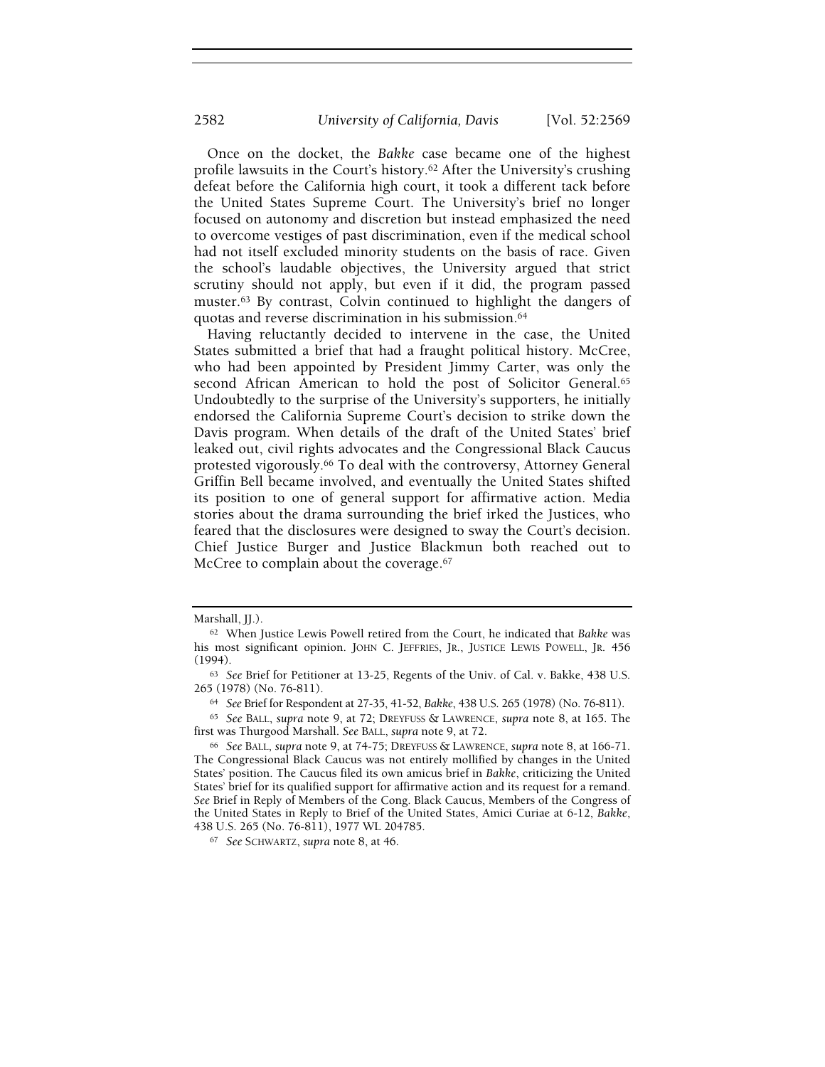Once on the docket, the *Bakke* case became one of the highest profile lawsuits in the Court's history.[62] After the University's crushing defeat before the California high court, it took a different tack before the United States Supreme Court. The University's brief no longer focused on autonomy and discretion but instead emphasized the need to overcome vestiges of past discrimination, even if the medical school had not itself excluded minority students on the basis of race. Given the school's laudable objectives, the University argued that strict scrutiny should not apply, but even if it did, the program passed muster.[63] By contrast, Colvin continued to highlight the dangers of quotas and reverse discrimination in his submission.[64]

Having reluctantly decided to intervene in the case, the United States submitted a brief that had a fraught political history. McCree, who had been appointed by President Jimmy Carter, was only the second African American to hold the post of Solicitor General.[65] Undoubtedly to the surprise of the University's supporters, he initially endorsed the California Supreme Court's decision to strike down the Davis program. When details of the draft of the United States' brief leaked out, civil rights advocates and the Congressional Black Caucus protested vigorously.[66] To deal with the controversy, Attorney General Griffin Bell became involved, and eventually the United States shifted its position to one of general support for affirmative action. Media stories about the drama surrounding the brief irked the Justices, who feared that the disclosures were designed to sway the Court's decision. Chief Justice Burger and Justice Blackmun both reached out to McCree to complain about the coverage.[67]

---

Marshall, JJ.).

[62] When Justice Lewis Powell retired from the Court, he indicated that *Bakke* was his most significant opinion. JOHN C. JEFFRIES, JR., JUSTICE LEWIS POWELL, JR. 456 (1994).

[63] *See* Brief for Petitioner at 13-25, Regents of the Univ. of Cal. v. Bakke, 438 U.S. 265 (1978) (No. 76-811).

[64] *See* Brief for Respondent at 27-35, 41-52, *Bakke*, 438 U.S. 265 (1978) (No. 76-811).

[65] *See* BALL, *supra* note 9, at 72; DREYFUSS & LAWRENCE, *supra* note 8, at 165. The first was Thurgood Marshall. *See* BALL, *supra* note 9, at 72.

[66] *See* BALL, *supra* note 9, at 74-75; DREYFUSS & LAWRENCE, *supra* note 8, at 166-71. The Congressional Black Caucus was not entirely mollified by changes in the United States' position. The Caucus filed its own amicus brief in *Bakke*, criticizing the United States' brief for its qualified support for affirmative action and its request for a remand. *See* Brief in Reply of Members of the Cong. Black Caucus, Members of the Congress of the United States in Reply to Brief of the United States, Amici Curiae at 6-12, *Bakke*, 438 U.S. 265 (No. 76-811), 1977 WL 204785.

[67] *See* SCHWARTZ, *supra* note 8, at 46.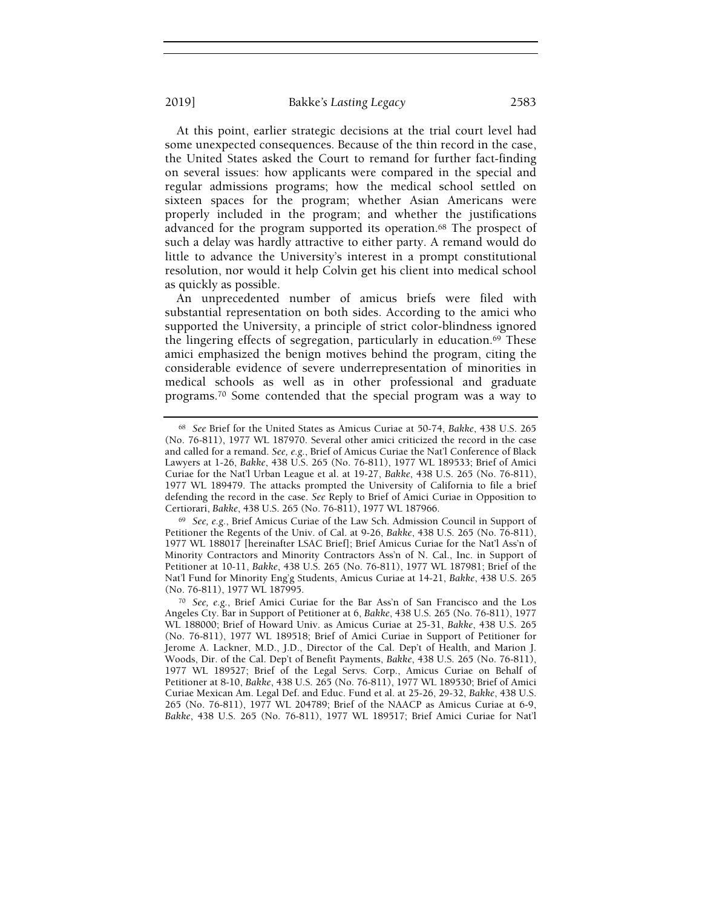At this point, earlier strategic decisions at the trial court level had some unexpected consequences. Because of the thin record in the case, the United States asked the Court to remand for further fact-finding on several issues: how applicants were compared in the special and regular admissions programs; how the medical school settled on sixteen spaces for the program; whether Asian Americans were properly included in the program; and whether the justifications advanced for the program supported its operation.[68] The prospect of such a delay was hardly attractive to either party. A remand would do little to advance the University's interest in a prompt constitutional resolution, nor would it help Colvin get his client into medical school as quickly as possible.

An unprecedented number of amicus briefs were filed with substantial representation on both sides. According to the amici who supported the University, a principle of strict color-blindness ignored the lingering effects of segregation, particularly in education.[69] These amici emphasized the benign motives behind the program, citing the considerable evidence of severe underrepresentation of minorities in medical schools as well as in other professional and graduate programs.[70] Some contended that the special program was a way to

---

[68] *See* Brief for the United States as Amicus Curiae at 50-74, *Bakke*, 438 U.S. 265 (No. 76-811), 1977 WL 187970. Several other amici criticized the record in the case and called for a remand. *See, e.g.*, Brief of Amicus Curiae the Nat'l Conference of Black Lawyers at 1-26, *Bakke*, 438 U.S. 265 (No. 76-811), 1977 WL 189533; Brief of Amici Curiae for the Nat'l Urban League et al. at 19-27, *Bakke*, 438 U.S. 265 (No. 76-811), 1977 WL 189479. The attacks prompted the University of California to file a brief defending the record in the case. *See* Reply to Brief of Amici Curiae in Opposition to Certiorari, *Bakke*, 438 U.S. 265 (No. 76-811), 1977 WL 187966.

[69] *See, e.g.*, Brief Amicus Curiae of the Law Sch. Admission Council in Support of Petitioner the Regents of the Univ. of Cal. at 9-26, *Bakke*, 438 U.S. 265 (No. 76-811), 1977 WL 188017 [hereinafter LSAC Brief]; Brief Amicus Curiae for the Nat'l Ass'n of Minority Contractors and Minority Contractors Ass'n of N. Cal., Inc. in Support of Petitioner at 10-11, *Bakke*, 438 U.S. 265 (No. 76-811), 1977 WL 187981; Brief of the Nat'l Fund for Minority Eng'g Students, Amicus Curiae at 14-21, *Bakke*, 438 U.S. 265 (No. 76-811), 1977 WL 187995.

[70] *See, e.g.*, Brief Amici Curiae for the Bar Ass'n of San Francisco and the Los Angeles Cty. Bar in Support of Petitioner at 6, *Bakke*, 438 U.S. 265 (No. 76-811), 1977 WL 188000; Brief of Howard Univ. as Amicus Curiae at 25-31, *Bakke*, 438 U.S. 265 (No. 76-811), 1977 WL 189518; Brief of Amici Curiae in Support of Petitioner for Jerome A. Lackner, M.D., J.D., Director of the Cal. Dep't of Health, and Marion J. Woods, Dir. of the Cal. Dep't of Benefit Payments, *Bakke*, 438 U.S. 265 (No. 76-811), 1977 WL 189527; Brief of the Legal Servs. Corp., Amicus Curiae on Behalf of Petitioner at 8-10, *Bakke*, 438 U.S. 265 (No. 76-811), 1977 WL 189530; Brief of Amici Curiae Mexican Am. Legal Def. and Educ. Fund et al. at 25-26, 29-32, *Bakke*, 438 U.S. 265 (No. 76-811), 1977 WL 204789; Brief of the NAACP as Amicus Curiae at 6-9, *Bakke*, 438 U.S. 265 (No. 76-811), 1977 WL 189517; Brief Amici Curiae for Nat'l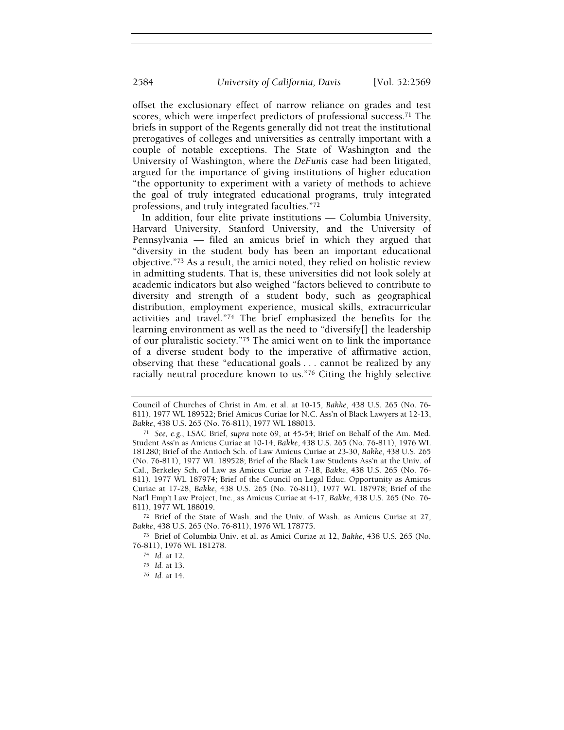offset the exclusionary effect of narrow reliance on grades and test scores, which were imperfect predictors of professional success.[71] The briefs in support of the Regents generally did not treat the institutional prerogatives of colleges and universities as centrally important with a couple of notable exceptions. The State of Washington and the University of Washington, where the *DeFunis* case had been litigated, argued for the importance of giving institutions of higher education "the opportunity to experiment with a variety of methods to achieve the goal of truly integrated educational programs, truly integrated professions, and truly integrated faculties."[72]

In addition, four elite private institutions — Columbia University, Harvard University, Stanford University, and the University of Pennsylvania — filed an amicus brief in which they argued that "diversity in the student body has been an important educational objective."[73] As a result, the amici noted, they relied on holistic review in admitting students. That is, these universities did not look solely at academic indicators but also weighed "factors believed to contribute to diversity and strength of a student body, such as geographical distribution, employment experience, musical skills, extracurricular activities and travel."[74] The brief emphasized the benefits for the learning environment as well as the need to "diversify[] the leadership of our pluralistic society."[75] The amici went on to link the importance of a diverse student body to the imperative of affirmative action, observing that these "educational goals . . . cannot be realized by any racially neutral procedure known to us."[76] Citing the highly selective

---

Council of Churches of Christ in Am. et al. at 10-15, *Bakke*, 438 U.S. 265 (No. 76-811), 1977 WL 189522; Brief Amicus Curiae for N.C. Ass'n of Black Lawyers at 12-13, *Bakke*, 438 U.S. 265 (No. 76-811), 1977 WL 188013.

[71] *See, e.g.*, LSAC Brief, *supra* note 69, at 45-54; Brief on Behalf of the Am. Med. Student Ass'n as Amicus Curiae at 10-14, *Bakke*, 438 U.S. 265 (No. 76-811), 1976 WL 181280; Brief of the Antioch Sch. of Law Amicus Curiae at 23-30, *Bakke*, 438 U.S. 265 (No. 76-811), 1977 WL 189528; Brief of the Black Law Students Ass'n at the Univ. of Cal., Berkeley Sch. of Law as Amicus Curiae at 7-18, *Bakke*, 438 U.S. 265 (No. 76-811), 1977 WL 187974; Brief of the Council on Legal Educ. Opportunity as Amicus Curiae at 17-28, *Bakke*, 438 U.S. 265 (No. 76-811), 1977 WL 187978; Brief of the Nat'l Emp't Law Project, Inc., as Amicus Curiae at 4-17, *Bakke*, 438 U.S. 265 (No. 76-811), 1977 WL 188019.

[72] Brief of the State of Wash. and the Univ. of Wash. as Amicus Curiae at 27, *Bakke*, 438 U.S. 265 (No. 76-811), 1976 WL 178775.

[73] Brief of Columbia Univ. et al. as Amici Curiae at 12, *Bakke*, 438 U.S. 265 (No. 76-811), 1976 WL 181278.

[74] *Id.* at 12.

[75] *Id.* at 13.

[76] *Id.* at 14.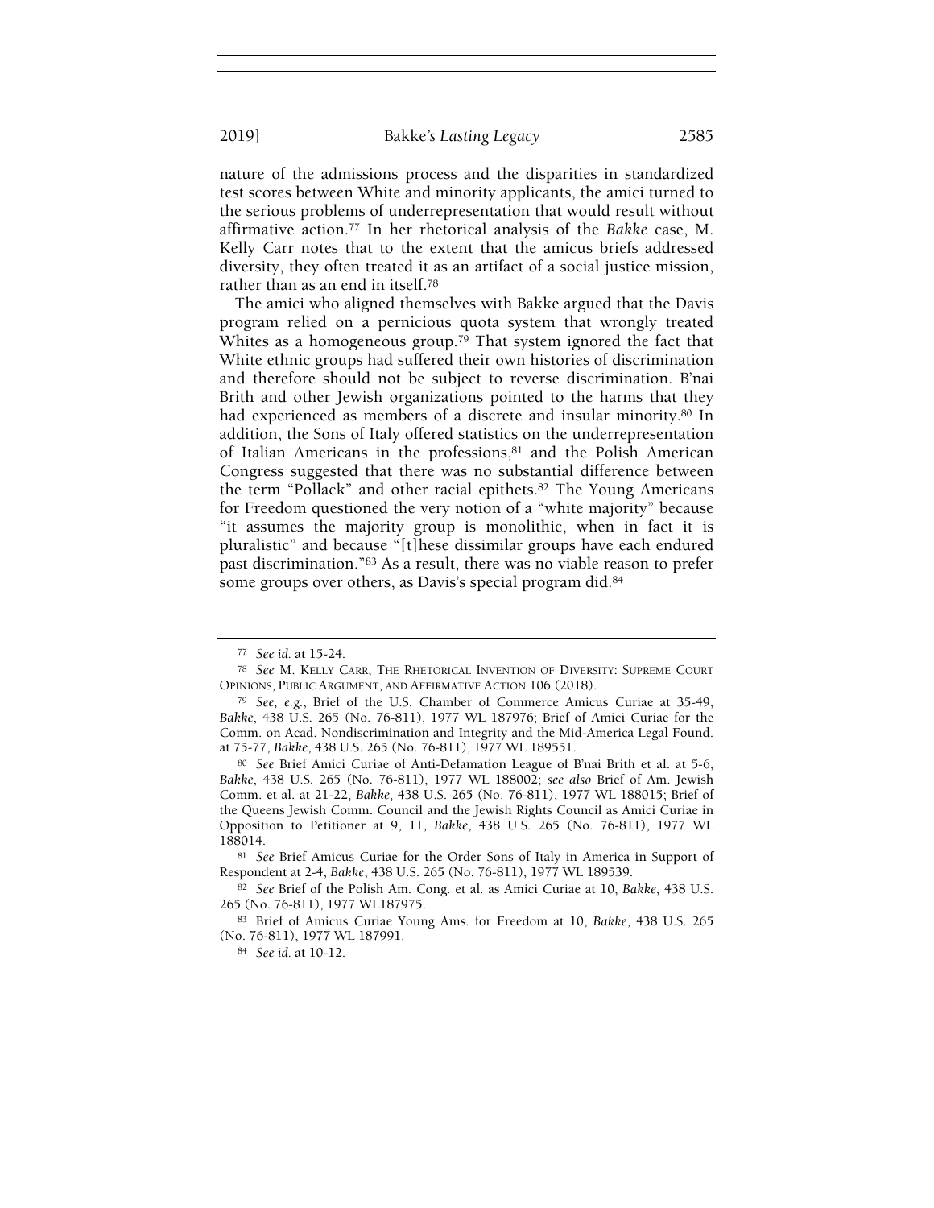nature of the admissions process and the disparities in standardized test scores between White and minority applicants, the amici turned to the serious problems of underrepresentation that would result without affirmative action.[77] In her rhetorical analysis of the *Bakke* case, M. Kelly Carr notes that to the extent that the amicus briefs addressed diversity, they often treated it as an artifact of a social justice mission, rather than as an end in itself.[78]

The amici who aligned themselves with Bakke argued that the Davis program relied on a pernicious quota system that wrongly treated Whites as a homogeneous group.[79] That system ignored the fact that White ethnic groups had suffered their own histories of discrimination and therefore should not be subject to reverse discrimination. B'nai Brith and other Jewish organizations pointed to the harms that they had experienced as members of a discrete and insular minority.[80] In addition, the Sons of Italy offered statistics on the underrepresentation of Italian Americans in the professions,[81] and the Polish American Congress suggested that there was no substantial difference between the term "Pollack" and other racial epithets.[82] The Young Americans for Freedom questioned the very notion of a "white majority" because "it assumes the majority group is monolithic, when in fact it is pluralistic" and because "[t]hese dissimilar groups have each endured past discrimination."[83] As a result, there was no viable reason to prefer some groups over others, as Davis's special program did.[84]

---

[77] *See id.* at 15-24.

[78] *See* M. KELLY CARR, THE RHETORICAL INVENTION OF DIVERSITY: SUPREME COURT OPINIONS, PUBLIC ARGUMENT, AND AFFIRMATIVE ACTION 106 (2018).

[79] *See, e.g.*, Brief of the U.S. Chamber of Commerce Amicus Curiae at 35-49, *Bakke*, 438 U.S. 265 (No. 76-811), 1977 WL 187976; Brief of Amici Curiae for the Comm. on Acad. Nondiscrimination and Integrity and the Mid-America Legal Found. at 75-77, *Bakke*, 438 U.S. 265 (No. 76-811), 1977 WL 189551.

[80] *See* Brief Amici Curiae of Anti-Defamation League of B'nai Brith et al. at 5-6, *Bakke*, 438 U.S. 265 (No. 76-811), 1977 WL 188002; *see also* Brief of Am. Jewish Comm. et al. at 21-22, *Bakke*, 438 U.S. 265 (No. 76-811), 1977 WL 188015; Brief of the Queens Jewish Comm. Council and the Jewish Rights Council as Amici Curiae in Opposition to Petitioner at 9, 11, *Bakke*, 438 U.S. 265 (No. 76-811), 1977 WL 188014.

[81] *See* Brief Amicus Curiae for the Order Sons of Italy in America in Support of Respondent at 2-4, *Bakke*, 438 U.S. 265 (No. 76-811), 1977 WL 189539.

[82] *See* Brief of the Polish Am. Cong. et al. as Amici Curiae at 10, *Bakke*, 438 U.S. 265 (No. 76-811), 1977 WL187975.

[83] Brief of Amicus Curiae Young Ams. for Freedom at 10, *Bakke*, 438 U.S. 265 (No. 76-811), 1977 WL 187991.

[84] *See id.* at 10-12.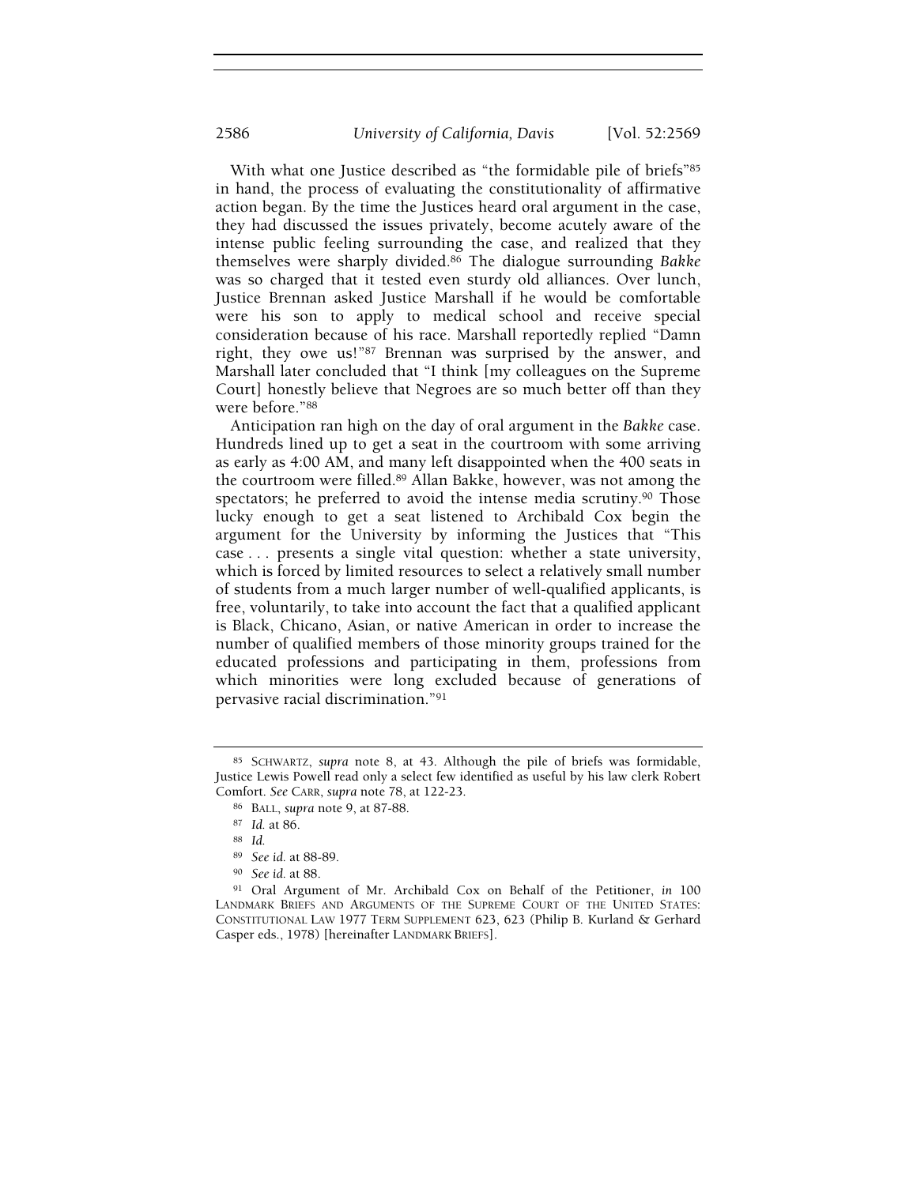With what one Justice described as "the formidable pile of briefs"[85] in hand, the process of evaluating the constitutionality of affirmative action began. By the time the Justices heard oral argument in the case, they had discussed the issues privately, become acutely aware of the intense public feeling surrounding the case, and realized that they themselves were sharply divided.[86] The dialogue surrounding *Bakke* was so charged that it tested even sturdy old alliances. Over lunch, Justice Brennan asked Justice Marshall if he would be comfortable were his son to apply to medical school and receive special consideration because of his race. Marshall reportedly replied "Damn right, they owe us!"[87] Brennan was surprised by the answer, and Marshall later concluded that "I think [my colleagues on the Supreme Court] honestly believe that Negroes are so much better off than they were before."[88]

Anticipation ran high on the day of oral argument in the *Bakke* case. Hundreds lined up to get a seat in the courtroom with some arriving as early as 4:00 AM, and many left disappointed when the 400 seats in the courtroom were filled.[89] Allan Bakke, however, was not among the spectators; he preferred to avoid the intense media scrutiny.[90] Those lucky enough to get a seat listened to Archibald Cox begin the argument for the University by informing the Justices that "This case . . . presents a single vital question: whether a state university, which is forced by limited resources to select a relatively small number of students from a much larger number of well-qualified applicants, is free, voluntarily, to take into account the fact that a qualified applicant is Black, Chicano, Asian, or native American in order to increase the number of qualified members of those minority groups trained for the educated professions and participating in them, professions from which minorities were long excluded because of generations of pervasive racial discrimination."[91]

---

[85] SCHWARTZ, *supra* note 8, at 43. Although the pile of briefs was formidable, Justice Lewis Powell read only a select few identified as useful by his law clerk Robert Comfort. *See* CARR, *supra* note 78, at 122-23.

[86] BALL, *supra* note 9, at 87-88.

[87] *Id.* at 86.

[88] *Id.*

[89] *See id.* at 88-89.

[90] *See id.* at 88.

[91] Oral Argument of Mr. Archibald Cox on Behalf of the Petitioner, *in* 100 LANDMARK BRIEFS AND ARGUMENTS OF THE SUPREME COURT OF THE UNITED STATES: CONSTITUTIONAL LAW 1977 TERM SUPPLEMENT 623, 623 (Philip B. Kurland & Gerhard Casper eds., 1978) [hereinafter LANDMARK BRIEFS].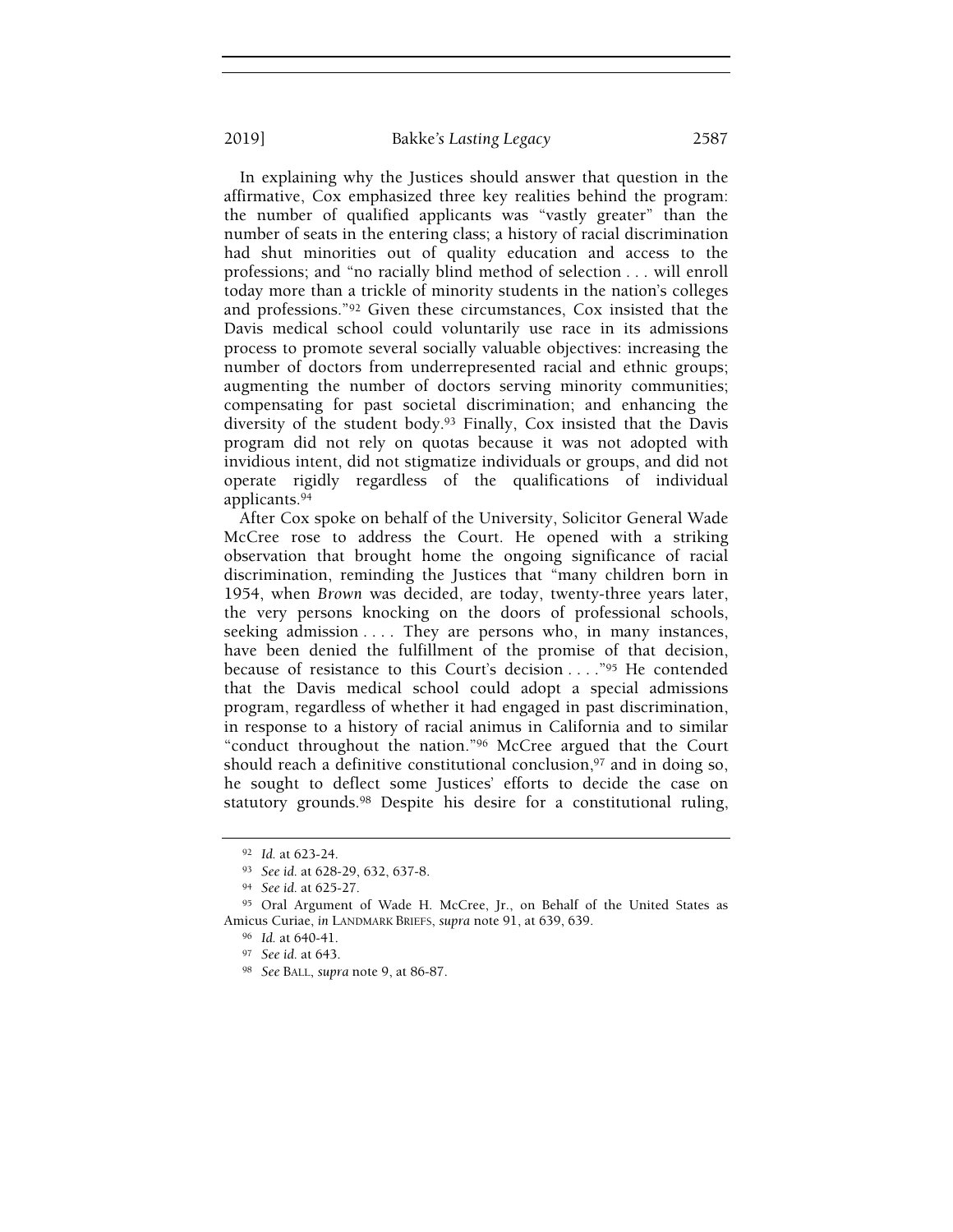In explaining why the Justices should answer that question in the affirmative, Cox emphasized three key realities behind the program: the number of qualified applicants was "vastly greater" than the number of seats in the entering class; a history of racial discrimination had shut minorities out of quality education and access to the professions; and "no racially blind method of selection . . . will enroll today more than a trickle of minority students in the nation's colleges and professions."[92] Given these circumstances, Cox insisted that the Davis medical school could voluntarily use race in its admissions process to promote several socially valuable objectives: increasing the number of doctors from underrepresented racial and ethnic groups; augmenting the number of doctors serving minority communities; compensating for past societal discrimination; and enhancing the diversity of the student body.[93] Finally, Cox insisted that the Davis program did not rely on quotas because it was not adopted with invidious intent, did not stigmatize individuals or groups, and did not operate rigidly regardless of the qualifications of individual applicants.[94]

After Cox spoke on behalf of the University, Solicitor General Wade McCree rose to address the Court. He opened with a striking observation that brought home the ongoing significance of racial discrimination, reminding the Justices that "many children born in 1954, when *Brown* was decided, are today, twenty-three years later, the very persons knocking on the doors of professional schools, seeking admission . . . . They are persons who, in many instances, have been denied the fulfillment of the promise of that decision, because of resistance to this Court's decision . . . ."[95] He contended that the Davis medical school could adopt a special admissions program, regardless of whether it had engaged in past discrimination, in response to a history of racial animus in California and to similar "conduct throughout the nation."[96] McCree argued that the Court should reach a definitive constitutional conclusion,[97] and in doing so, he sought to deflect some Justices' efforts to decide the case on statutory grounds.[98] Despite his desire for a constitutional ruling,

---

92 *Id.* at 623-24.

93 *See id.* at 628-29, 632, 637-8.

94 *See id.* at 625-27.

95 Oral Argument of Wade H. McCree, Jr., on Behalf of the United States as Amicus Curiae, *in* LANDMARK BRIEFS, *supra* note 91, at 639, 639.

96 *Id.* at 640-41.

97 *See id.* at 643.

98 *See* BALL, *supra* note 9, at 86-87.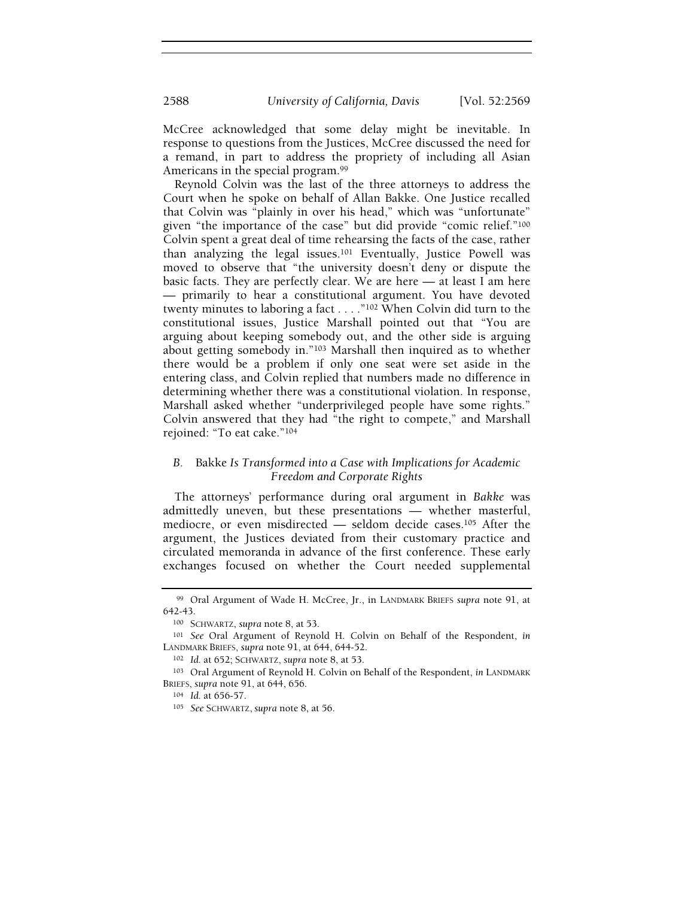McCree acknowledged that some delay might be inevitable. In response to questions from the Justices, McCree discussed the need for a remand, in part to address the propriety of including all Asian Americans in the special program.[99]

Reynold Colvin was the last of the three attorneys to address the Court when he spoke on behalf of Allan Bakke. One Justice recalled that Colvin was "plainly in over his head," which was "unfortunate" given "the importance of the case" but did provide "comic relief."[100] Colvin spent a great deal of time rehearsing the facts of the case, rather than analyzing the legal issues.[101] Eventually, Justice Powell was moved to observe that "the university doesn't deny or dispute the basic facts. They are perfectly clear. We are here — at least I am here — primarily to hear a constitutional argument. You have devoted twenty minutes to laboring a fact . . . ."[102] When Colvin did turn to the constitutional issues, Justice Marshall pointed out that "You are arguing about keeping somebody out, and the other side is arguing about getting somebody in."[103] Marshall then inquired as to whether there would be a problem if only one seat were set aside in the entering class, and Colvin replied that numbers made no difference in determining whether there was a constitutional violation. In response, Marshall asked whether "underprivileged people have some rights." Colvin answered that they had "the right to compete," and Marshall rejoined: "To eat cake."[104]

### B. *Bakke Is Transformed into a Case with Implications for Academic Freedom and Corporate Rights*

The attorneys' performance during oral argument in *Bakke* was admittedly uneven, but these presentations — whether masterful, mediocre, or even misdirected — seldom decide cases.[105] After the argument, the Justices deviated from their customary practice and circulated memoranda in advance of the first conference. These early exchanges focused on whether the Court needed supplemental

---

[99] Oral Argument of Wade H. McCree, Jr., in LANDMARK BRIEFS *supra* note 91, at 642-43.

[100] SCHWARTZ, *supra* note 8, at 53.

[101] *See* Oral Argument of Reynold H. Colvin on Behalf of the Respondent, *in* LANDMARK BRIEFS, *supra* note 91, at 644, 644-52.

[102] *Id.* at 652; SCHWARTZ, *supra* note 8, at 53.

[103] Oral Argument of Reynold H. Colvin on Behalf of the Respondent, *in* LANDMARK BRIEFS, *supra* note 91, at 644, 656.

[104] *Id.* at 656-57.

[105] *See* SCHWARTZ, *supra* note 8, at 56.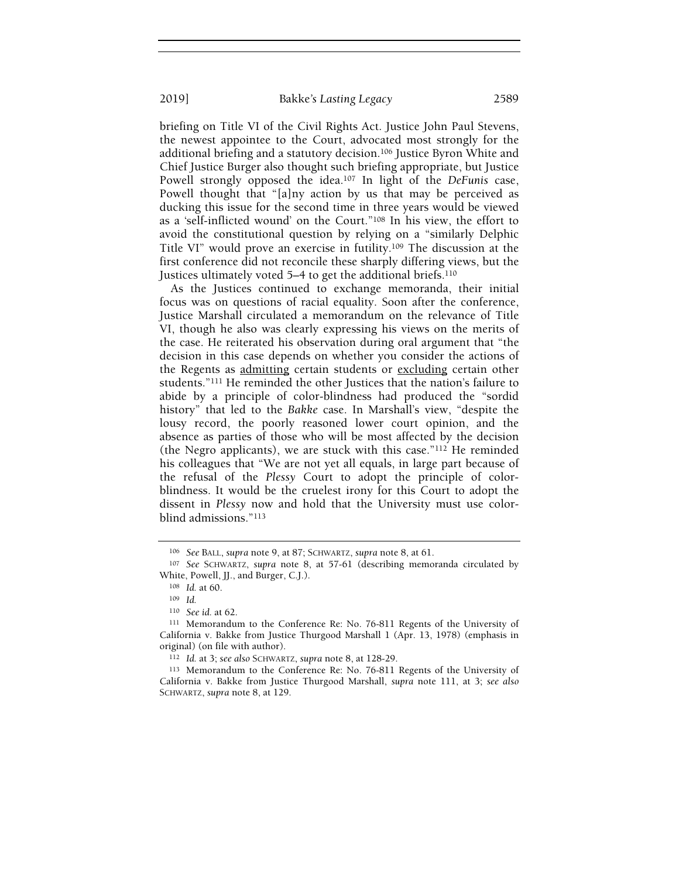briefing on Title VI of the Civil Rights Act. Justice John Paul Stevens, the newest appointee to the Court, advocated most strongly for the additional briefing and a statutory decision.[106] Justice Byron White and Chief Justice Burger also thought such briefing appropriate, but Justice Powell strongly opposed the idea.[107] In light of the *DeFunis* case, Powell thought that "[a]ny action by us that may be perceived as ducking this issue for the second time in three years would be viewed as a 'self-inflicted wound' on the Court."[108] In his view, the effort to avoid the constitutional question by relying on a "similarly Delphic Title VI" would prove an exercise in futility.[109] The discussion at the first conference did not reconcile these sharply differing views, but the Justices ultimately voted 5–4 to get the additional briefs.[110]

As the Justices continued to exchange memoranda, their initial focus was on questions of racial equality. Soon after the conference, Justice Marshall circulated a memorandum on the relevance of Title VI, though he also was clearly expressing his views on the merits of the case. He reiterated his observation during oral argument that "the decision in this case depends on whether you consider the actions of the Regents as <u>admitting</u> certain students or <u>excluding</u> certain other students."[111] He reminded the other Justices that the nation's failure to abide by a principle of color-blindness had produced the "sordid history" that led to the *Bakke* case. In Marshall's view, "despite the lousy record, the poorly reasoned lower court opinion, and the absence as parties of those who will be most affected by the decision (the Negro applicants), we are stuck with this case."[112] He reminded his colleagues that "We are not yet all equals, in large part because of the refusal of the *Plessy* Court to adopt the principle of color-blindness. It would be the cruelest irony for this Court to adopt the dissent in *Plessy* now and hold that the University must use color-blind admissions."[113]

---

[106] *See* BALL, *supra* note 9, at 87; SCHWARTZ, *supra* note 8, at 61.

[107] *See* SCHWARTZ, *supra* note 8, at 57-61 (describing memoranda circulated by White, Powell, JJ., and Burger, C.J.).

[108] *Id.* at 60.

[109] *Id.*

[110] *See id.* at 62.

[111] Memorandum to the Conference Re: No. 76-811 Regents of the University of California v. Bakke from Justice Thurgood Marshall 1 (Apr. 13, 1978) (emphasis in original) (on file with author).

[112] *Id.* at 3; *see also* SCHWARTZ, *supra* note 8, at 128-29.

[113] Memorandum to the Conference Re: No. 76-811 Regents of the University of California v. Bakke from Justice Thurgood Marshall, *supra* note 111, at 3; *see also* SCHWARTZ, *supra* note 8, at 129.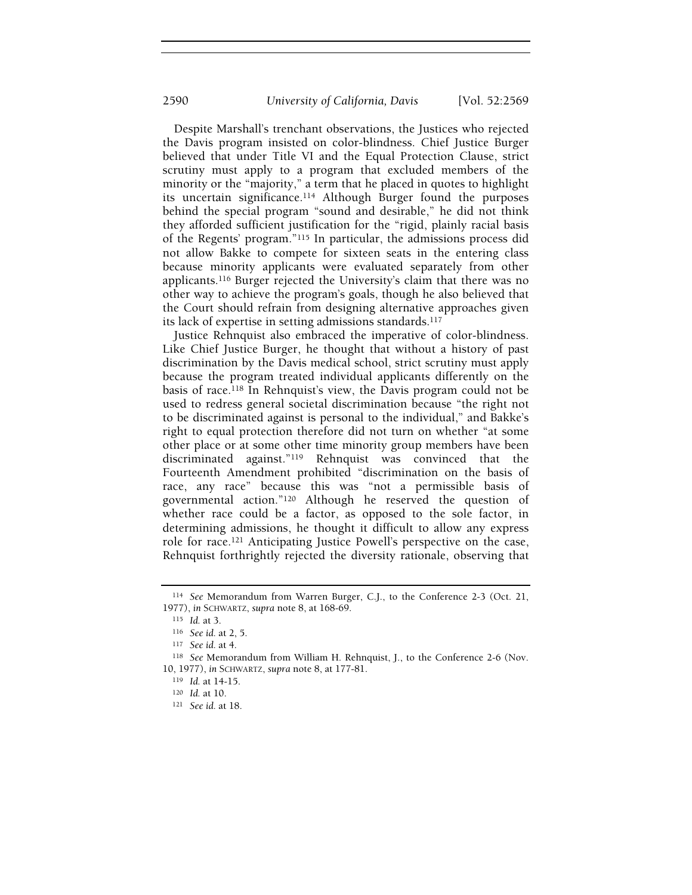Despite Marshall's trenchant observations, the Justices who rejected the Davis program insisted on color-blindness. Chief Justice Burger believed that under Title VI and the Equal Protection Clause, strict scrutiny must apply to a program that excluded members of the minority or the "majority," a term that he placed in quotes to highlight its uncertain significance.[114] Although Burger found the purposes behind the special program "sound and desirable," he did not think they afforded sufficient justification for the "rigid, plainly racial basis of the Regents' program."[115] In particular, the admissions process did not allow Bakke to compete for sixteen seats in the entering class because minority applicants were evaluated separately from other applicants.[116] Burger rejected the University's claim that there was no other way to achieve the program's goals, though he also believed that the Court should refrain from designing alternative approaches given its lack of expertise in setting admissions standards.[117]

Justice Rehnquist also embraced the imperative of color-blindness. Like Chief Justice Burger, he thought that without a history of past discrimination by the Davis medical school, strict scrutiny must apply because the program treated individual applicants differently on the basis of race.[118] In Rehnquist's view, the Davis program could not be used to redress general societal discrimination because "the right not to be discriminated against is personal to the individual," and Bakke's right to equal protection therefore did not turn on whether "at some other place or at some other time minority group members have been discriminated against."[119] Rehnquist was convinced that the Fourteenth Amendment prohibited "discrimination on the basis of race, any race" because this was "not a permissible basis of governmental action."[120] Although he reserved the question of whether race could be a factor, as opposed to the sole factor, in determining admissions, he thought it difficult to allow any express role for race.[121] Anticipating Justice Powell's perspective on the case, Rehnquist forthrightly rejected the diversity rationale, observing that

---

[114] *See* Memorandum from Warren Burger, C.J., to the Conference 2-3 (Oct. 21, 1977), *in* SCHWARTZ, *supra* note 8, at 168-69.

[115] *Id.* at 3.

[116] *See id.* at 2, 5.

[117] *See id.* at 4.

[118] *See* Memorandum from William H. Rehnquist, J., to the Conference 2-6 (Nov. 10, 1977), *in* SCHWARTZ, *supra* note 8, at 177-81.

[119] *Id.* at 14-15.

[120] *Id.* at 10.

[121] *See id.* at 18.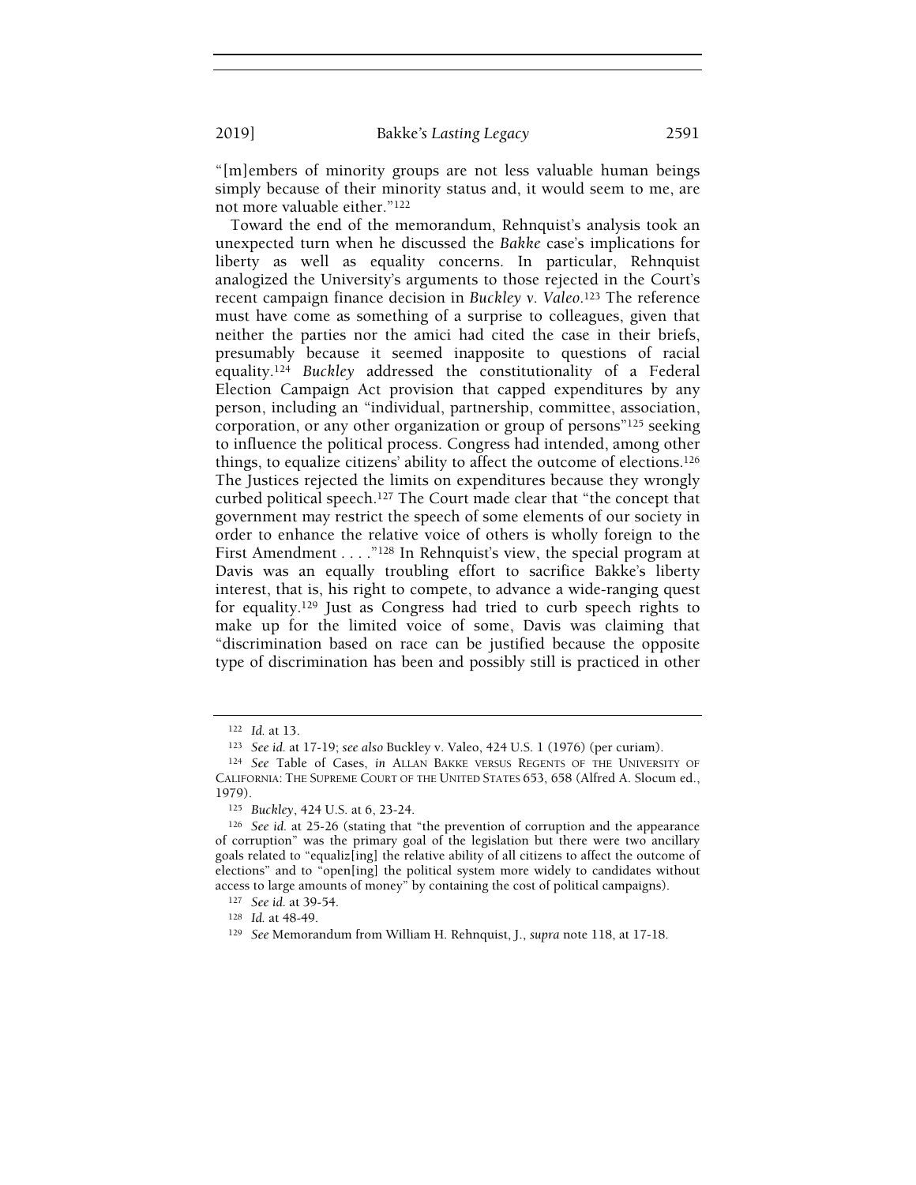"[m]embers of minority groups are not less valuable human beings simply because of their minority status and, it would seem to me, are not more valuable either."[122]

Toward the end of the memorandum, Rehnquist's analysis took an unexpected turn when he discussed the *Bakke* case's implications for liberty as well as equality concerns. In particular, Rehnquist analogized the University's arguments to those rejected in the Court's recent campaign finance decision in *Buckley v. Valeo*.[123] The reference must have come as something of a surprise to colleagues, given that neither the parties nor the amici had cited the case in their briefs, presumably because it seemed inapposite to questions of racial equality.[124] *Buckley* addressed the constitutionality of a Federal Election Campaign Act provision that capped expenditures by any person, including an "individual, partnership, committee, association, corporation, or any other organization or group of persons"[125] seeking to influence the political process. Congress had intended, among other things, to equalize citizens' ability to affect the outcome of elections.[126] The Justices rejected the limits on expenditures because they wrongly curbed political speech.[127] The Court made clear that "the concept that government may restrict the speech of some elements of our society in order to enhance the relative voice of others is wholly foreign to the First Amendment . . . ."[128] In Rehnquist's view, the special program at Davis was an equally troubling effort to sacrifice Bakke's liberty interest, that is, his right to compete, to advance a wide-ranging quest for equality.[129] Just as Congress had tried to curb speech rights to make up for the limited voice of some, Davis was claiming that "discrimination based on race can be justified because the opposite type of discrimination has been and possibly still is practiced in other

---

[122] *Id.* at 13.

[123] *See id.* at 17-19; *see also* Buckley v. Valeo, 424 U.S. 1 (1976) (per curiam).

[124] *See* Table of Cases, *in* ALLAN BAKKE VERSUS REGENTS OF THE UNIVERSITY OF CALIFORNIA: THE SUPREME COURT OF THE UNITED STATES 653, 658 (Alfred A. Slocum ed., 1979).

[125] *Buckley*, 424 U.S. at 6, 23-24.

[126] *See id.* at 25-26 (stating that "the prevention of corruption and the appearance of corruption" was the primary goal of the legislation but there were two ancillary goals related to "equaliz[ing] the relative ability of all citizens to affect the outcome of elections" and to "open[ing] the political system more widely to candidates without access to large amounts of money" by containing the cost of political campaigns).

[127] *See id.* at 39-54.

[128] *Id.* at 48-49.

[129] *See* Memorandum from William H. Rehnquist, J., *supra* note 118, at 17-18.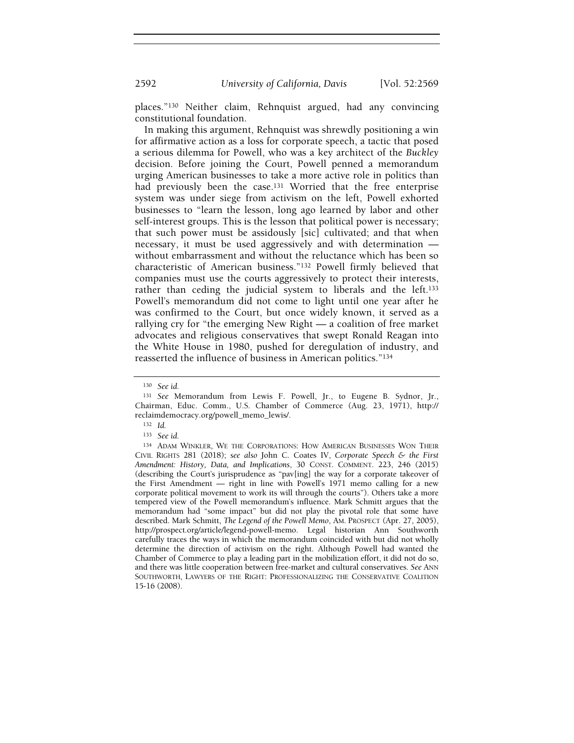places."[130] Neither claim, Rehnquist argued, had any convincing constitutional foundation.

In making this argument, Rehnquist was shrewdly positioning a win for affirmative action as a loss for corporate speech, a tactic that posed a serious dilemma for Powell, who was a key architect of the *Buckley* decision. Before joining the Court, Powell penned a memorandum urging American businesses to take a more active role in politics than had previously been the case.[131] Worried that the free enterprise system was under siege from activism on the left, Powell exhorted businesses to "learn the lesson, long ago learned by labor and other self-interest groups. This is the lesson that political power is necessary; that such power must be assidously [sic] cultivated; and that when necessary, it must be used aggressively and with determination — without embarrassment and without the reluctance which has been so characteristic of American business."[132] Powell firmly believed that companies must use the courts aggressively to protect their interests, rather than ceding the judicial system to liberals and the left.[133] Powell's memorandum did not come to light until one year after he was confirmed to the Court, but once widely known, it served as a rallying cry for "the emerging New Right — a coalition of free market advocates and religious conservatives that swept Ronald Reagan into the White House in 1980, pushed for deregulation of industry, and reasserted the influence of business in American politics."[134]

---

[130] *See id.*

[131] *See* Memorandum from Lewis F. Powell, Jr., to Eugene B. Sydnor, Jr., Chairman, Educ. Comm., U.S. Chamber of Commerce (Aug. 23, 1971), http://reclaimdemocracy.org/powell_memo_lewis/.

[132] *Id.*

[133] *See id.*

[134] ADAM WINKLER, WE THE CORPORATIONS: HOW AMERICAN BUSINESSES WON THEIR CIVIL RIGHTS 281 (2018); *see also* John C. Coates IV, *Corporate Speech & the First Amendment: History, Data, and Implications*, 30 CONST. COMMENT. 223, 246 (2015) (describing the Court's jurisprudence as "pav[ing] the way for a corporate takeover of the First Amendment — right in line with Powell's 1971 memo calling for a new corporate political movement to work its will through the courts"). Others take a more tempered view of the Powell memorandum's influence. Mark Schmitt argues that the memorandum had "some impact" but did not play the pivotal role that some have described. Mark Schmitt, *The Legend of the Powell Memo*, AM. PROSPECT (Apr. 27, 2005), http://prospect.org/article/legend-powell-memo. Legal historian Ann Southworth carefully traces the ways in which the memorandum coincided with but did not wholly determine the direction of activism on the right. Although Powell had wanted the Chamber of Commerce to play a leading part in the mobilization effort, it did not do so, and there was little cooperation between free-market and cultural conservatives. *See* ANN SOUTHWORTH, LAWYERS OF THE RIGHT: PROFESSIONALIZING THE CONSERVATIVE COALITION 15-16 (2008).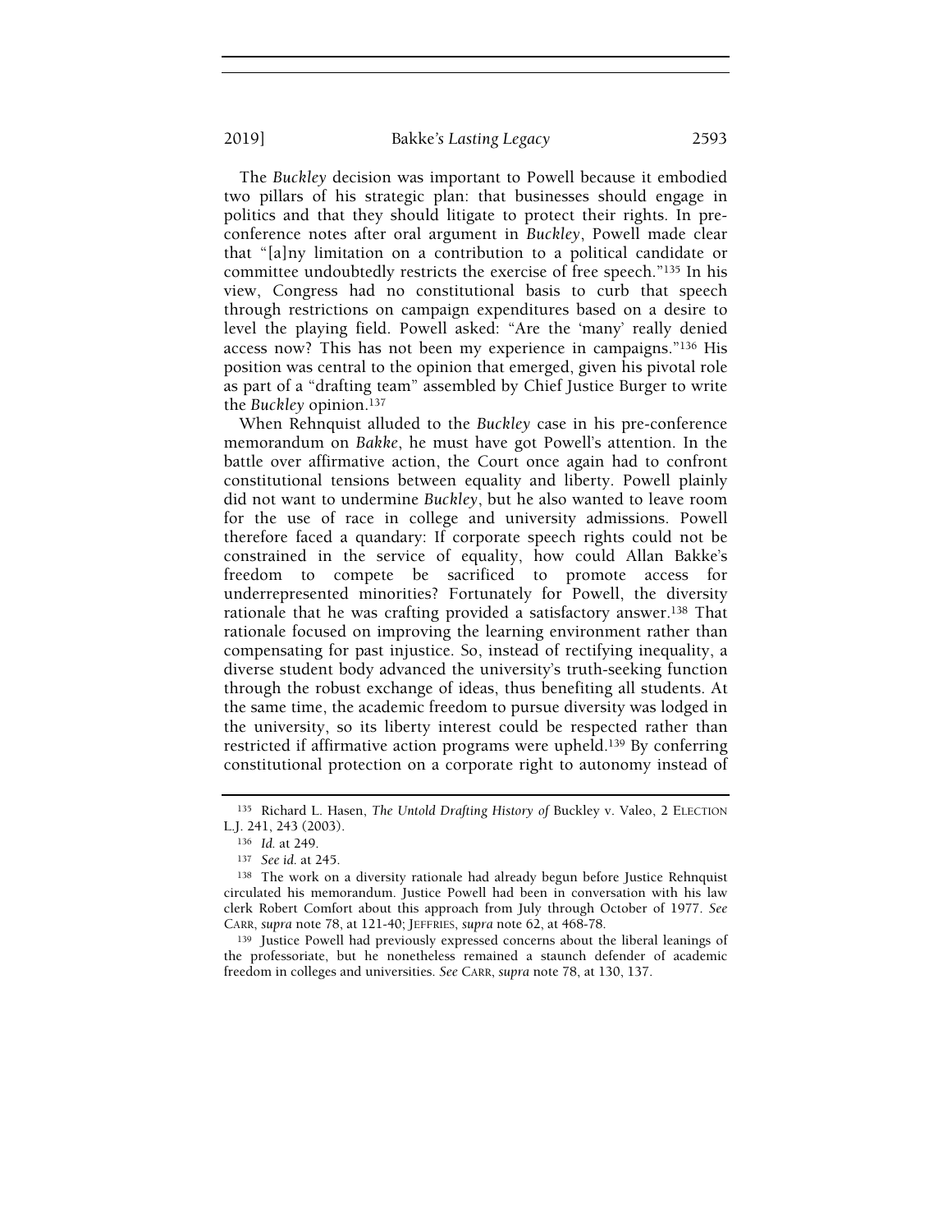The *Buckley* decision was important to Powell because it embodied two pillars of his strategic plan: that businesses should engage in politics and that they should litigate to protect their rights. In pre-conference notes after oral argument in *Buckley*, Powell made clear that "[a]ny limitation on a contribution to a political candidate or committee undoubtedly restricts the exercise of free speech."[135] In his view, Congress had no constitutional basis to curb that speech through restrictions on campaign expenditures based on a desire to level the playing field. Powell asked: "Are the 'many' really denied access now? This has not been my experience in campaigns."[136] His position was central to the opinion that emerged, given his pivotal role as part of a "drafting team" assembled by Chief Justice Burger to write the *Buckley* opinion.[137]

When Rehnquist alluded to the *Buckley* case in his pre-conference memorandum on *Bakke*, he must have got Powell's attention. In the battle over affirmative action, the Court once again had to confront constitutional tensions between equality and liberty. Powell plainly did not want to undermine *Buckley*, but he also wanted to leave room for the use of race in college and university admissions. Powell therefore faced a quandary: If corporate speech rights could not be constrained in the service of equality, how could Allan Bakke's freedom to compete be sacrificed to promote access for underrepresented minorities? Fortunately for Powell, the diversity rationale that he was crafting provided a satisfactory answer.[138] That rationale focused on improving the learning environment rather than compensating for past injustice. So, instead of rectifying inequality, a diverse student body advanced the university's truth-seeking function through the robust exchange of ideas, thus benefiting all students. At the same time, the academic freedom to pursue diversity was lodged in the university, so its liberty interest could be respected rather than restricted if affirmative action programs were upheld.[139] By conferring constitutional protection on a corporate right to autonomy instead of

---

135 Richard L. Hasen, *The Untold Drafting History of* Buckley v. Valeo, 2 ELECTION L.J. 241, 243 (2003).

136 *Id.* at 249.

137 *See id.* at 245.

138 The work on a diversity rationale had already begun before Justice Rehnquist circulated his memorandum. Justice Powell had been in conversation with his law clerk Robert Comfort about this approach from July through October of 1977. *See* CARR, *supra* note 78, at 121-40; JEFFRIES, *supra* note 62, at 468-78.

139 Justice Powell had previously expressed concerns about the liberal leanings of the professoriate, but he nonetheless remained a staunch defender of academic freedom in colleges and universities. *See* CARR, *supra* note 78, at 130, 137.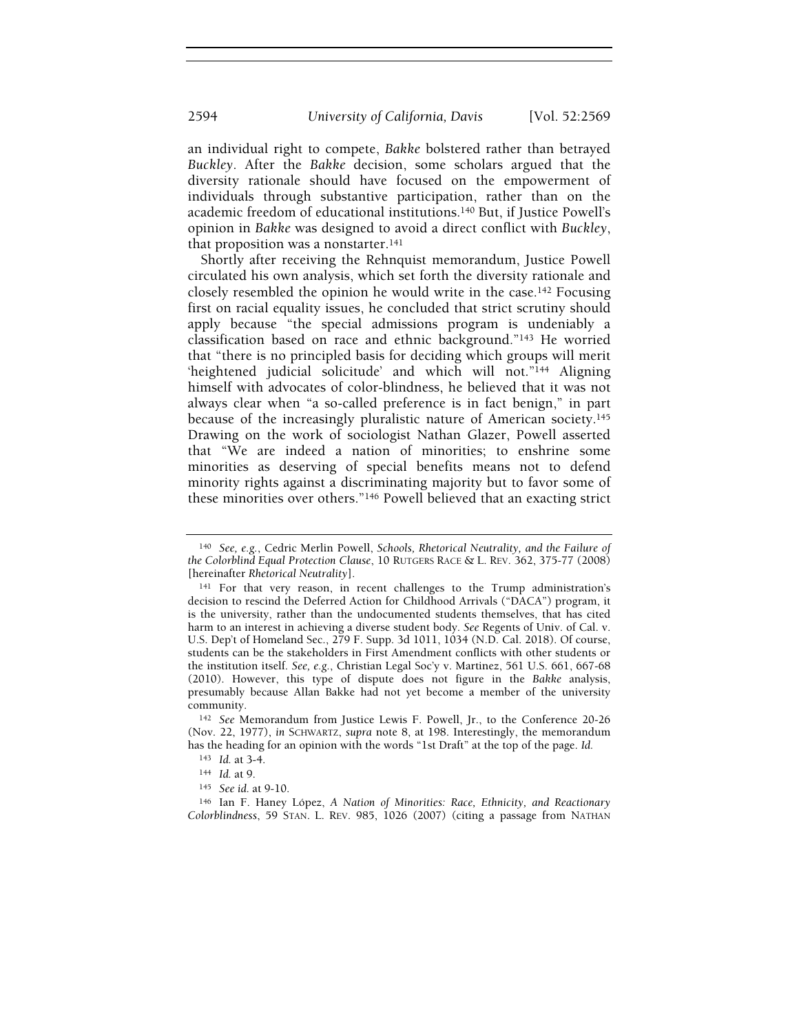an individual right to compete, *Bakke* bolstered rather than betrayed *Buckley*. After the *Bakke* decision, some scholars argued that the diversity rationale should have focused on the empowerment of individuals through substantive participation, rather than on the academic freedom of educational institutions.[140] But, if Justice Powell's opinion in *Bakke* was designed to avoid a direct conflict with *Buckley*, that proposition was a nonstarter.[141]

Shortly after receiving the Rehnquist memorandum, Justice Powell circulated his own analysis, which set forth the diversity rationale and closely resembled the opinion he would write in the case.[142] Focusing first on racial equality issues, he concluded that strict scrutiny should apply because "the special admissions program is undeniably a classification based on race and ethnic background."[143] He worried that "there is no principled basis for deciding which groups will merit 'heightened judicial solicitude' and which will not."[144] Aligning himself with advocates of color-blindness, he believed that it was not always clear when "a so-called preference is in fact benign," in part because of the increasingly pluralistic nature of American society.[145] Drawing on the work of sociologist Nathan Glazer, Powell asserted that "We are indeed a nation of minorities; to enshrine some minorities as deserving of special benefits means not to defend minority rights against a discriminating majority but to favor some of these minorities over others."[146] Powell believed that an exacting strict

---

[140] *See, e.g.*, Cedric Merlin Powell, *Schools, Rhetorical Neutrality, and the Failure of the Colorblind Equal Protection Clause*, 10 RUTGERS RACE & L. REV. 362, 375-77 (2008) [hereinafter *Rhetorical Neutrality*].

[141] For that very reason, in recent challenges to the Trump administration's decision to rescind the Deferred Action for Childhood Arrivals ("DACA") program, it is the university, rather than the undocumented students themselves, that has cited harm to an interest in achieving a diverse student body. *See* Regents of Univ. of Cal. v. U.S. Dep't of Homeland Sec., 279 F. Supp. 3d 1011, 1034 (N.D. Cal. 2018). Of course, students can be the stakeholders in First Amendment conflicts with other students or the institution itself. *See, e.g.*, Christian Legal Soc'y v. Martinez, 561 U.S. 661, 667-68 (2010). However, this type of dispute does not figure in the *Bakke* analysis, presumably because Allan Bakke had not yet become a member of the university community.

[142] *See* Memorandum from Justice Lewis F. Powell, Jr., to the Conference 20-26 (Nov. 22, 1977), *in* SCHWARTZ, *supra* note 8, at 198. Interestingly, the memorandum has the heading for an opinion with the words "1st Draft" at the top of the page. *Id.*

[143] *Id.* at 3-4.

[144] *Id.* at 9.

[145] *See id.* at 9-10.

[146] Ian F. Haney López, *A Nation of Minorities: Race, Ethnicity, and Reactionary Colorblindness*, 59 STAN. L. REV. 985, 1026 (2007) (citing a passage from NATHAN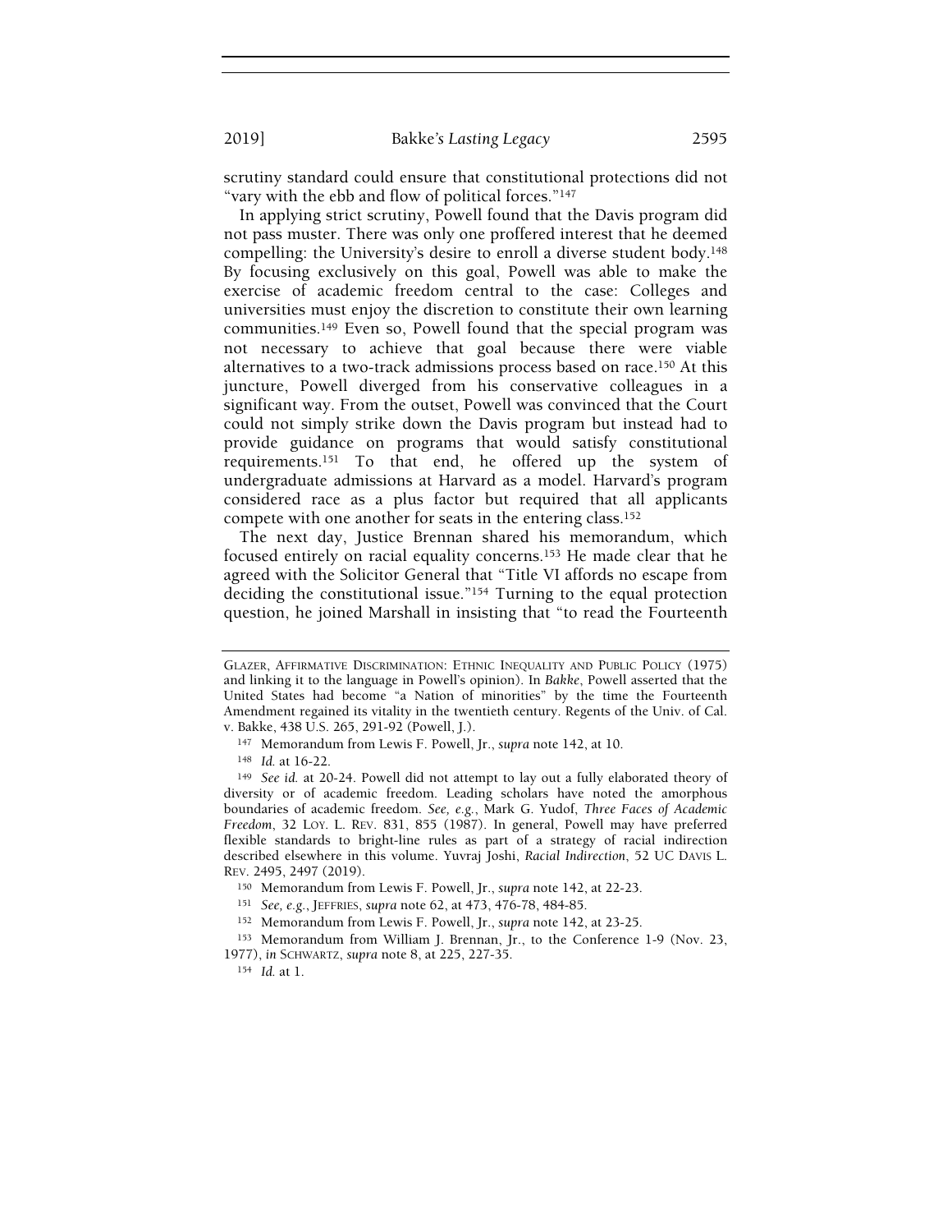scrutiny standard could ensure that constitutional protections did not "vary with the ebb and flow of political forces."[147]

In applying strict scrutiny, Powell found that the Davis program did not pass muster. There was only one proffered interest that he deemed compelling: the University's desire to enroll a diverse student body.[148] By focusing exclusively on this goal, Powell was able to make the exercise of academic freedom central to the case: Colleges and universities must enjoy the discretion to constitute their own learning communities.[149] Even so, Powell found that the special program was not necessary to achieve that goal because there were viable alternatives to a two-track admissions process based on race.[150] At this juncture, Powell diverged from his conservative colleagues in a significant way. From the outset, Powell was convinced that the Court could not simply strike down the Davis program but instead had to provide guidance on programs that would satisfy constitutional requirements.[151] To that end, he offered up the system of undergraduate admissions at Harvard as a model. Harvard's program considered race as a plus factor but required that all applicants compete with one another for seats in the entering class.[152]

The next day, Justice Brennan shared his memorandum, which focused entirely on racial equality concerns.[153] He made clear that he agreed with the Solicitor General that "Title VI affords no escape from deciding the constitutional issue."[154] Turning to the equal protection question, he joined Marshall in insisting that "to read the Fourteenth

---

GLAZER, AFFIRMATIVE DISCRIMINATION: ETHNIC INEQUALITY AND PUBLIC POLICY (1975) and linking it to the language in Powell's opinion). In *Bakke*, Powell asserted that the United States had become "a Nation of minorities" by the time the Fourteenth Amendment regained its vitality in the twentieth century. Regents of the Univ. of Cal. v. Bakke, 438 U.S. 265, 291-92 (Powell, J.).

[147] Memorandum from Lewis F. Powell, Jr., *supra* note 142, at 10.

[148] *Id.* at 16-22.

[149] *See id.* at 20-24. Powell did not attempt to lay out a fully elaborated theory of diversity or of academic freedom. Leading scholars have noted the amorphous boundaries of academic freedom. *See, e.g.*, Mark G. Yudof, *Three Faces of Academic Freedom*, 32 LOY. L. REV. 831, 855 (1987). In general, Powell may have preferred flexible standards to bright-line rules as part of a strategy of racial indirection described elsewhere in this volume. Yuvraj Joshi, *Racial Indirection*, 52 UC DAVIS L. REV. 2495, 2497 (2019).

[150] Memorandum from Lewis F. Powell, Jr., *supra* note 142, at 22-23.

[151] *See, e.g.*, JEFFRIES, *supra* note 62, at 473, 476-78, 484-85.

[152] Memorandum from Lewis F. Powell, Jr., *supra* note 142, at 23-25.

[153] Memorandum from William J. Brennan, Jr., to the Conference 1-9 (Nov. 23, 1977), *in* SCHWARTZ, *supra* note 8, at 225, 227-35.

[154] *Id.* at 1.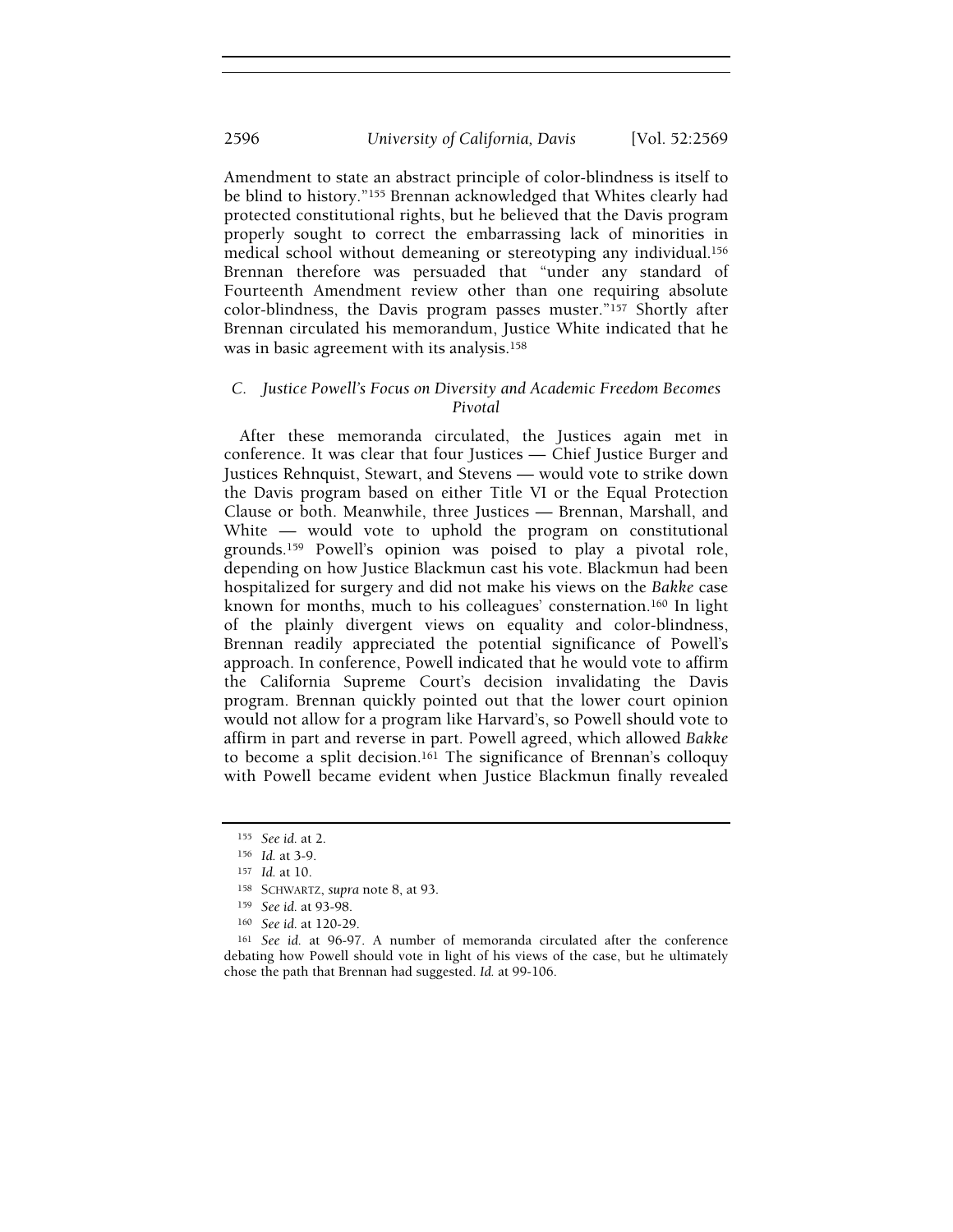Amendment to state an abstract principle of color-blindness is itself to be blind to history."[155] Brennan acknowledged that Whites clearly had protected constitutional rights, but he believed that the Davis program properly sought to correct the embarrassing lack of minorities in medical school without demeaning or stereotyping any individual.[156] Brennan therefore was persuaded that "under any standard of Fourteenth Amendment review other than one requiring absolute color-blindness, the Davis program passes muster."[157] Shortly after Brennan circulated his memorandum, Justice White indicated that he was in basic agreement with its analysis.[158]

### *C. Justice Powell's Focus on Diversity and Academic Freedom Becomes Pivotal*

After these memoranda circulated, the Justices again met in conference. It was clear that four Justices — Chief Justice Burger and Justices Rehnquist, Stewart, and Stevens — would vote to strike down the Davis program based on either Title VI or the Equal Protection Clause or both. Meanwhile, three Justices — Brennan, Marshall, and White — would vote to uphold the program on constitutional grounds.[159] Powell's opinion was poised to play a pivotal role, depending on how Justice Blackmun cast his vote. Blackmun had been hospitalized for surgery and did not make his views on the *Bakke* case known for months, much to his colleagues' consternation.[160] In light of the plainly divergent views on equality and color-blindness, Brennan readily appreciated the potential significance of Powell's approach. In conference, Powell indicated that he would vote to affirm the California Supreme Court's decision invalidating the Davis program. Brennan quickly pointed out that the lower court opinion would not allow for a program like Harvard's, so Powell should vote to affirm in part and reverse in part. Powell agreed, which allowed *Bakke* to become a split decision.[161] The significance of Brennan's colloquy with Powell became evident when Justice Blackmun finally revealed

---

[155] *See id.* at 2.

[156] *Id.* at 3-9.

[157] *Id.* at 10.

[158] SCHWARTZ, *supra* note 8, at 93.

[159] *See id.* at 93-98.

[160] *See id.* at 120-29.

[161] *See id.* at 96-97. A number of memoranda circulated after the conference debating how Powell should vote in light of his views of the case, but he ultimately chose the path that Brennan had suggested. *Id.* at 99-106.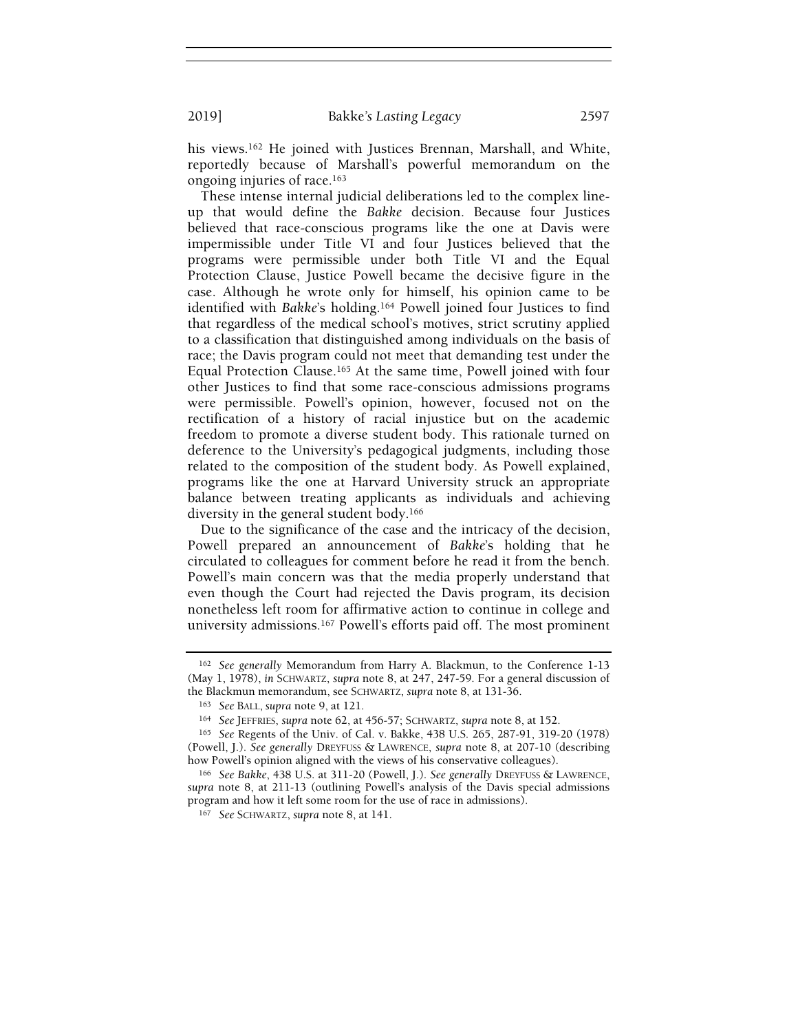his views.[162] He joined with Justices Brennan, Marshall, and White, reportedly because of Marshall's powerful memorandum on the ongoing injuries of race.[163]

These intense internal judicial deliberations led to the complex line-up that would define the *Bakke* decision. Because four Justices believed that race-conscious programs like the one at Davis were impermissible under Title VI and four Justices believed that the programs were permissible under both Title VI and the Equal Protection Clause, Justice Powell became the decisive figure in the case. Although he wrote only for himself, his opinion came to be identified with *Bakke*'s holding.[164] Powell joined four Justices to find that regardless of the medical school's motives, strict scrutiny applied to a classification that distinguished among individuals on the basis of race; the Davis program could not meet that demanding test under the Equal Protection Clause.[165] At the same time, Powell joined with four other Justices to find that some race-conscious admissions programs were permissible. Powell's opinion, however, focused not on the rectification of a history of racial injustice but on the academic freedom to promote a diverse student body. This rationale turned on deference to the University's pedagogical judgments, including those related to the composition of the student body. As Powell explained, programs like the one at Harvard University struck an appropriate balance between treating applicants as individuals and achieving diversity in the general student body.[166]

Due to the significance of the case and the intricacy of the decision, Powell prepared an announcement of *Bakke*'s holding that he circulated to colleagues for comment before he read it from the bench. Powell's main concern was that the media properly understand that even though the Court had rejected the Davis program, its decision nonetheless left room for affirmative action to continue in college and university admissions.[167] Powell's efforts paid off. The most prominent

---

[162] *See generally* Memorandum from Harry A. Blackmun, to the Conference 1-13 (May 1, 1978), *in* SCHWARTZ, *supra* note 8, at 247, 247-59. For a general discussion of the Blackmun memorandum, see SCHWARTZ, *supra* note 8, at 131-36.

[163] *See* BALL, *supra* note 9, at 121.

[164] *See* JEFFRIES, *supra* note 62, at 456-57; SCHWARTZ, *supra* note 8, at 152.

[165] *See* Regents of the Univ. of Cal. v. Bakke, 438 U.S. 265, 287-91, 319-20 (1978) (Powell, J.). *See generally* DREYFUSS & LAWRENCE, *supra* note 8, at 207-10 (describing how Powell's opinion aligned with the views of his conservative colleagues).

[166] *See Bakke*, 438 U.S. at 311-20 (Powell, J.). *See generally* DREYFUSS & LAWRENCE, *supra* note 8, at 211-13 (outlining Powell's analysis of the Davis special admissions program and how it left some room for the use of race in admissions).

[167] *See* SCHWARTZ, *supra* note 8, at 141.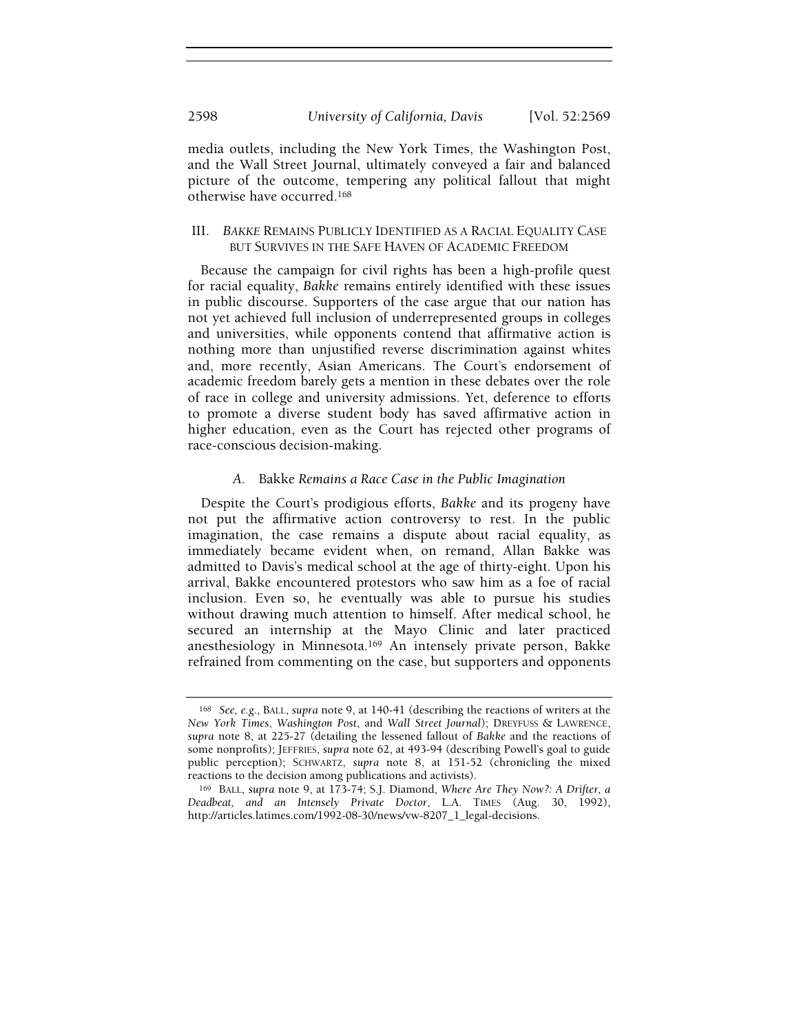media outlets, including the New York Times, the Washington Post, and the Wall Street Journal, ultimately conveyed a fair and balanced picture of the outcome, tempering any political fallout that might otherwise have occurred.[168]

## III. *BAKKE* REMAINS PUBLICLY IDENTIFIED AS A RACIAL EQUALITY CASE BUT SURVIVES IN THE SAFE HAVEN OF ACADEMIC FREEDOM

Because the campaign for civil rights has been a high-profile quest for racial equality, *Bakke* remains entirely identified with these issues in public discourse. Supporters of the case argue that our nation has not yet achieved full inclusion of underrepresented groups in colleges and universities, while opponents contend that affirmative action is nothing more than unjustified reverse discrimination against whites and, more recently, Asian Americans. The Court's endorsement of academic freedom barely gets a mention in these debates over the role of race in college and university admissions. Yet, deference to efforts to promote a diverse student body has saved affirmative action in higher education, even as the Court has rejected other programs of race-conscious decision-making.

### A. *Bakke Remains a Race Case in the Public Imagination*

Despite the Court's prodigious efforts, *Bakke* and its progeny have not put the affirmative action controversy to rest. In the public imagination, the case remains a dispute about racial equality, as immediately became evident when, on remand, Allan Bakke was admitted to Davis's medical school at the age of thirty-eight. Upon his arrival, Bakke encountered protestors who saw him as a foe of racial inclusion. Even so, he eventually was able to pursue his studies without drawing much attention to himself. After medical school, he secured an internship at the Mayo Clinic and later practiced anesthesiology in Minnesota.[169] An intensely private person, Bakke refrained from commenting on the case, but supporters and opponents

---

[168] *See, e.g.*, BALL, *supra* note 9, at 140-41 (describing the reactions of writers at the *New York Times*, *Washington Post*, and *Wall Street Journal*); DREYFUSS & LAWRENCE, *supra* note 8, at 225-27 (detailing the lessened fallout of *Bakke* and the reactions of some nonprofits); JEFFRIES, *supra* note 62, at 493-94 (describing Powell's goal to guide public perception); SCHWARTZ, *supra* note 8, at 151-52 (chronicling the mixed reactions to the decision among publications and activists).

[169] BALL, *supra* note 9, at 173-74; S.J. Diamond, *Where Are They Now?: A Drifter, a Deadbeat, and an Intensely Private Doctor*, L.A. TIMES (Aug. 30, 1992), http://articles.latimes.com/1992-08-30/news/vw-8207_1_legal-decisions.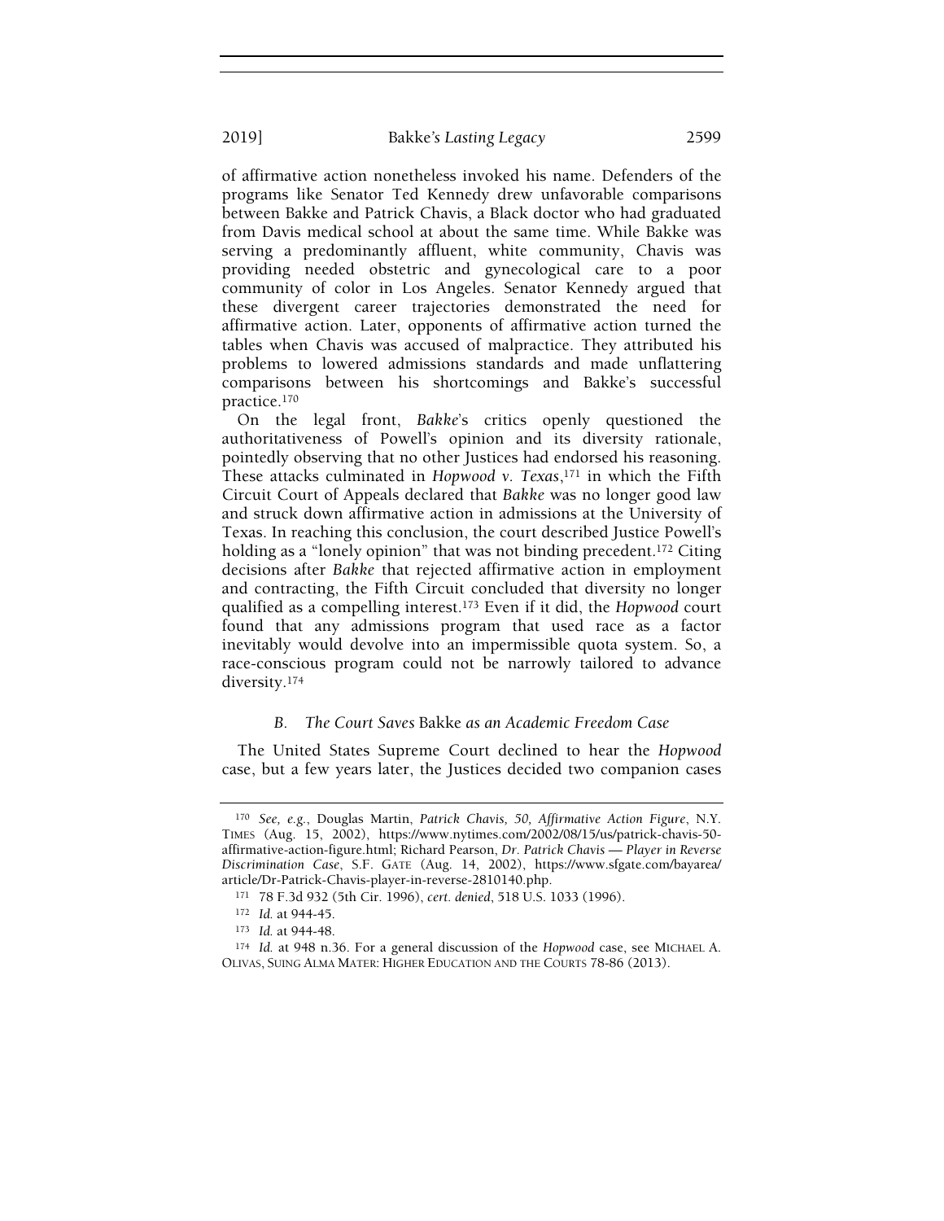of affirmative action nonetheless invoked his name. Defenders of the programs like Senator Ted Kennedy drew unfavorable comparisons between Bakke and Patrick Chavis, a Black doctor who had graduated from Davis medical school at about the same time. While Bakke was serving a predominantly affluent, white community, Chavis was providing needed obstetric and gynecological care to a poor community of color in Los Angeles. Senator Kennedy argued that these divergent career trajectories demonstrated the need for affirmative action. Later, opponents of affirmative action turned the tables when Chavis was accused of malpractice. They attributed his problems to lowered admissions standards and made unflattering comparisons between his shortcomings and Bakke's successful practice.[170]

On the legal front, *Bakke*'s critics openly questioned the authoritativeness of Powell's opinion and its diversity rationale, pointedly observing that no other Justices had endorsed his reasoning. These attacks culminated in *Hopwood v. Texas*,[171] in which the Fifth Circuit Court of Appeals declared that *Bakke* was no longer good law and struck down affirmative action in admissions at the University of Texas. In reaching this conclusion, the court described Justice Powell's holding as a "lonely opinion" that was not binding precedent.[172] Citing decisions after *Bakke* that rejected affirmative action in employment and contracting, the Fifth Circuit concluded that diversity no longer qualified as a compelling interest.[173] Even if it did, the *Hopwood* court found that any admissions program that used race as a factor inevitably would devolve into an impermissible quota system. So, a race-conscious program could not be narrowly tailored to advance diversity.[174]

### *B. The Court Saves* Bakke *as an Academic Freedom Case*

The United States Supreme Court declined to hear the *Hopwood* case, but a few years later, the Justices decided two companion cases

---

[170] *See, e.g.*, Douglas Martin, *Patrick Chavis, 50, Affirmative Action Figure*, N.Y. TIMES (Aug. 15, 2002), https://www.nytimes.com/2002/08/15/us/patrick-chavis-50-affirmative-action-figure.html; Richard Pearson, *Dr. Patrick Chavis — Player in Reverse Discrimination Case*, S.F. GATE (Aug. 14, 2002), https://www.sfgate.com/bayarea/article/Dr-Patrick-Chavis-player-in-reverse-2810140.php.

[171] 78 F.3d 932 (5th Cir. 1996), *cert. denied*, 518 U.S. 1033 (1996).

[172] *Id.* at 944-45.

[173] *Id.* at 944-48.

[174] *Id.* at 948 n.36. For a general discussion of the *Hopwood* case, see MICHAEL A. OLIVAS, SUING ALMA MATER: HIGHER EDUCATION AND THE COURTS 78-86 (2013).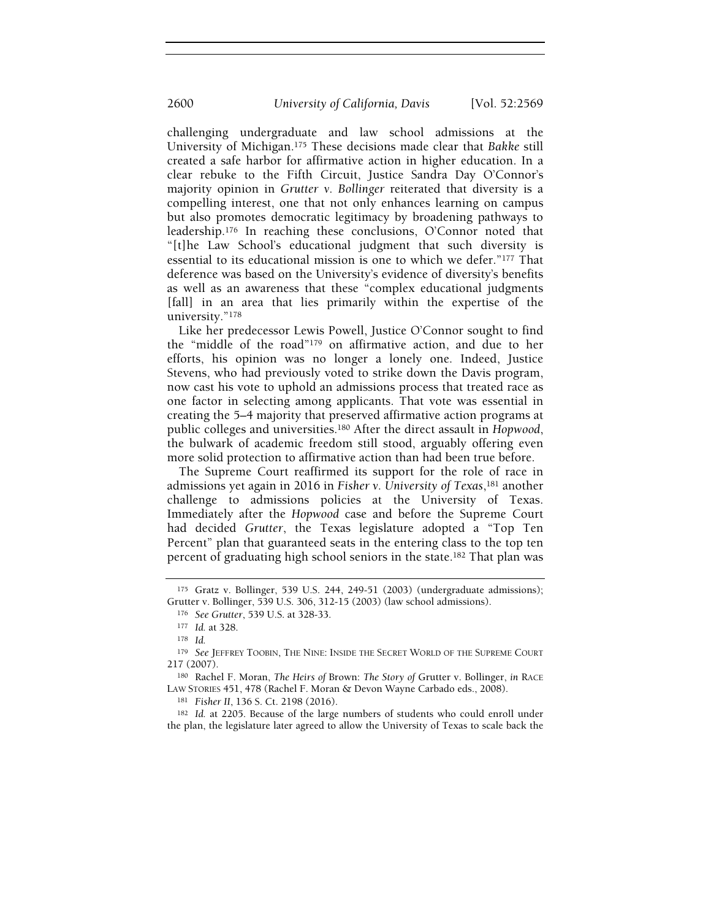challenging undergraduate and law school admissions at the University of Michigan.[175] These decisions made clear that *Bakke* still created a safe harbor for affirmative action in higher education. In a clear rebuke to the Fifth Circuit, Justice Sandra Day O'Connor's majority opinion in *Grutter v. Bollinger* reiterated that diversity is a compelling interest, one that not only enhances learning on campus but also promotes democratic legitimacy by broadening pathways to leadership.[176] In reaching these conclusions, O'Connor noted that "[t]he Law School's educational judgment that such diversity is essential to its educational mission is one to which we defer."[177] That deference was based on the University's evidence of diversity's benefits as well as an awareness that these "complex educational judgments [fall] in an area that lies primarily within the expertise of the university."[178]

Like her predecessor Lewis Powell, Justice O'Connor sought to find the "middle of the road"[179] on affirmative action, and due to her efforts, his opinion was no longer a lonely one. Indeed, Justice Stevens, who had previously voted to strike down the Davis program, now cast his vote to uphold an admissions process that treated race as one factor in selecting among applicants. That vote was essential in creating the 5–4 majority that preserved affirmative action programs at public colleges and universities.[180] After the direct assault in *Hopwood*, the bulwark of academic freedom still stood, arguably offering even more solid protection to affirmative action than had been true before.

The Supreme Court reaffirmed its support for the role of race in admissions yet again in 2016 in *Fisher v. University of Texas*,[181] another challenge to admissions policies at the University of Texas. Immediately after the *Hopwood* case and before the Supreme Court had decided *Grutter*, the Texas legislature adopted a "Top Ten Percent" plan that guaranteed seats in the entering class to the top ten percent of graduating high school seniors in the state.[182] That plan was

---

[175] Gratz v. Bollinger, 539 U.S. 244, 249-51 (2003) (undergraduate admissions); Grutter v. Bollinger, 539 U.S. 306, 312-15 (2003) (law school admissions).

[176] *See Grutter*, 539 U.S. at 328-33.

[177] *Id.* at 328.

[178] *Id.*

[179] *See* JEFFREY TOOBIN, THE NINE: INSIDE THE SECRET WORLD OF THE SUPREME COURT 217 (2007).

[180] Rachel F. Moran, *The Heirs of* Brown: *The Story of* Grutter v. Bollinger, *in* RACE LAW STORIES 451, 478 (Rachel F. Moran & Devon Wayne Carbado eds., 2008).

[181] *Fisher II*, 136 S. Ct. 2198 (2016).

[182] *Id.* at 2205. Because of the large numbers of students who could enroll under the plan, the legislature later agreed to allow the University of Texas to scale back the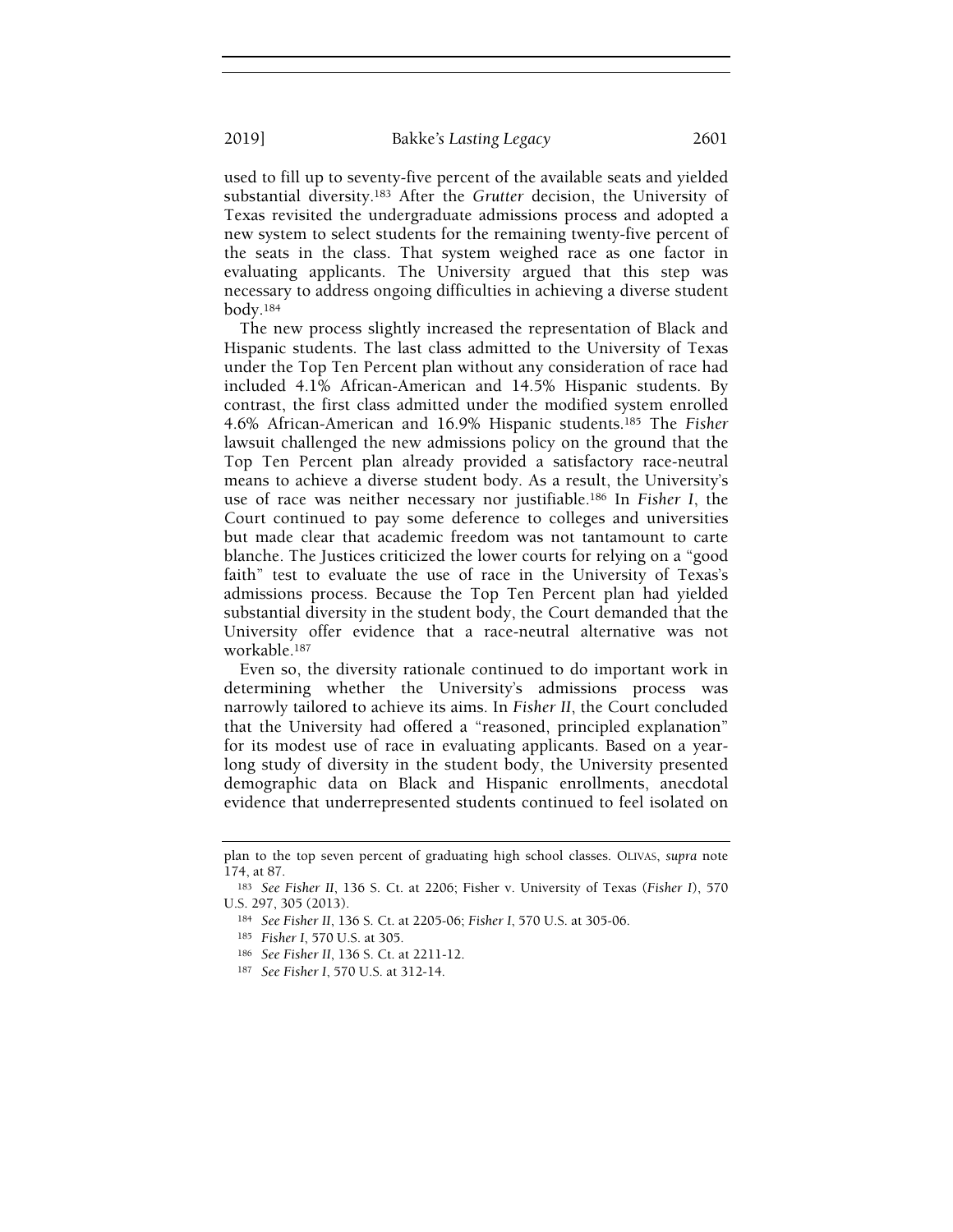used to fill up to seventy-five percent of the available seats and yielded substantial diversity.[183] After the *Grutter* decision, the University of Texas revisited the undergraduate admissions process and adopted a new system to select students for the remaining twenty-five percent of the seats in the class. That system weighed race as one factor in evaluating applicants. The University argued that this step was necessary to address ongoing difficulties in achieving a diverse student body.[184]

The new process slightly increased the representation of Black and Hispanic students. The last class admitted to the University of Texas under the Top Ten Percent plan without any consideration of race had included 4.1% African-American and 14.5% Hispanic students. By contrast, the first class admitted under the modified system enrolled 4.6% African-American and 16.9% Hispanic students.[185] The *Fisher* lawsuit challenged the new admissions policy on the ground that the Top Ten Percent plan already provided a satisfactory race-neutral means to achieve a diverse student body. As a result, the University's use of race was neither necessary nor justifiable.[186] In *Fisher I*, the Court continued to pay some deference to colleges and universities but made clear that academic freedom was not tantamount to carte blanche. The Justices criticized the lower courts for relying on a "good faith" test to evaluate the use of race in the University of Texas's admissions process. Because the Top Ten Percent plan had yielded substantial diversity in the student body, the Court demanded that the University offer evidence that a race-neutral alternative was not workable.[187]

Even so, the diversity rationale continued to do important work in determining whether the University's admissions process was narrowly tailored to achieve its aims. In *Fisher II*, the Court concluded that the University had offered a "reasoned, principled explanation" for its modest use of race in evaluating applicants. Based on a year-long study of diversity in the student body, the University presented demographic data on Black and Hispanic enrollments, anecdotal evidence that underrepresented students continued to feel isolated on

---

plan to the top seven percent of graduating high school classes. OLIVAS, *supra* note 174, at 87.

[183] *See Fisher II*, 136 S. Ct. at 2206; Fisher v. University of Texas (*Fisher I*), 570 U.S. 297, 305 (2013).

[184] *See Fisher II*, 136 S. Ct. at 2205-06; *Fisher I*, 570 U.S. at 305-06.

[185] *Fisher I*, 570 U.S. at 305.

[186] *See Fisher II*, 136 S. Ct. at 2211-12.

[187] *See Fisher I*, 570 U.S. at 312-14.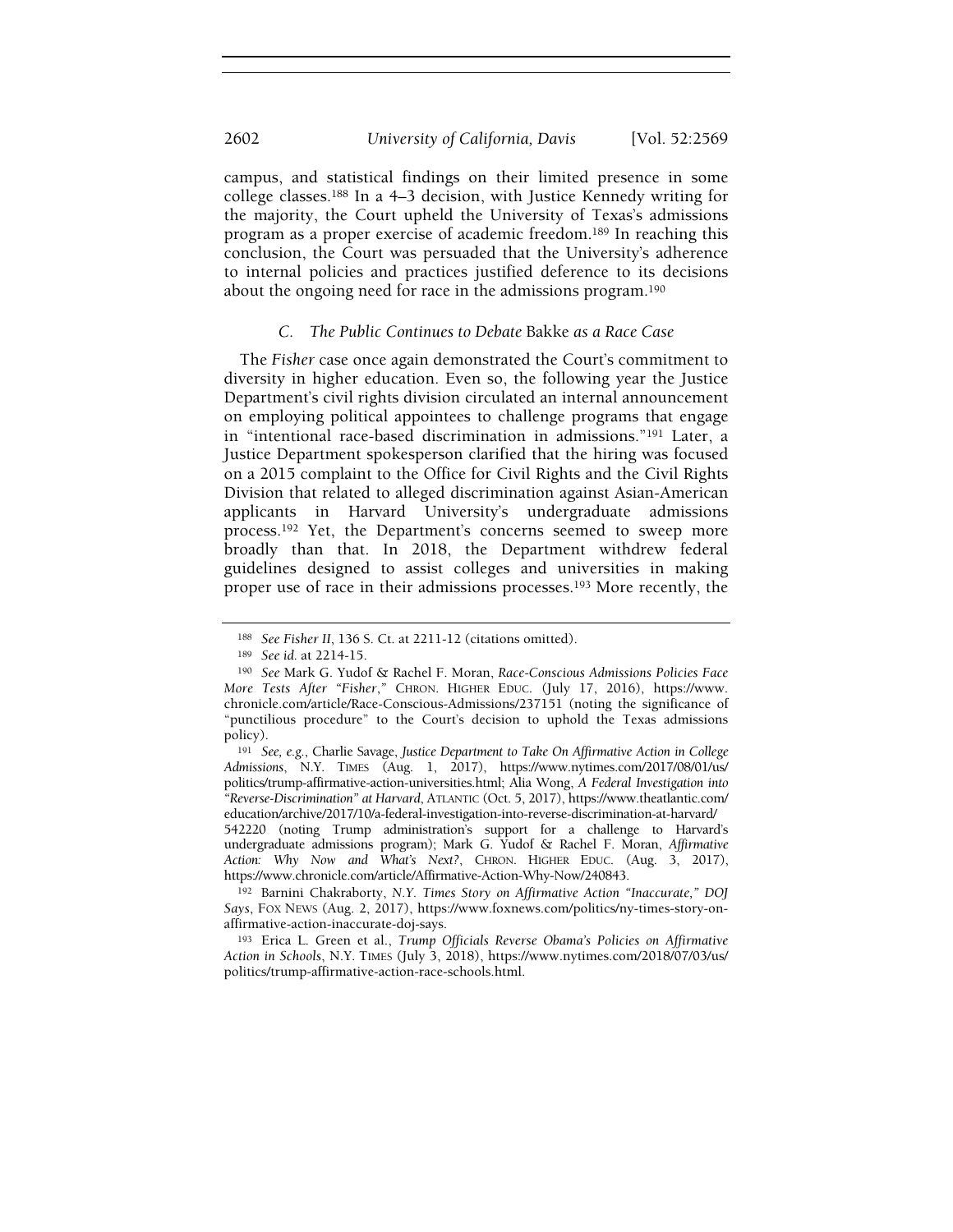campus, and statistical findings on their limited presence in some college classes.[188] In a 4–3 decision, with Justice Kennedy writing for the majority, the Court upheld the University of Texas's admissions program as a proper exercise of academic freedom.[189] In reaching this conclusion, the Court was persuaded that the University's adherence to internal policies and practices justified deference to its decisions about the ongoing need for race in the admissions program.[190]

### *C. The Public Continues to Debate* Bakke *as a Race Case*

The *Fisher* case once again demonstrated the Court's commitment to diversity in higher education. Even so, the following year the Justice Department's civil rights division circulated an internal announcement on employing political appointees to challenge programs that engage in "intentional race-based discrimination in admissions."[191] Later, a Justice Department spokesperson clarified that the hiring was focused on a 2015 complaint to the Office for Civil Rights and the Civil Rights Division that related to alleged discrimination against Asian-American applicants in Harvard University's undergraduate admissions process.[192] Yet, the Department's concerns seemed to sweep more broadly than that. In 2018, the Department withdrew federal guidelines designed to assist colleges and universities in making proper use of race in their admissions processes.[193] More recently, the

---

[188] *See Fisher II*, 136 S. Ct. at 2211-12 (citations omitted).

[189] *See id.* at 2214-15.

[190] *See* Mark G. Yudof & Rachel F. Moran, *Race-Conscious Admissions Policies Face More Tests After "Fisher*,*"* CHRON. HIGHER EDUC. (July 17, 2016), https://www.chronicle.com/article/Race-Conscious-Admissions/237151 (noting the significance of "punctilious procedure" to the Court's decision to uphold the Texas admissions policy).

[191] *See, e.g.*, Charlie Savage, *Justice Department to Take On Affirmative Action in College Admissions*, N.Y. TIMES (Aug. 1, 2017), https://www.nytimes.com/2017/08/01/us/politics/trump-affirmative-action-universities.html; Alia Wong, *A Federal Investigation into "Reverse-Discrimination" at Harvard*, ATLANTIC (Oct. 5, 2017), https://www.theatlantic.com/education/archive/2017/10/a-federal-investigation-into-reverse-discrimination-at-harvard/542220 (noting Trump administration's support for a challenge to Harvard's undergraduate admissions program); Mark G. Yudof & Rachel F. Moran, *Affirmative Action: Why Now and What's Next?*, CHRON. HIGHER EDUC. (Aug. 3, 2017), https://www.chronicle.com/article/Affirmative-Action-Why-Now/240843.

[192] Barnini Chakraborty, *N.Y. Times Story on Affirmative Action "Inaccurate," DOJ Says*, FOX NEWS (Aug. 2, 2017), https://www.foxnews.com/politics/ny-times-story-on-affirmative-action-inaccurate-doj-says.

[193] Erica L. Green et al., *Trump Officials Reverse Obama's Policies on Affirmative Action in Schools*, N.Y. TIMES (July 3, 2018), https://www.nytimes.com/2018/07/03/us/politics/trump-affirmative-action-race-schools.html.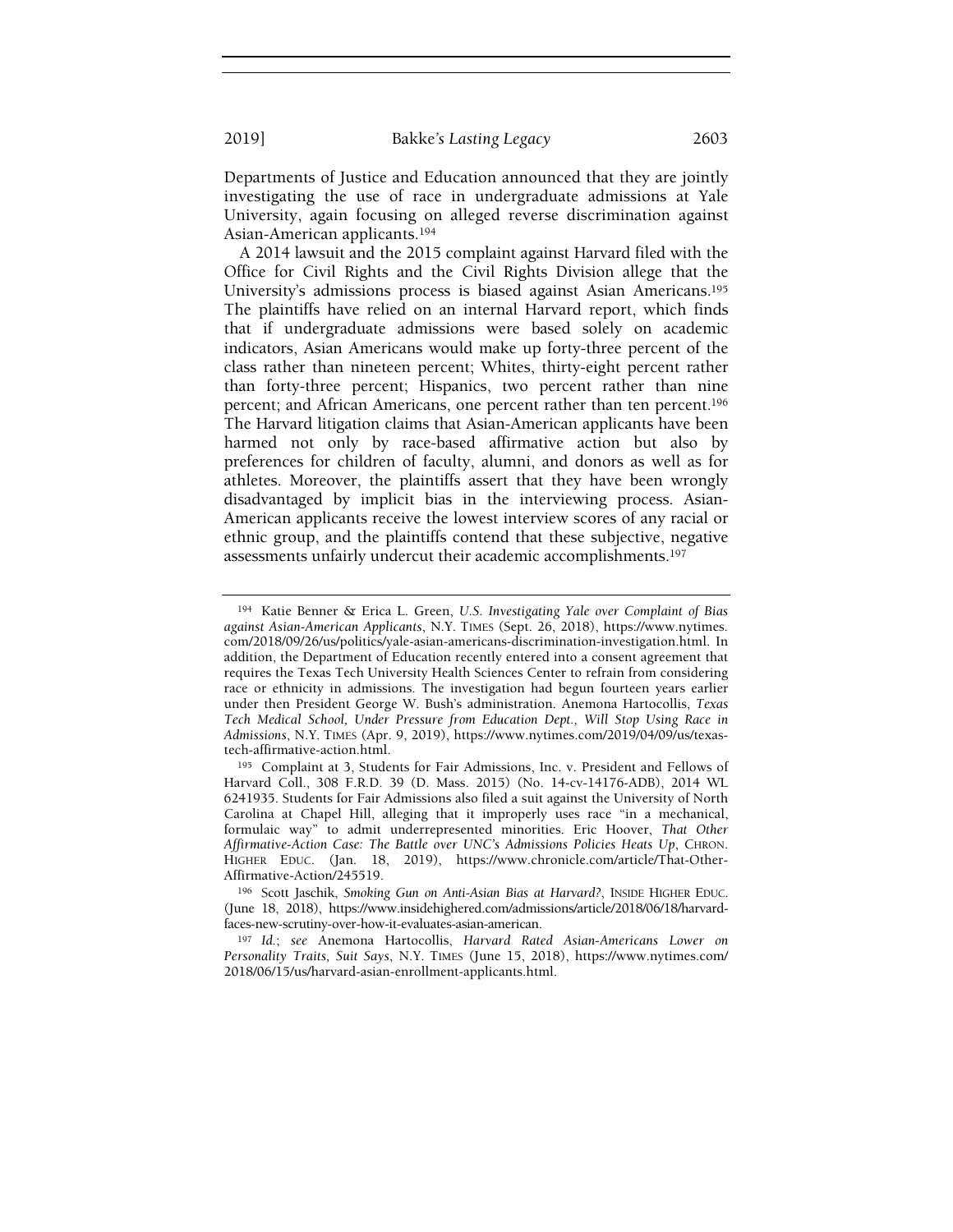Departments of Justice and Education announced that they are jointly investigating the use of race in undergraduate admissions at Yale University, again focusing on alleged reverse discrimination against Asian-American applicants.[194]

A 2014 lawsuit and the 2015 complaint against Harvard filed with the Office for Civil Rights and the Civil Rights Division allege that the University's admissions process is biased against Asian Americans.[195] The plaintiffs have relied on an internal Harvard report, which finds that if undergraduate admissions were based solely on academic indicators, Asian Americans would make up forty-three percent of the class rather than nineteen percent; Whites, thirty-eight percent rather than forty-three percent; Hispanics, two percent rather than nine percent; and African Americans, one percent rather than ten percent.[196] The Harvard litigation claims that Asian-American applicants have been harmed not only by race-based affirmative action but also by preferences for children of faculty, alumni, and donors as well as for athletes. Moreover, the plaintiffs assert that they have been wrongly disadvantaged by implicit bias in the interviewing process. Asian-American applicants receive the lowest interview scores of any racial or ethnic group, and the plaintiffs contend that these subjective, negative assessments unfairly undercut their academic accomplishments.[197]

---

[194] Katie Benner & Erica L. Green, *U.S. Investigating Yale over Complaint of Bias against Asian-American Applicants*, N.Y. TIMES (Sept. 26, 2018), https://www.nytimes.com/2018/09/26/us/politics/yale-asian-americans-discrimination-investigation.html. In addition, the Department of Education recently entered into a consent agreement that requires the Texas Tech University Health Sciences Center to refrain from considering race or ethnicity in admissions. The investigation had begun fourteen years earlier under then President George W. Bush's administration. Anemona Hartocollis, *Texas Tech Medical School, Under Pressure from Education Dept., Will Stop Using Race in Admissions*, N.Y. TIMES (Apr. 9, 2019), https://www.nytimes.com/2019/04/09/us/texas-tech-affirmative-action.html.

[195] Complaint at 3, Students for Fair Admissions, Inc. v. President and Fellows of Harvard Coll., 308 F.R.D. 39 (D. Mass. 2015) (No. 14-cv-14176-ADB), 2014 WL 6241935. Students for Fair Admissions also filed a suit against the University of North Carolina at Chapel Hill, alleging that it improperly uses race "in a mechanical, formulaic way" to admit underrepresented minorities. Eric Hoover, *That Other Affirmative-Action Case: The Battle over UNC's Admissions Policies Heats Up*, CHRON. HIGHER EDUC. (Jan. 18, 2019), https://www.chronicle.com/article/That-Other-Affirmative-Action/245519.

[196] Scott Jaschik, *Smoking Gun on Anti-Asian Bias at Harvard?*, INSIDE HIGHER EDUC. (June 18, 2018), https://www.insidehighered.com/admissions/article/2018/06/18/harvard-faces-new-scrutiny-over-how-it-evaluates-asian-american.

[197] *Id.*; *see* Anemona Hartocollis, *Harvard Rated Asian-Americans Lower on Personality Traits, Suit Says*, N.Y. TIMES (June 15, 2018), https://www.nytimes.com/2018/06/15/us/harvard-asian-enrollment-applicants.html.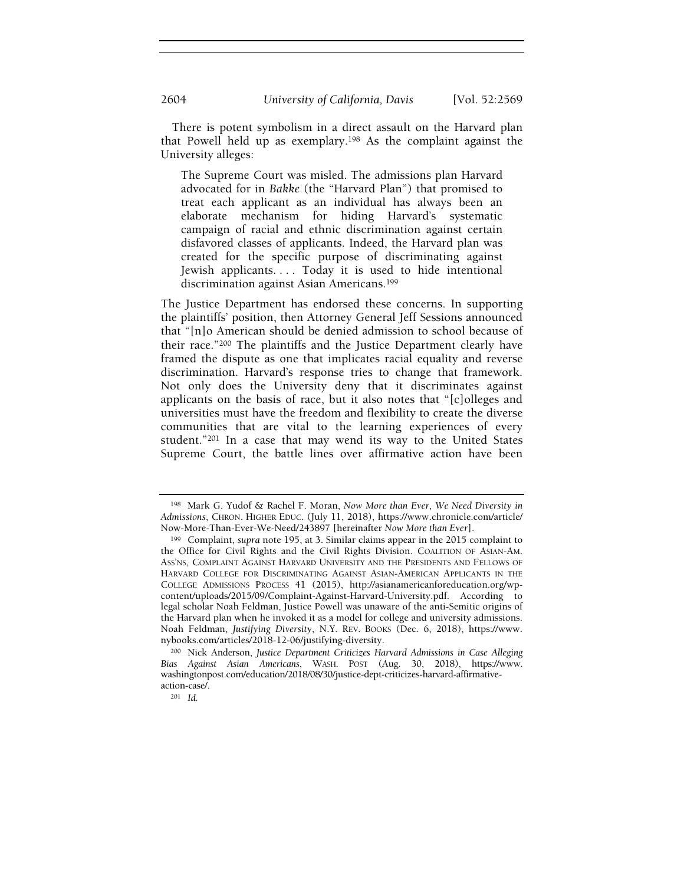There is potent symbolism in a direct assault on the Harvard plan that Powell held up as exemplary.[198] As the complaint against the University alleges:

> The Supreme Court was misled. The admissions plan Harvard advocated for in *Bakke* (the "Harvard Plan") that promised to treat each applicant as an individual has always been an elaborate mechanism for hiding Harvard's systematic campaign of racial and ethnic discrimination against certain disfavored classes of applicants. Indeed, the Harvard plan was created for the specific purpose of discriminating against Jewish applicants. . . . Today it is used to hide intentional discrimination against Asian Americans.[199]

The Justice Department has endorsed these concerns. In supporting the plaintiffs' position, then Attorney General Jeff Sessions announced that "[n]o American should be denied admission to school because of their race."[200] The plaintiffs and the Justice Department clearly have framed the dispute as one that implicates racial equality and reverse discrimination. Harvard's response tries to change that framework. Not only does the University deny that it discriminates against applicants on the basis of race, but it also notes that "[c]olleges and universities must have the freedom and flexibility to create the diverse communities that are vital to the learning experiences of every student."[201] In a case that may wend its way to the United States Supreme Court, the battle lines over affirmative action have been

---

[198] Mark G. Yudof & Rachel F. Moran, *Now More than Ever, We Need Diversity in Admissions*, CHRON. HIGHER EDUC. (July 11, 2018), https://www.chronicle.com/article/Now-More-Than-Ever-We-Need/243897 [hereinafter *Now More than Ever*].

[199] Complaint, *supra* note 195, at 3. Similar claims appear in the 2015 complaint to the Office for Civil Rights and the Civil Rights Division. COALITION OF ASIAN-AM. ASS'NS, COMPLAINT AGAINST HARVARD UNIVERSITY AND THE PRESIDENTS AND FELLOWS OF HARVARD COLLEGE FOR DISCRIMINATING AGAINST ASIAN-AMERICAN APPLICANTS IN THE COLLEGE ADMISSIONS PROCESS 41 (2015), http://asianamericanforeducation.org/wp-content/uploads/2015/09/Complaint-Against-Harvard-University.pdf. According to legal scholar Noah Feldman, Justice Powell was unaware of the anti-Semitic origins of the Harvard plan when he invoked it as a model for college and university admissions. Noah Feldman, *Justifying Diversity*, N.Y. REV. BOOKS (Dec. 6, 2018), https://www.nybooks.com/articles/2018-12-06/justifying-diversity.

[200] Nick Anderson, *Justice Department Criticizes Harvard Admissions in Case Alleging Bias Against Asian Americans*, WASH. POST (Aug. 30, 2018), https://www.washingtonpost.com/education/2018/08/30/justice-dept-criticizes-harvard-affirmative-action-case/.

[201] *Id.*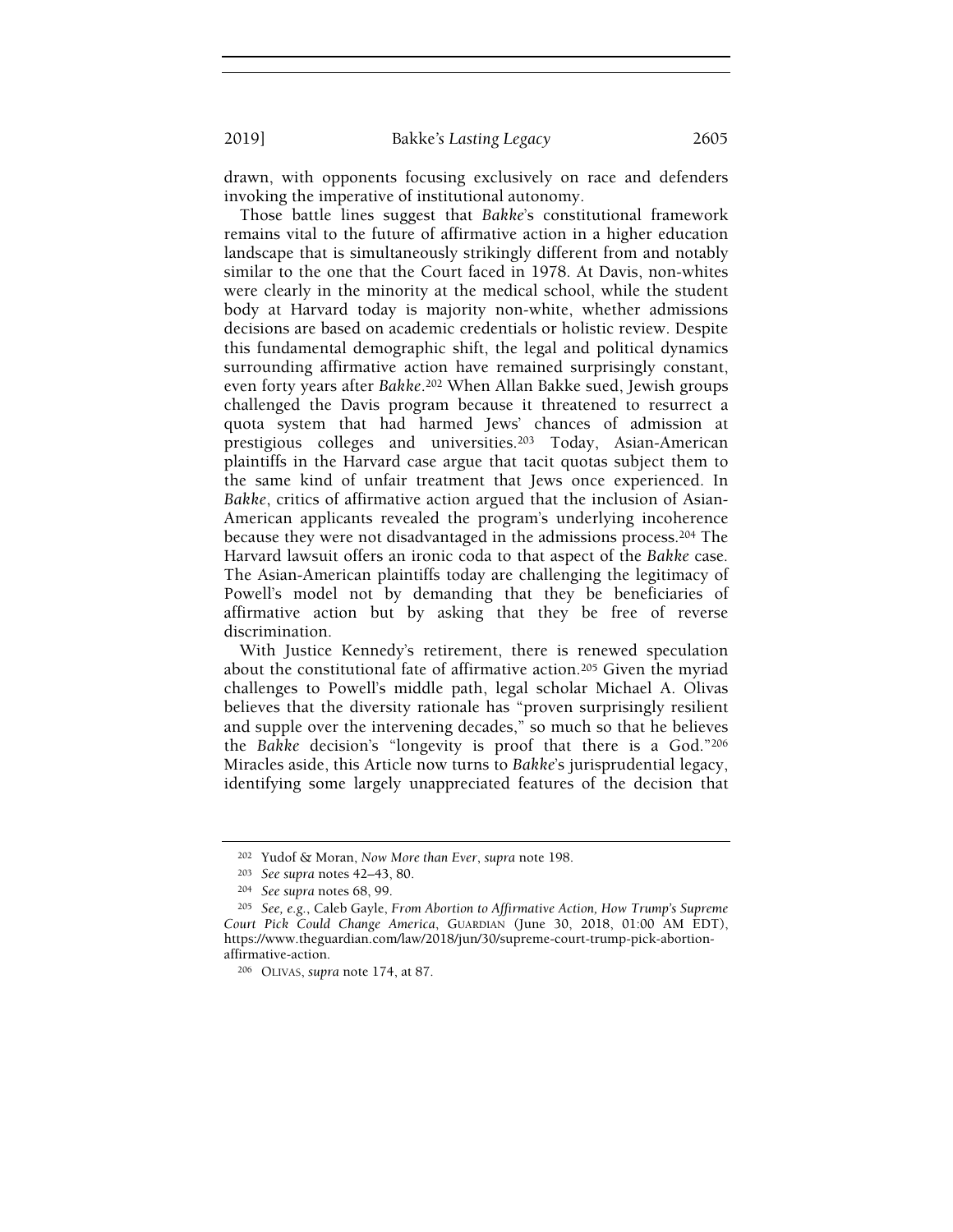drawn, with opponents focusing exclusively on race and defenders invoking the imperative of institutional autonomy.

Those battle lines suggest that *Bakke*'s constitutional framework remains vital to the future of affirmative action in a higher education landscape that is simultaneously strikingly different from and notably similar to the one that the Court faced in 1978. At Davis, non-whites were clearly in the minority at the medical school, while the student body at Harvard today is majority non-white, whether admissions decisions are based on academic credentials or holistic review. Despite this fundamental demographic shift, the legal and political dynamics surrounding affirmative action have remained surprisingly constant, even forty years after *Bakke*.[202] When Allan Bakke sued, Jewish groups challenged the Davis program because it threatened to resurrect a quota system that had harmed Jews' chances of admission at prestigious colleges and universities.[203] Today, Asian-American plaintiffs in the Harvard case argue that tacit quotas subject them to the same kind of unfair treatment that Jews once experienced. In *Bakke*, critics of affirmative action argued that the inclusion of Asian-American applicants revealed the program's underlying incoherence because they were not disadvantaged in the admissions process.[204] The Harvard lawsuit offers an ironic coda to that aspect of the *Bakke* case. The Asian-American plaintiffs today are challenging the legitimacy of Powell's model not by demanding that they be beneficiaries of affirmative action but by asking that they be free of reverse discrimination.

With Justice Kennedy's retirement, there is renewed speculation about the constitutional fate of affirmative action.[205] Given the myriad challenges to Powell's middle path, legal scholar Michael A. Olivas believes that the diversity rationale has "proven surprisingly resilient and supple over the intervening decades," so much so that he believes the *Bakke* decision's "longevity is proof that there is a God."[206] Miracles aside, this Article now turns to *Bakke*'s jurisprudential legacy, identifying some largely unappreciated features of the decision that

---

[202] Yudof & Moran, *Now More than Ever*, *supra* note 198.

[203] *See supra* notes 42–43, 80.

[204] *See supra* notes 68, 99.

[205] *See, e.g.*, Caleb Gayle, *From Abortion to Affirmative Action, How Trump's Supreme Court Pick Could Change America*, GUARDIAN (June 30, 2018, 01:00 AM EDT), https://www.theguardian.com/law/2018/jun/30/supreme-court-trump-pick-abortion-affirmative-action.

[206] OLIVAS, *supra* note 174, at 87.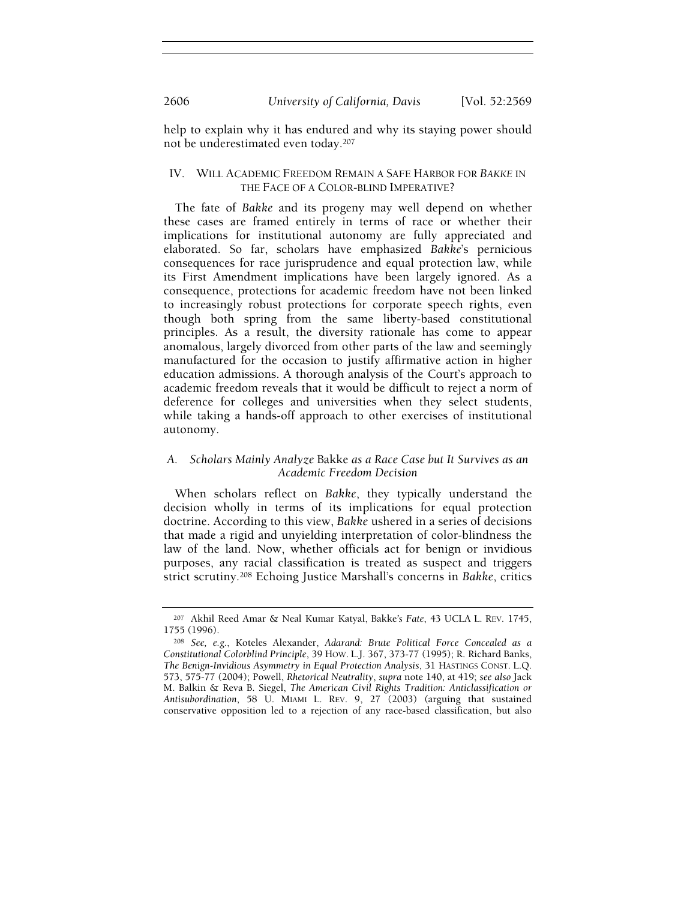help to explain why it has endured and why its staying power should not be underestimated even today.[207]

## IV. Will Academic Freedom Remain a Safe Harbor for *Bakke* in the Face of a Color-blind Imperative?

The fate of *Bakke* and its progeny may well depend on whether these cases are framed entirely in terms of race or whether their implications for institutional autonomy are fully appreciated and elaborated. So far, scholars have emphasized *Bakke*'s pernicious consequences for race jurisprudence and equal protection law, while its First Amendment implications have been largely ignored. As a consequence, protections for academic freedom have not been linked to increasingly robust protections for corporate speech rights, even though both spring from the same liberty-based constitutional principles. As a result, the diversity rationale has come to appear anomalous, largely divorced from other parts of the law and seemingly manufactured for the occasion to justify affirmative action in higher education admissions. A thorough analysis of the Court's approach to academic freedom reveals that it would be difficult to reject a norm of deference for colleges and universities when they select students, while taking a hands-off approach to other exercises of institutional autonomy.

### A. *Scholars Mainly Analyze* Bakke *as a Race Case but It Survives as an Academic Freedom Decision*

When scholars reflect on *Bakke*, they typically understand the decision wholly in terms of its implications for equal protection doctrine. According to this view, *Bakke* ushered in a series of decisions that made a rigid and unyielding interpretation of color-blindness the law of the land. Now, whether officials act for benign or invidious purposes, any racial classification is treated as suspect and triggers strict scrutiny.[208] Echoing Justice Marshall's concerns in *Bakke*, critics

---

[207] Akhil Reed Amar & Neal Kumar Katyal, Bakke*'s Fate*, 43 UCLA L. Rev. 1745, 1755 (1996).

[208] *See, e.g.*, Koteles Alexander, *Adarand: Brute Political Force Concealed as a Constitutional Colorblind Principle*, 39 How. L.J. 367, 373-77 (1995); R. Richard Banks, *The Benign-Invidious Asymmetry in Equal Protection Analysis*, 31 Hastings Const. L.Q. 573, 575-77 (2004); Powell, *Rhetorical Neutrality*, *supra* note 140, at 419; *see also* Jack M. Balkin & Reva B. Siegel, *The American Civil Rights Tradition: Anticlassification or Antisubordination*, 58 U. Miami L. Rev. 9, 27 (2003) (arguing that sustained conservative opposition led to a rejection of any race-based classification, but also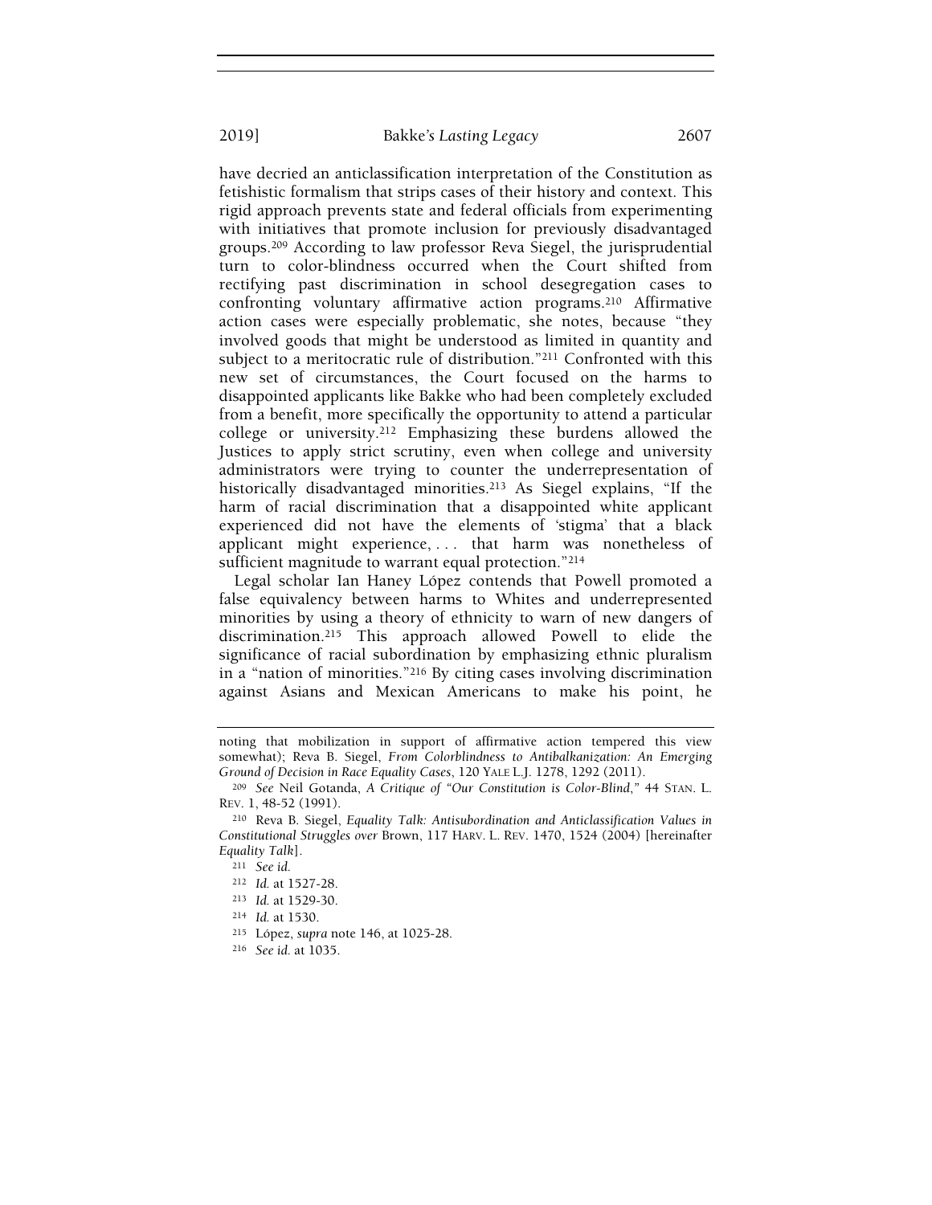have decried an anticlassification interpretation of the Constitution as fetishistic formalism that strips cases of their history and context. This rigid approach prevents state and federal officials from experimenting with initiatives that promote inclusion for previously disadvantaged groups.[209] According to law professor Reva Siegel, the jurisprudential turn to color-blindness occurred when the Court shifted from rectifying past discrimination in school desegregation cases to confronting voluntary affirmative action programs.[210] Affirmative action cases were especially problematic, she notes, because "they involved goods that might be understood as limited in quantity and subject to a meritocratic rule of distribution."[211] Confronted with this new set of circumstances, the Court focused on the harms to disappointed applicants like Bakke who had been completely excluded from a benefit, more specifically the opportunity to attend a particular college or university.[212] Emphasizing these burdens allowed the Justices to apply strict scrutiny, even when college and university administrators were trying to counter the underrepresentation of historically disadvantaged minorities.[213] As Siegel explains, "If the harm of racial discrimination that a disappointed white applicant experienced did not have the elements of 'stigma' that a black applicant might experience, . . . that harm was nonetheless of sufficient magnitude to warrant equal protection."[214]

Legal scholar Ian Haney López contends that Powell promoted a false equivalency between harms to Whites and underrepresented minorities by using a theory of ethnicity to warn of new dangers of discrimination.[215] This approach allowed Powell to elide the significance of racial subordination by emphasizing ethnic pluralism in a "nation of minorities."[216] By citing cases involving discrimination against Asians and Mexican Americans to make his point, he

---

noting that mobilization in support of affirmative action tempered this view somewhat); Reva B. Siegel, *From Colorblindness to Antibalkanization: An Emerging Ground of Decision in Race Equality Cases*, 120 YALE L.J. 1278, 1292 (2011).

[209] *See* Neil Gotanda, *A Critique of "Our Constitution is Color-Blind*,*"* 44 STAN. L. REV. 1, 48-52 (1991).

[210] Reva B. Siegel, *Equality Talk: Antisubordination and Anticlassification Values in Constitutional Struggles over* Brown, 117 HARV. L. REV. 1470, 1524 (2004) [hereinafter *Equality Talk*].

[211] *See id.*

[212] *Id.* at 1527-28.

[213] *Id.* at 1529-30.

[214] *Id.* at 1530.

[215] López, *supra* note 146, at 1025-28.

[216] *See id.* at 1035.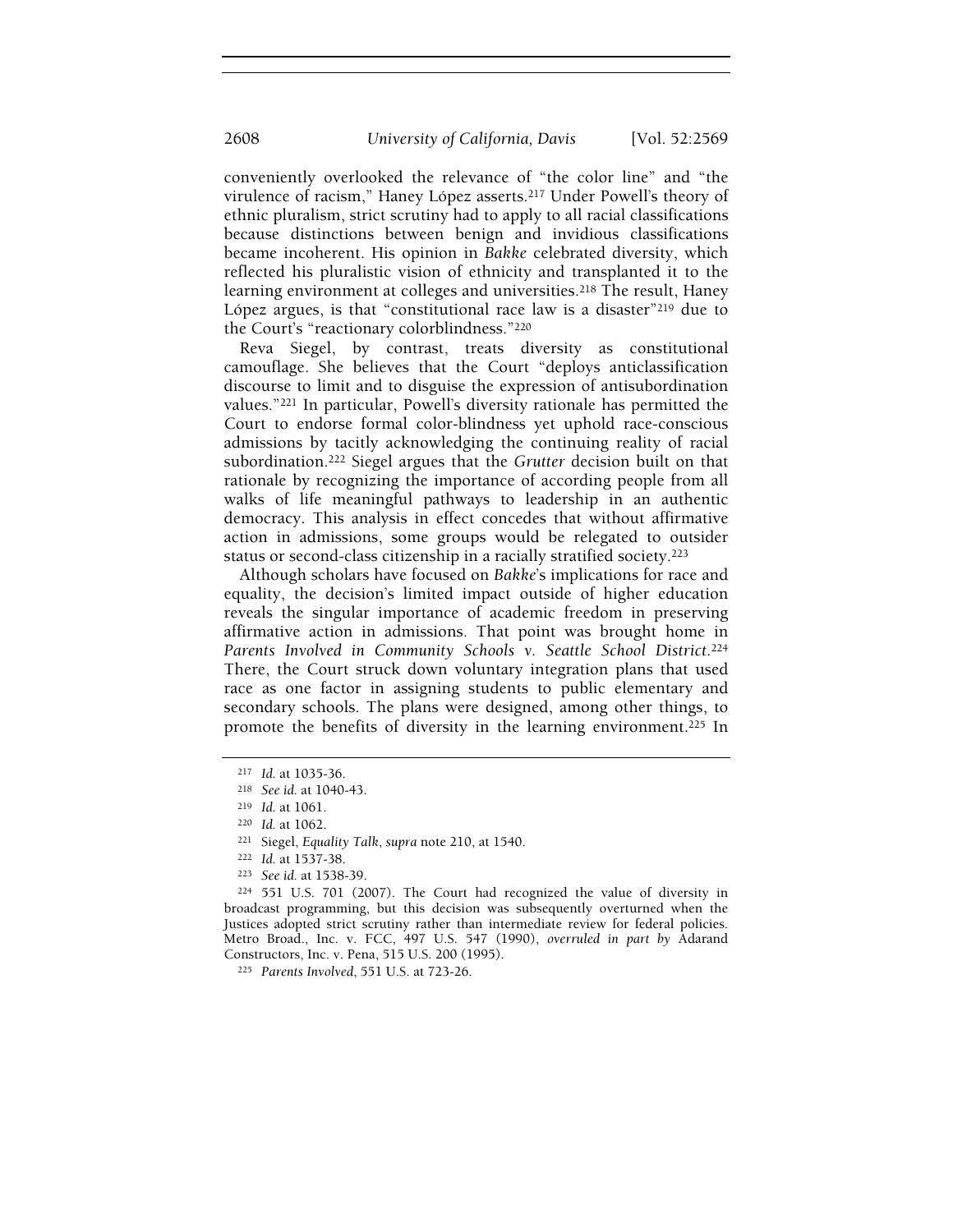conveniently overlooked the relevance of "the color line" and "the virulence of racism," Haney López asserts.[217] Under Powell's theory of ethnic pluralism, strict scrutiny had to apply to all racial classifications because distinctions between benign and invidious classifications became incoherent. His opinion in *Bakke* celebrated diversity, which reflected his pluralistic vision of ethnicity and transplanted it to the learning environment at colleges and universities.[218] The result, Haney López argues, is that "constitutional race law is a disaster"[219] due to the Court's "reactionary colorblindness."[220]

Reva Siegel, by contrast, treats diversity as constitutional camouflage. She believes that the Court "deploys anticlassification discourse to limit and to disguise the expression of antisubordination values."[221] In particular, Powell's diversity rationale has permitted the Court to endorse formal color-blindness yet uphold race-conscious admissions by tacitly acknowledging the continuing reality of racial subordination.[222] Siegel argues that the *Grutter* decision built on that rationale by recognizing the importance of according people from all walks of life meaningful pathways to leadership in an authentic democracy. This analysis in effect concedes that without affirmative action in admissions, some groups would be relegated to outsider status or second-class citizenship in a racially stratified society.[223]

Although scholars have focused on *Bakke*'s implications for race and equality, the decision's limited impact outside of higher education reveals the singular importance of academic freedom in preserving affirmative action in admissions. That point was brought home in *Parents Involved in Community Schools v. Seattle School District*.[224] There, the Court struck down voluntary integration plans that used race as one factor in assigning students to public elementary and secondary schools. The plans were designed, among other things, to promote the benefits of diversity in the learning environment.[225] In

---

[217] *Id.* at 1035-36.

[218] *See id.* at 1040-43.

[219] *Id.* at 1061.

[220] *Id.* at 1062.

[221] Siegel, *Equality Talk*, *supra* note 210, at 1540.

[222] *Id.* at 1537-38.

[223] *See id.* at 1538-39.

[224] 551 U.S. 701 (2007). The Court had recognized the value of diversity in broadcast programming, but this decision was subsequently overturned when the Justices adopted strict scrutiny rather than intermediate review for federal policies. Metro Broad., Inc. v. FCC, 497 U.S. 547 (1990), *overruled in part by* Adarand Constructors, Inc. v. Pena, 515 U.S. 200 (1995).

[225] *Parents Involved*, 551 U.S. at 723-26.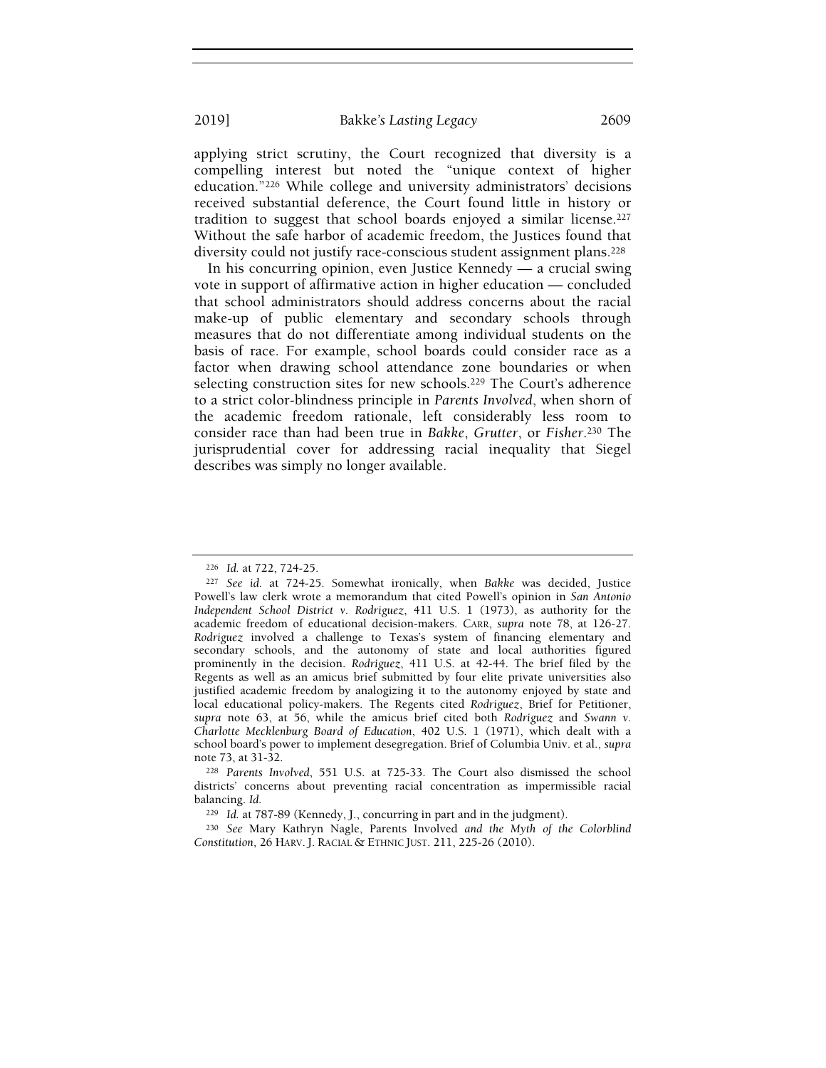applying strict scrutiny, the Court recognized that diversity is a compelling interest but noted the "unique context of higher education."[226] While college and university administrators' decisions received substantial deference, the Court found little in history or tradition to suggest that school boards enjoyed a similar license.[227] Without the safe harbor of academic freedom, the Justices found that diversity could not justify race-conscious student assignment plans.[228]

In his concurring opinion, even Justice Kennedy — a crucial swing vote in support of affirmative action in higher education — concluded that school administrators should address concerns about the racial make-up of public elementary and secondary schools through measures that do not differentiate among individual students on the basis of race. For example, school boards could consider race as a factor when drawing school attendance zone boundaries or when selecting construction sites for new schools.[229] The Court's adherence to a strict color-blindness principle in *Parents Involved*, when shorn of the academic freedom rationale, left considerably less room to consider race than had been true in *Bakke*, *Grutter*, or *Fisher*.[230] The jurisprudential cover for addressing racial inequality that Siegel describes was simply no longer available.

---

[226] *Id.* at 722, 724-25.

[227] *See id.* at 724-25. Somewhat ironically, when *Bakke* was decided, Justice Powell's law clerk wrote a memorandum that cited Powell's opinion in *San Antonio Independent School District v. Rodriguez*, 411 U.S. 1 (1973), as authority for the academic freedom of educational decision-makers. CARR, *supra* note 78, at 126-27. *Rodriguez* involved a challenge to Texas's system of financing elementary and secondary schools, and the autonomy of state and local authorities figured prominently in the decision. *Rodriguez*, 411 U.S. at 42-44. The brief filed by the Regents as well as an amicus brief submitted by four elite private universities also justified academic freedom by analogizing it to the autonomy enjoyed by state and local educational policy-makers. The Regents cited *Rodriguez*, Brief for Petitioner, *supra* note 63, at 56, while the amicus brief cited both *Rodriguez* and *Swann v. Charlotte Mecklenburg Board of Education*, 402 U.S. 1 (1971), which dealt with a school board's power to implement desegregation. Brief of Columbia Univ. et al., *supra* note 73, at 31-32.

[228] *Parents Involved*, 551 U.S. at 725-33. The Court also dismissed the school districts' concerns about preventing racial concentration as impermissible racial balancing. *Id.*

[229] *Id.* at 787-89 (Kennedy, J., concurring in part and in the judgment).

[230] *See* Mary Kathryn Nagle, Parents Involved *and the Myth of the Colorblind Constitution*, 26 HARV. J. RACIAL & ETHNIC JUST. 211, 225-26 (2010).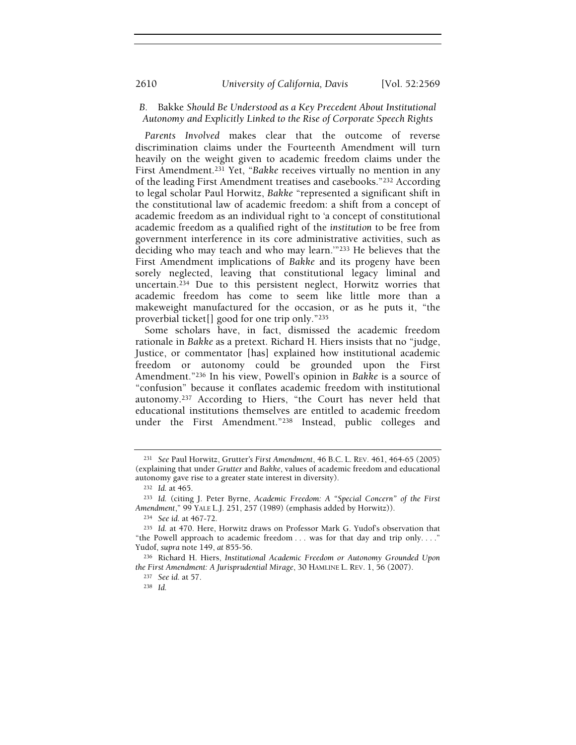### B. *Bakke Should Be Understood as a Key Precedent About Institutional Autonomy and Explicitly Linked to the Rise of Corporate Speech Rights*

*Parents Involved* makes clear that the outcome of reverse discrimination claims under the Fourteenth Amendment will turn heavily on the weight given to academic freedom claims under the First Amendment.[231] Yet, "*Bakke* receives virtually no mention in any of the leading First Amendment treatises and casebooks."[232] According to legal scholar Paul Horwitz, *Bakke* "represented a significant shift in the constitutional law of academic freedom: a shift from a concept of academic freedom as an individual right to 'a concept of constitutional academic freedom as a qualified right of the *institution* to be free from government interference in its core administrative activities, such as deciding who may teach and who may learn.'"[233] He believes that the First Amendment implications of *Bakke* and its progeny have been sorely neglected, leaving that constitutional legacy liminal and uncertain.[234] Due to this persistent neglect, Horwitz worries that academic freedom has come to seem like little more than a makeweight manufactured for the occasion, or as he puts it, "the proverbial ticket[] good for one trip only."[235]

Some scholars have, in fact, dismissed the academic freedom rationale in *Bakke* as a pretext. Richard H. Hiers insists that no "judge, Justice, or commentator [has] explained how institutional academic freedom or autonomy could be grounded upon the First Amendment."[236] In his view, Powell's opinion in *Bakke* is a source of "confusion" because it conflates academic freedom with institutional autonomy.[237] According to Hiers, "the Court has never held that educational institutions themselves are entitled to academic freedom under the First Amendment."[238] Instead, public colleges and

---

[231] *See* Paul Horwitz, Grutter*'s First Amendment*, 46 B.C. L. REV. 461, 464-65 (2005) (explaining that under *Grutter* and *Bakke*, values of academic freedom and educational autonomy gave rise to a greater state interest in diversity).

[232] *Id.* at 465.

[233] *Id.* (citing J. Peter Byrne, *Academic Freedom: A "Special Concern" of the First Amendment*," 99 YALE L.J. 251, 257 (1989) (emphasis added by Horwitz)).

[234] *See id.* at 467-72.

[235] *Id.* at 470. Here, Horwitz draws on Professor Mark G. Yudof's observation that "the Powell approach to academic freedom . . . was for that day and trip only. . . ." Yudof, *supra* note 149, *at* 855-56.

[236] Richard H. Hiers, *Institutional Academic Freedom or Autonomy Grounded Upon the First Amendment: A Jurisprudential Mirage*, 30 HAMLINE L. REV. 1, 56 (2007).

[237] *See id.* at 57.

[238] *Id.*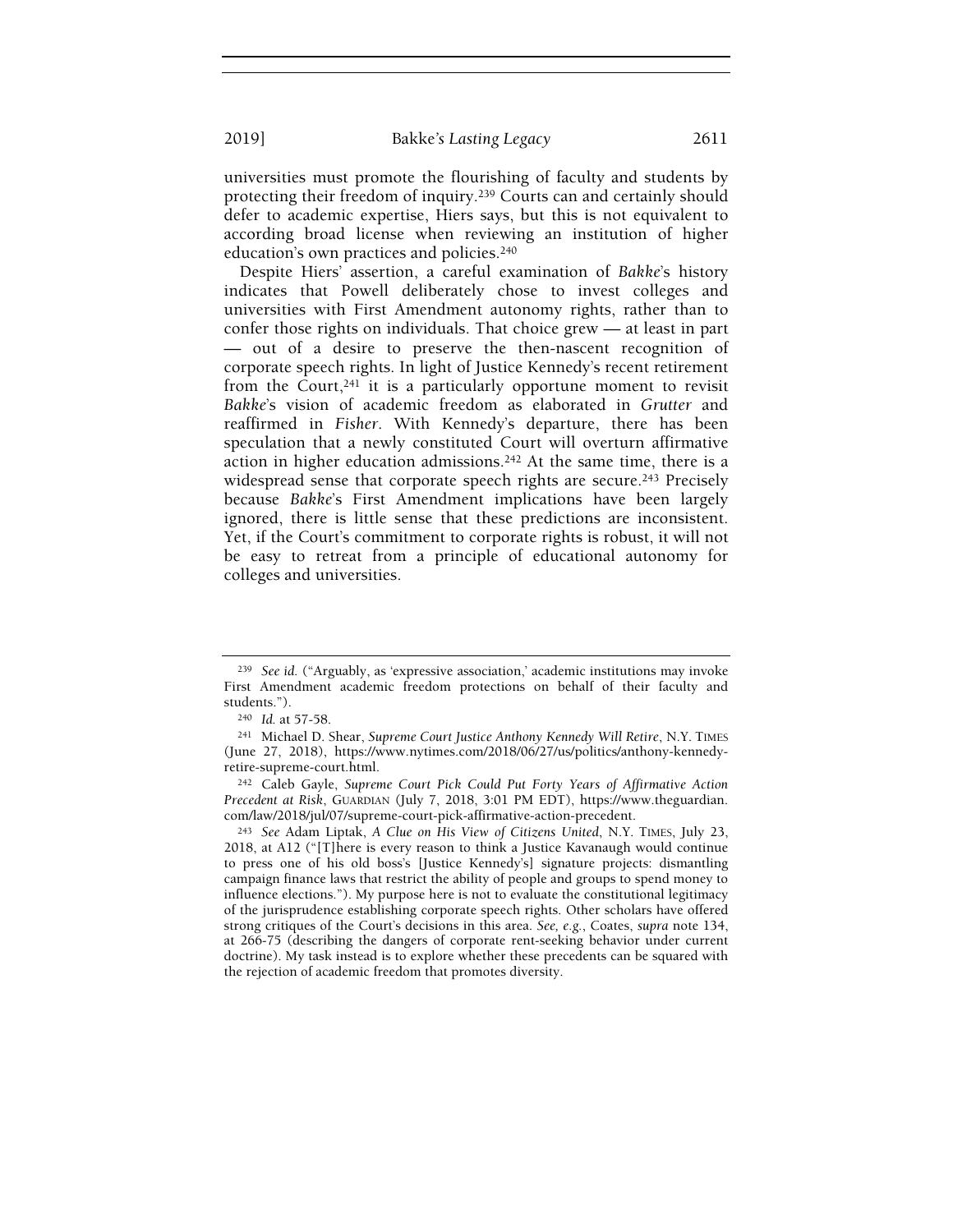universities must promote the flourishing of faculty and students by protecting their freedom of inquiry.[239] Courts can and certainly should defer to academic expertise, Hiers says, but this is not equivalent to according broad license when reviewing an institution of higher education's own practices and policies.[240]

Despite Hiers' assertion, a careful examination of *Bakke*'s history indicates that Powell deliberately chose to invest colleges and universities with First Amendment autonomy rights, rather than to confer those rights on individuals. That choice grew — at least in part — out of a desire to preserve the then-nascent recognition of corporate speech rights. In light of Justice Kennedy's recent retirement from the Court,[241] it is a particularly opportune moment to revisit *Bakke*'s vision of academic freedom as elaborated in *Grutter* and reaffirmed in *Fisher*. With Kennedy's departure, there has been speculation that a newly constituted Court will overturn affirmative action in higher education admissions.[242] At the same time, there is a widespread sense that corporate speech rights are secure.[243] Precisely because *Bakke*'s First Amendment implications have been largely ignored, there is little sense that these predictions are inconsistent. Yet, if the Court's commitment to corporate rights is robust, it will not be easy to retreat from a principle of educational autonomy for colleges and universities.

---

[239] *See id.* ("Arguably, as 'expressive association,' academic institutions may invoke First Amendment academic freedom protections on behalf of their faculty and students.").

[240] *Id.* at 57-58.

[241] Michael D. Shear, *Supreme Court Justice Anthony Kennedy Will Retire*, N.Y. TIMES (June 27, 2018), https://www.nytimes.com/2018/06/27/us/politics/anthony-kennedy-retire-supreme-court.html.

[242] Caleb Gayle, *Supreme Court Pick Could Put Forty Years of Affirmative Action Precedent at Risk*, GUARDIAN (July 7, 2018, 3:01 PM EDT), https://www.theguardian.com/law/2018/jul/07/supreme-court-pick-affirmative-action-precedent.

[243] *See* Adam Liptak, *A Clue on His View of Citizens United*, N.Y. TIMES, July 23, 2018, at A12 ("[T]here is every reason to think a Justice Kavanaugh would continue to press one of his old boss's [Justice Kennedy's] signature projects: dismantling campaign finance laws that restrict the ability of people and groups to spend money to influence elections."). My purpose here is not to evaluate the constitutional legitimacy of the jurisprudence establishing corporate speech rights. Other scholars have offered strong critiques of the Court's decisions in this area. *See, e.g.*, Coates, *supra* note 134, at 266-75 (describing the dangers of corporate rent-seeking behavior under current doctrine). My task instead is to explore whether these precedents can be squared with the rejection of academic freedom that promotes diversity.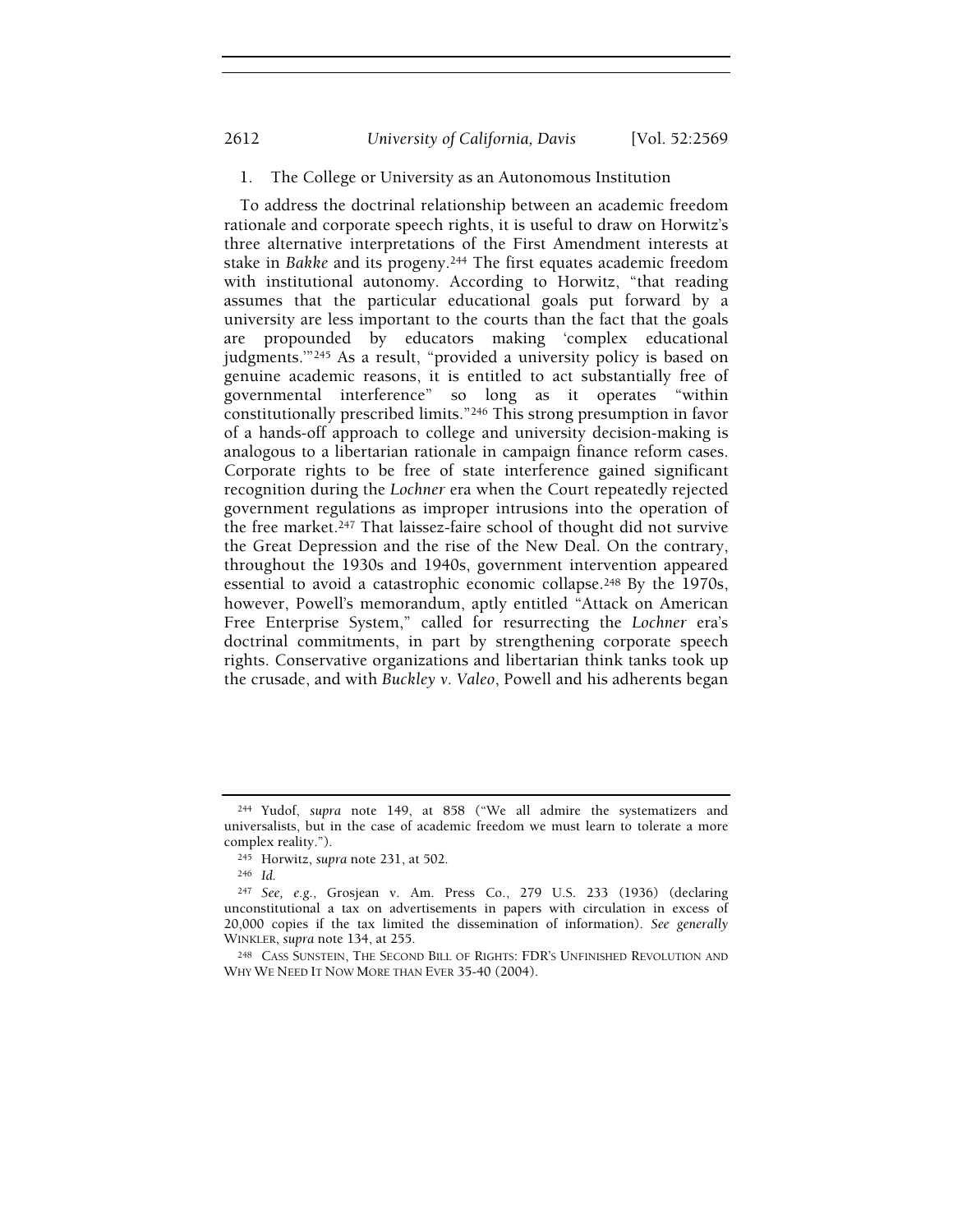### 1. The College or University as an Autonomous Institution

To address the doctrinal relationship between an academic freedom rationale and corporate speech rights, it is useful to draw on Horwitz's three alternative interpretations of the First Amendment interests at stake in *Bakke* and its progeny.[244] The first equates academic freedom with institutional autonomy. According to Horwitz, "that reading assumes that the particular educational goals put forward by a university are less important to the courts than the fact that the goals are propounded by educators making 'complex educational judgments.'"[245] As a result, "provided a university policy is based on genuine academic reasons, it is entitled to act substantially free of governmental interference" so long as it operates "within constitutionally prescribed limits."[246] This strong presumption in favor of a hands-off approach to college and university decision-making is analogous to a libertarian rationale in campaign finance reform cases. Corporate rights to be free of state interference gained significant recognition during the *Lochner* era when the Court repeatedly rejected government regulations as improper intrusions into the operation of the free market.[247] That laissez-faire school of thought did not survive the Great Depression and the rise of the New Deal. On the contrary, throughout the 1930s and 1940s, government intervention appeared essential to avoid a catastrophic economic collapse.[248] By the 1970s, however, Powell's memorandum, aptly entitled "Attack on American Free Enterprise System," called for resurrecting the *Lochner* era's doctrinal commitments, in part by strengthening corporate speech rights. Conservative organizations and libertarian think tanks took up the crusade, and with *Buckley v. Valeo*, Powell and his adherents began

---

[244] Yudof, *supra* note 149, at 858 ("We all admire the systematizers and universalists, but in the case of academic freedom we must learn to tolerate a more complex reality.").

[245] Horwitz, *supra* note 231, at 502.

[246] *Id.*

[247] *See, e.g.*, Grosjean v. Am. Press Co., 279 U.S. 233 (1936) (declaring unconstitutional a tax on advertisements in papers with circulation in excess of 20,000 copies if the tax limited the dissemination of information). *See generally* WINKLER, *supra* note 134, at 255.

[248] CASS SUNSTEIN, THE SECOND BILL OF RIGHTS: FDR'S UNFINISHED REVOLUTION AND WHY WE NEED IT NOW MORE THAN EVER 35-40 (2004).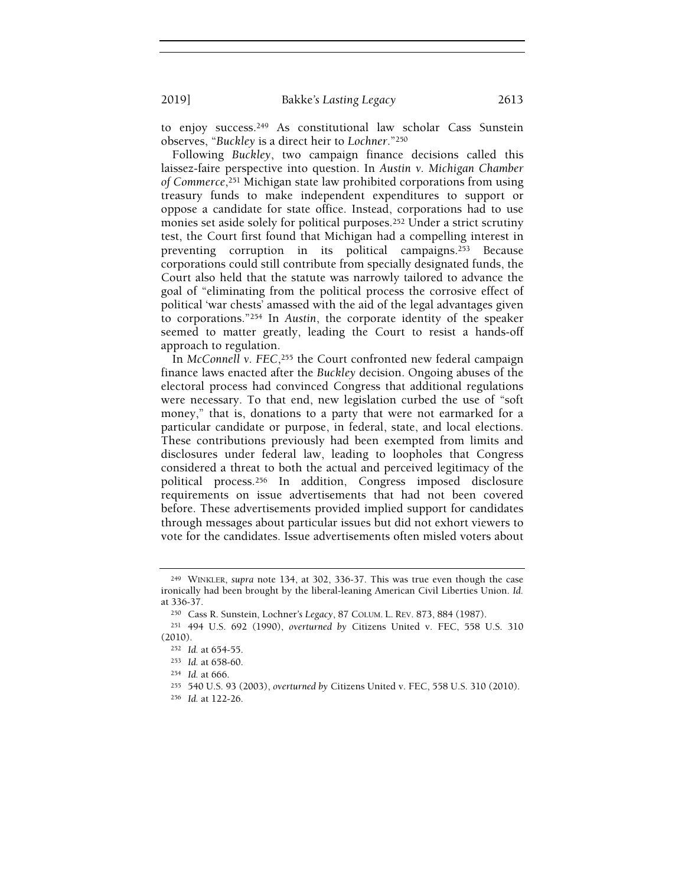to enjoy success.[249] As constitutional law scholar Cass Sunstein observes, "*Buckley* is a direct heir to *Lochner*."[250]

Following *Buckley*, two campaign finance decisions called this laissez-faire perspective into question. In *Austin v. Michigan Chamber of Commerce*,[251] Michigan state law prohibited corporations from using treasury funds to make independent expenditures to support or oppose a candidate for state office. Instead, corporations had to use monies set aside solely for political purposes.[252] Under a strict scrutiny test, the Court first found that Michigan had a compelling interest in preventing corruption in its political campaigns.[253] Because corporations could still contribute from specially designated funds, the Court also held that the statute was narrowly tailored to advance the goal of "eliminating from the political process the corrosive effect of political 'war chests' amassed with the aid of the legal advantages given to corporations."[254] In *Austin*, the corporate identity of the speaker seemed to matter greatly, leading the Court to resist a hands-off approach to regulation.

In *McConnell v. FEC*,[255] the Court confronted new federal campaign finance laws enacted after the *Buckley* decision. Ongoing abuses of the electoral process had convinced Congress that additional regulations were necessary. To that end, new legislation curbed the use of "soft money," that is, donations to a party that were not earmarked for a particular candidate or purpose, in federal, state, and local elections. These contributions previously had been exempted from limits and disclosures under federal law, leading to loopholes that Congress considered a threat to both the actual and perceived legitimacy of the political process.[256] In addition, Congress imposed disclosure requirements on issue advertisements that had not been covered before. These advertisements provided implied support for candidates through messages about particular issues but did not exhort viewers to vote for the candidates. Issue advertisements often misled voters about

---

[249] WINKLER, *supra* note 134, at 302, 336-37. This was true even though the case ironically had been brought by the liberal-leaning American Civil Liberties Union. *Id.* at 336-37.

[250] Cass R. Sunstein, Lochner*'s Legacy*, 87 COLUM. L. REV. 873, 884 (1987).

[251] 494 U.S. 692 (1990), *overturned by* Citizens United v. FEC, 558 U.S. 310 (2010).

[252] *Id.* at 654-55.

[253] *Id.* at 658-60.

[254] *Id.* at 666.

[255] 540 U.S. 93 (2003), *overturned by* Citizens United v. FEC, 558 U.S. 310 (2010).

[256] *Id.* at 122-26.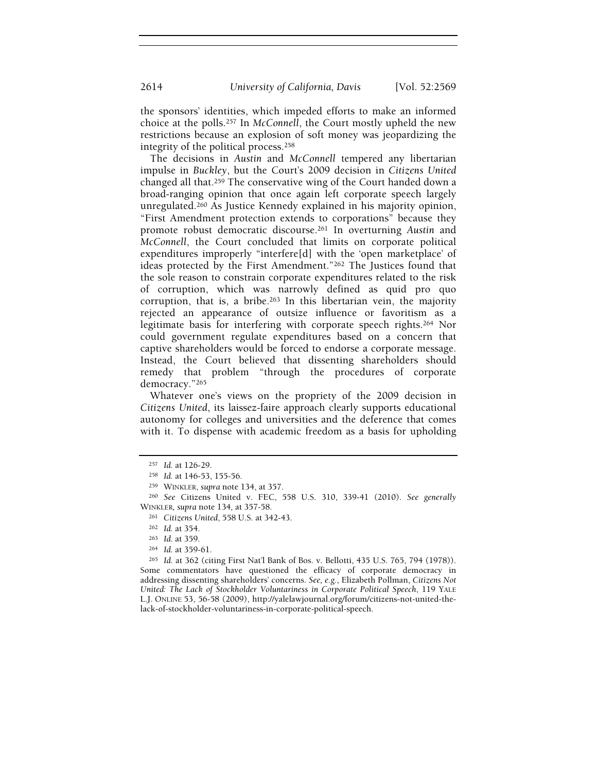the sponsors' identities, which impeded efforts to make an informed choice at the polls.[257] In *McConnell*, the Court mostly upheld the new restrictions because an explosion of soft money was jeopardizing the integrity of the political process.[258]

The decisions in *Austin* and *McConnell* tempered any libertarian impulse in *Buckley*, but the Court's 2009 decision in *Citizens United* changed all that.[259] The conservative wing of the Court handed down a broad-ranging opinion that once again left corporate speech largely unregulated.[260] As Justice Kennedy explained in his majority opinion, "First Amendment protection extends to corporations" because they promote robust democratic discourse.[261] In overturning *Austin* and *McConnell*, the Court concluded that limits on corporate political expenditures improperly "interfere[d] with the 'open marketplace' of ideas protected by the First Amendment."[262] The Justices found that the sole reason to constrain corporate expenditures related to the risk of corruption, which was narrowly defined as quid pro quo corruption, that is, a bribe.[263] In this libertarian vein, the majority rejected an appearance of outsize influence or favoritism as a legitimate basis for interfering with corporate speech rights.[264] Nor could government regulate expenditures based on a concern that captive shareholders would be forced to endorse a corporate message. Instead, the Court believed that dissenting shareholders should remedy that problem "through the procedures of corporate democracy."[265]

Whatever one's views on the propriety of the 2009 decision in *Citizens United*, its laissez-faire approach clearly supports educational autonomy for colleges and universities and the deference that comes with it. To dispense with academic freedom as a basis for upholding

---

[257] *Id.* at 126-29.

[258] *Id.* at 146-53, 155-56.

[259] WINKLER, *supra* note 134, at 357.

[260] *See* Citizens United v. FEC, 558 U.S. 310, 339-41 (2010). *See generally* WINKLER, *supra* note 134, at 357-58.

[261] *Citizens United*, 558 U.S. at 342-43.

[262] *Id.* at 354.

[263] *Id.* at 359.

[264] *Id.* at 359-61.

[265] *Id.* at 362 (citing First Nat'l Bank of Bos. v. Bellotti, 435 U.S. 765, 794 (1978)). Some commentators have questioned the efficacy of corporate democracy in addressing dissenting shareholders' concerns. *See, e.g.*, Elizabeth Pollman, *Citizens Not United: The Lack of Stockholder Voluntariness in Corporate Political Speech*, 119 YALE L.J. ONLINE 53, 56-58 (2009), http://yalelawjournal.org/forum/citizens-not-united-the-lack-of-stockholder-voluntariness-in-corporate-political-speech.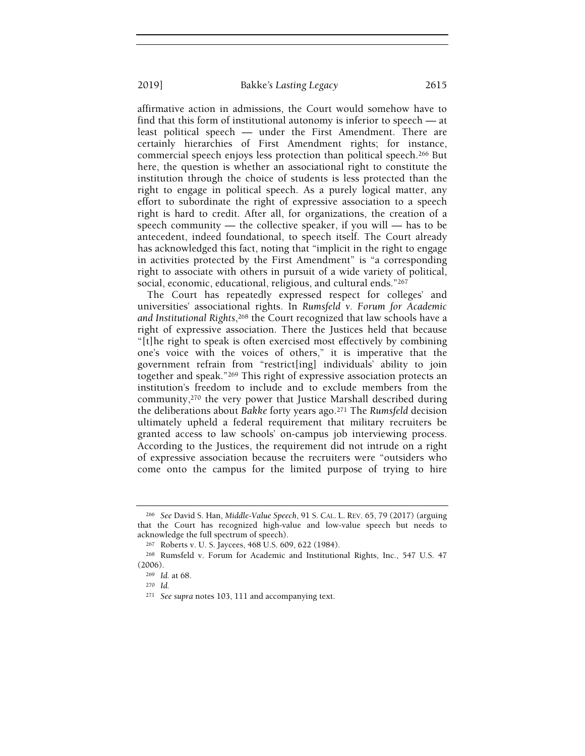affirmative action in admissions, the Court would somehow have to find that this form of institutional autonomy is inferior to speech — at least political speech — under the First Amendment. There are certainly hierarchies of First Amendment rights; for instance, commercial speech enjoys less protection than political speech.[266] But here, the question is whether an associational right to constitute the institution through the choice of students is less protected than the right to engage in political speech. As a purely logical matter, any effort to subordinate the right of expressive association to a speech right is hard to credit. After all, for organizations, the creation of a speech community — the collective speaker, if you will — has to be antecedent, indeed foundational, to speech itself. The Court already has acknowledged this fact, noting that "implicit in the right to engage in activities protected by the First Amendment" is "a corresponding right to associate with others in pursuit of a wide variety of political, social, economic, educational, religious, and cultural ends."[267]

The Court has repeatedly expressed respect for colleges' and universities' associational rights. In *Rumsfeld v. Forum for Academic and Institutional Rights*,[268] the Court recognized that law schools have a right of expressive association. There the Justices held that because "[t]he right to speak is often exercised most effectively by combining one's voice with the voices of others," it is imperative that the government refrain from "restrict[ing] individuals' ability to join together and speak."[269] This right of expressive association protects an institution's freedom to include and to exclude members from the community,[270] the very power that Justice Marshall described during the deliberations about *Bakke* forty years ago.[271] The *Rumsfeld* decision ultimately upheld a federal requirement that military recruiters be granted access to law schools' on-campus job interviewing process. According to the Justices, the requirement did not intrude on a right of expressive association because the recruiters were "outsiders who come onto the campus for the limited purpose of trying to hire

---

[266] *See* David S. Han, *Middle-Value Speech*, 91 S. CAL. L. REV. 65, 79 (2017) (arguing that the Court has recognized high-value and low-value speech but needs to acknowledge the full spectrum of speech).

[267] Roberts v. U. S. Jaycees, 468 U.S. 609, 622 (1984).

[268] Rumsfeld v. Forum for Academic and Institutional Rights, Inc., 547 U.S. 47 (2006).

[269] *Id.* at 68.

[270] *Id.*

[271] *See supra* notes 103, 111 and accompanying text.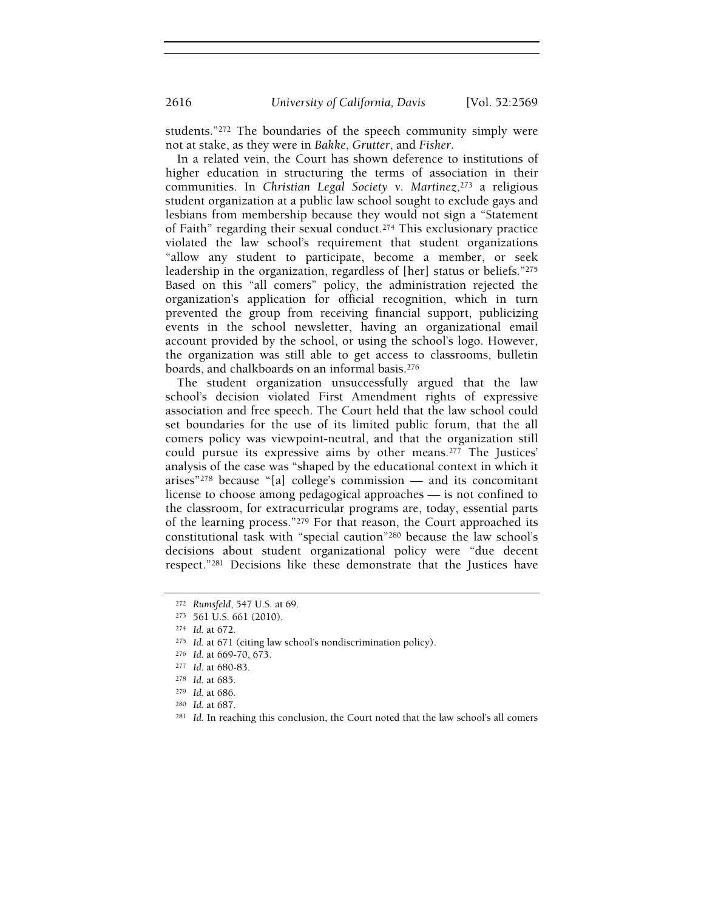students."[272] The boundaries of the speech community simply were not at stake, as they were in *Bakke*, *Grutter*, and *Fisher*.

In a related vein, the Court has shown deference to institutions of higher education in structuring the terms of association in their communities. In *Christian Legal Society v. Martinez*,[273] a religious student organization at a public law school sought to exclude gays and lesbians from membership because they would not sign a "Statement of Faith" regarding their sexual conduct.[274] This exclusionary practice violated the law school's requirement that student organizations "allow any student to participate, become a member, or seek leadership in the organization, regardless of [her] status or beliefs."[275] Based on this "all comers" policy, the administration rejected the organization's application for official recognition, which in turn prevented the group from receiving financial support, publicizing events in the school newsletter, having an organizational email account provided by the school, or using the school's logo. However, the organization was still able to get access to classrooms, bulletin boards, and chalkboards on an informal basis.[276]

The student organization unsuccessfully argued that the law school's decision violated First Amendment rights of expressive association and free speech. The Court held that the law school could set boundaries for the use of its limited public forum, that the all comers policy was viewpoint-neutral, and that the organization still could pursue its expressive aims by other means.[277] The Justices' analysis of the case was "shaped by the educational context in which it arises"[278] because "[a] college's commission — and its concomitant license to choose among pedagogical approaches — is not confined to the classroom, for extracurricular programs are, today, essential parts of the learning process."[279] For that reason, the Court approached its constitutional task with "special caution"[280] because the law school's decisions about student organizational policy were "due decent respect."[281] Decisions like these demonstrate that the Justices have

---

[272] *Rumsfeld*, 547 U.S. at 69.

[273] 561 U.S. 661 (2010).

[274] *Id.* at 672.

[275] *Id.* at 671 (citing law school's nondiscrimination policy).

[276] *Id.* at 669-70, 673.

[277] *Id.* at 680-83.

[278] *Id.* at 685.

[279] *Id.* at 686.

[280] *Id.* at 687.

[281] *Id.* In reaching this conclusion, the Court noted that the law school's all comers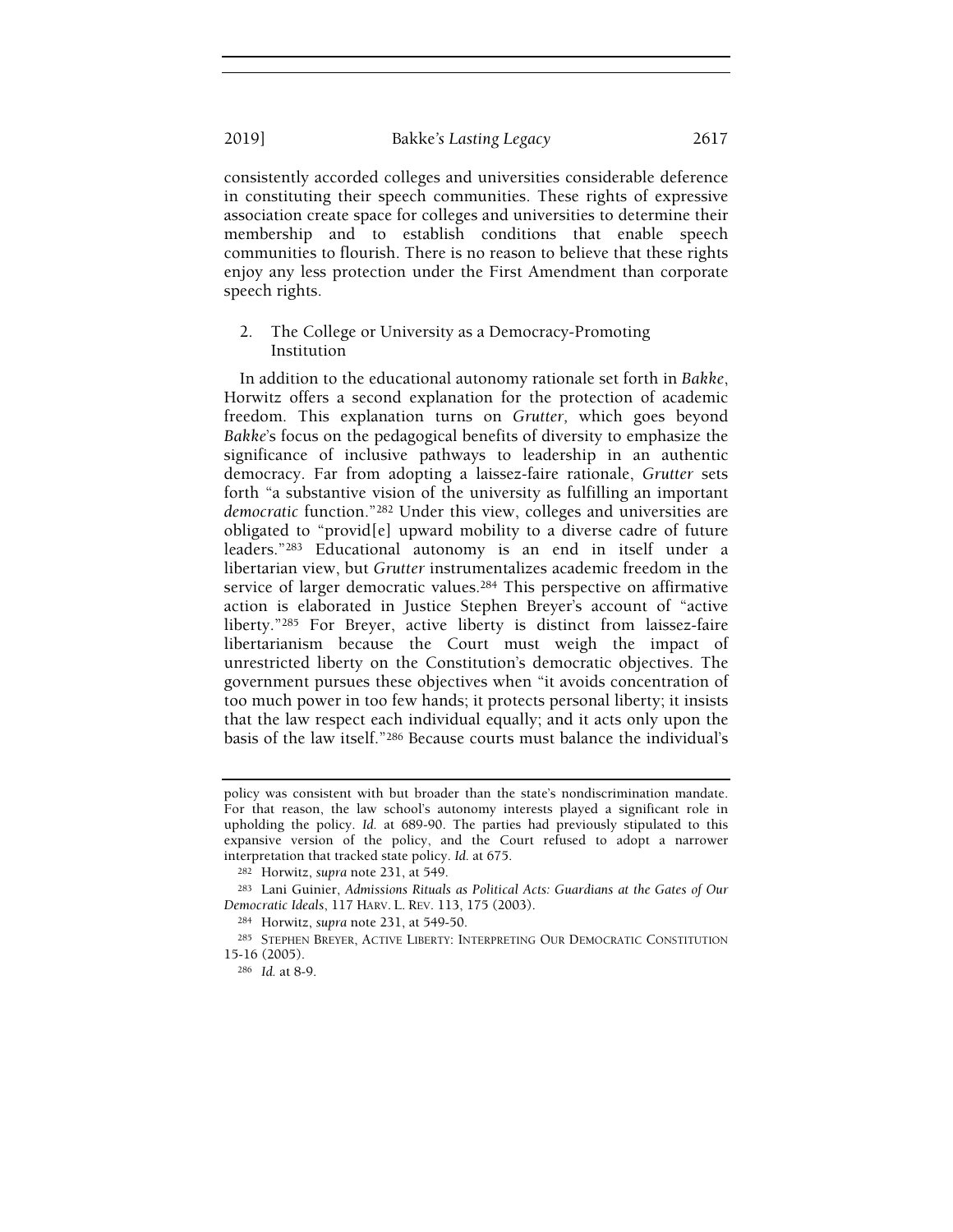consistently accorded colleges and universities considerable deference in constituting their speech communities. These rights of expressive association create space for colleges and universities to determine their membership and to establish conditions that enable speech communities to flourish. There is no reason to believe that these rights enjoy any less protection under the First Amendment than corporate speech rights.

### 2. The College or University as a Democracy-Promoting Institution

In addition to the educational autonomy rationale set forth in *Bakke*, Horwitz offers a second explanation for the protection of academic freedom. This explanation turns on *Grutter*, which goes beyond *Bakke*'s focus on the pedagogical benefits of diversity to emphasize the significance of inclusive pathways to leadership in an authentic democracy. Far from adopting a laissez-faire rationale, *Grutter* sets forth "a substantive vision of the university as fulfilling an important *democratic* function."[282] Under this view, colleges and universities are obligated to "provid[e] upward mobility to a diverse cadre of future leaders."[283] Educational autonomy is an end in itself under a libertarian view, but *Grutter* instrumentalizes academic freedom in the service of larger democratic values.[284] This perspective on affirmative action is elaborated in Justice Stephen Breyer's account of "active liberty."[285] For Breyer, active liberty is distinct from laissez-faire libertarianism because the Court must weigh the impact of unrestricted liberty on the Constitution's democratic objectives. The government pursues these objectives when "it avoids concentration of too much power in too few hands; it protects personal liberty; it insists that the law respect each individual equally; and it acts only upon the basis of the law itself."[286] Because courts must balance the individual's

---

policy was consistent with but broader than the state's nondiscrimination mandate. For that reason, the law school's autonomy interests played a significant role in upholding the policy. *Id.* at 689-90. The parties had previously stipulated to this expansive version of the policy, and the Court refused to adopt a narrower interpretation that tracked state policy. *Id.* at 675.

[282] Horwitz, *supra* note 231, at 549.

[283] Lani Guinier, *Admissions Rituals as Political Acts: Guardians at the Gates of Our Democratic Ideals*, 117 HARV. L. REV. 113, 175 (2003).

[284] Horwitz, *supra* note 231, at 549-50.

[285] STEPHEN BREYER, ACTIVE LIBERTY: INTERPRETING OUR DEMOCRATIC CONSTITUTION 15-16 (2005).

[286] *Id.* at 8-9.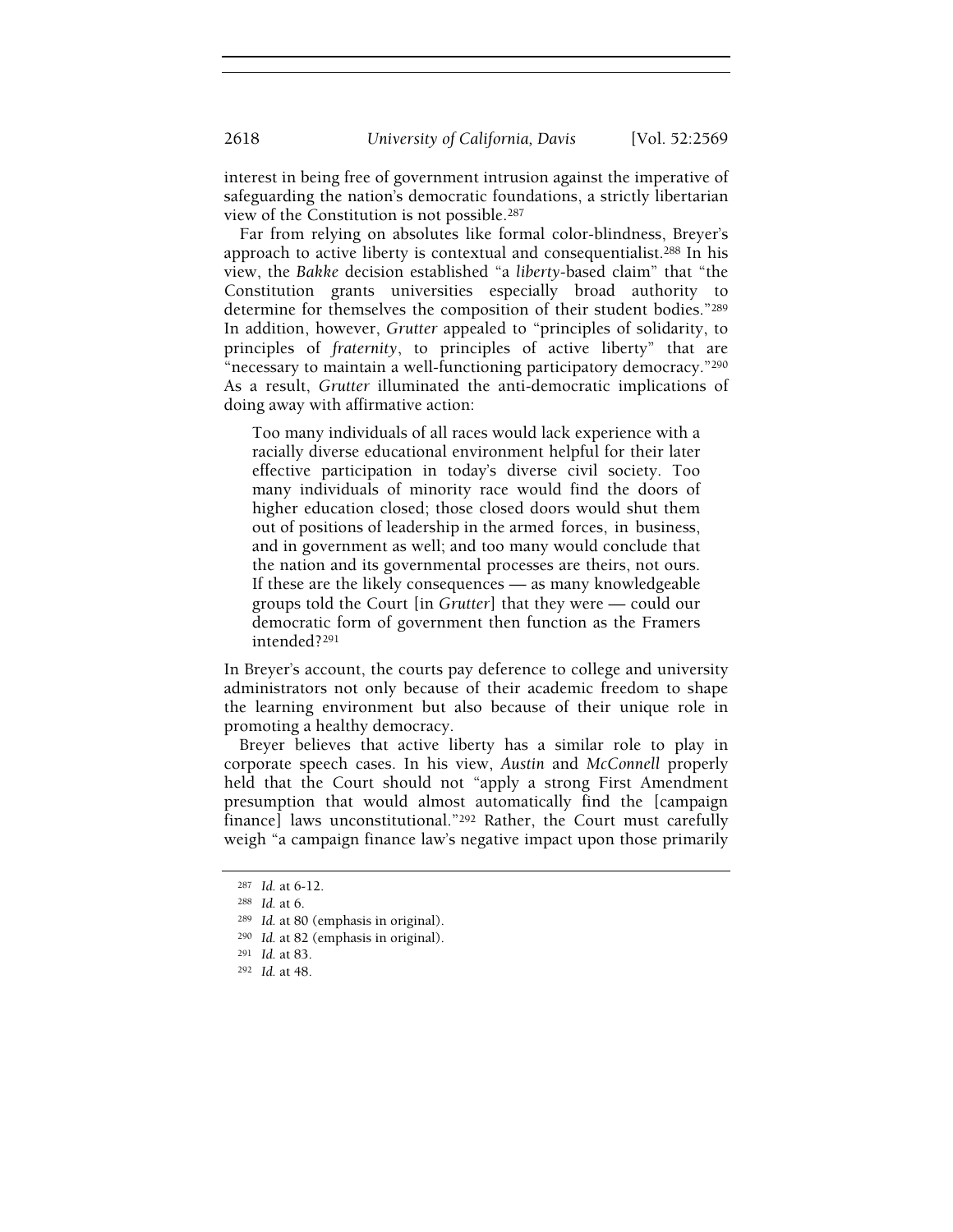interest in being free of government intrusion against the imperative of safeguarding the nation's democratic foundations, a strictly libertarian view of the Constitution is not possible.[287]

Far from relying on absolutes like formal color-blindness, Breyer's approach to active liberty is contextual and consequentialist.[288] In his view, the *Bakke* decision established "a *liberty*-based claim" that "the Constitution grants universities especially broad authority to determine for themselves the composition of their student bodies."[289] In addition, however, *Grutter* appealed to "principles of solidarity, to principles of *fraternity*, to principles of active liberty" that are "necessary to maintain a well-functioning participatory democracy."[290] As a result, *Grutter* illuminated the anti-democratic implications of doing away with affirmative action:

> Too many individuals of all races would lack experience with a racially diverse educational environment helpful for their later effective participation in today's diverse civil society. Too many individuals of minority race would find the doors of higher education closed; those closed doors would shut them out of positions of leadership in the armed forces, in business, and in government as well; and too many would conclude that the nation and its governmental processes are theirs, not ours. If these are the likely consequences — as many knowledgeable groups told the Court [in *Grutter*] that they were — could our democratic form of government then function as the Framers intended?[291]

In Breyer's account, the courts pay deference to college and university administrators not only because of their academic freedom to shape the learning environment but also because of their unique role in promoting a healthy democracy.

Breyer believes that active liberty has a similar role to play in corporate speech cases. In his view, *Austin* and *McConnell* properly held that the Court should not "apply a strong First Amendment presumption that would almost automatically find the [campaign finance] laws unconstitutional."[292] Rather, the Court must carefully weigh "a campaign finance law's negative impact upon those primarily

---

[287] *Id.* at 6-12.

[288] *Id.* at 6.

[289] *Id.* at 80 (emphasis in original).

[290] *Id.* at 82 (emphasis in original).

[291] *Id.* at 83.

[292] *Id.* at 48.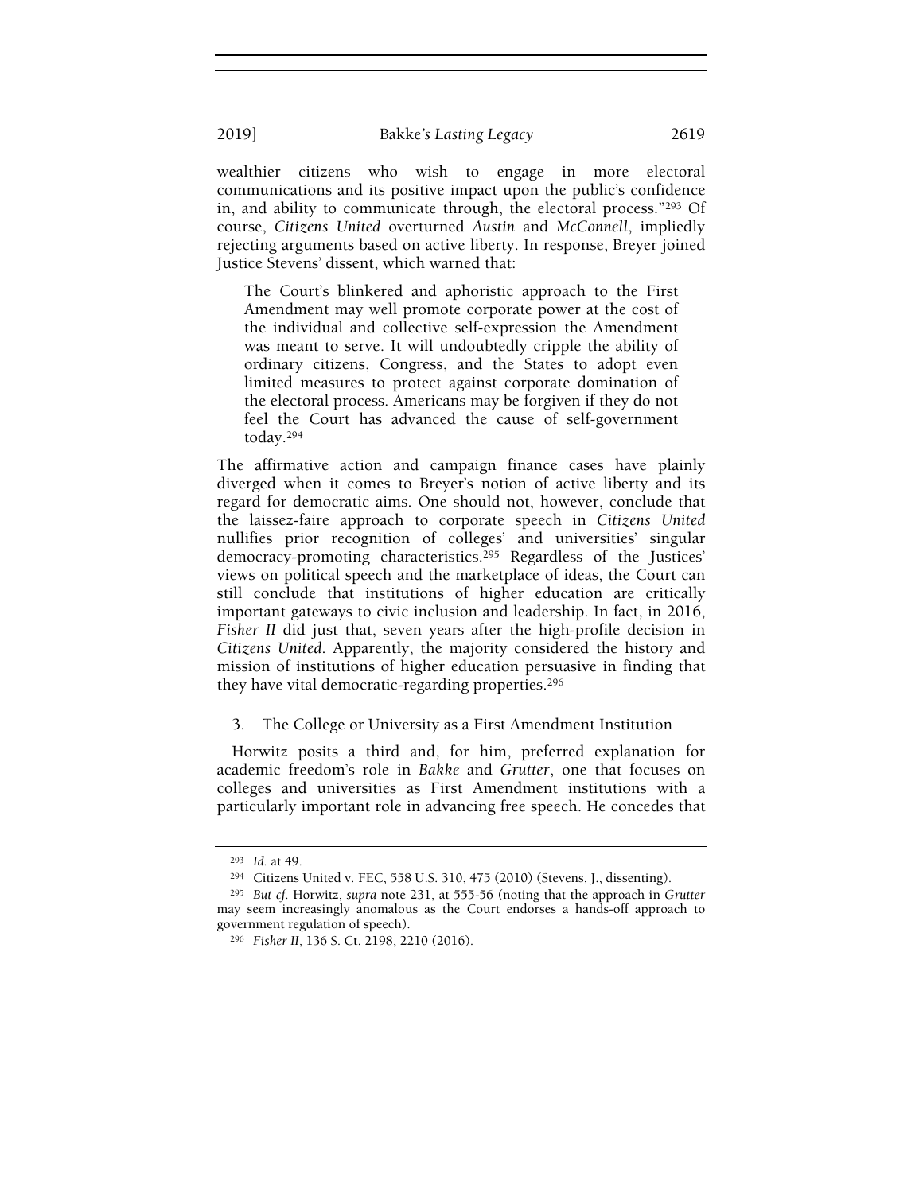wealthier citizens who wish to engage in more electoral communications and its positive impact upon the public's confidence in, and ability to communicate through, the electoral process."[293] Of course, *Citizens United* overturned *Austin* and *McConnell*, impliedly rejecting arguments based on active liberty. In response, Breyer joined Justice Stevens' dissent, which warned that:

> The Court's blinkered and aphoristic approach to the First Amendment may well promote corporate power at the cost of the individual and collective self-expression the Amendment was meant to serve. It will undoubtedly cripple the ability of ordinary citizens, Congress, and the States to adopt even limited measures to protect against corporate domination of the electoral process. Americans may be forgiven if they do not feel the Court has advanced the cause of self-government today.[294]

The affirmative action and campaign finance cases have plainly diverged when it comes to Breyer's notion of active liberty and its regard for democratic aims. One should not, however, conclude that the laissez-faire approach to corporate speech in *Citizens United* nullifies prior recognition of colleges' and universities' singular democracy-promoting characteristics.[295] Regardless of the Justices' views on political speech and the marketplace of ideas, the Court can still conclude that institutions of higher education are critically important gateways to civic inclusion and leadership. In fact, in 2016, *Fisher II* did just that, seven years after the high-profile decision in *Citizens United*. Apparently, the majority considered the history and mission of institutions of higher education persuasive in finding that they have vital democratic-regarding properties.[296]

### 3. The College or University as a First Amendment Institution

Horwitz posits a third and, for him, preferred explanation for academic freedom's role in *Bakke* and *Grutter*, one that focuses on colleges and universities as First Amendment institutions with a particularly important role in advancing free speech. He concedes that

---

[293] *Id.* at 49.

[294] Citizens United v. FEC, 558 U.S. 310, 475 (2010) (Stevens, J., dissenting).

[295] *But cf.* Horwitz, *supra* note 231, at 555-56 (noting that the approach in *Grutter* may seem increasingly anomalous as the Court endorses a hands-off approach to government regulation of speech).

[296] *Fisher II*, 136 S. Ct. 2198, 2210 (2016).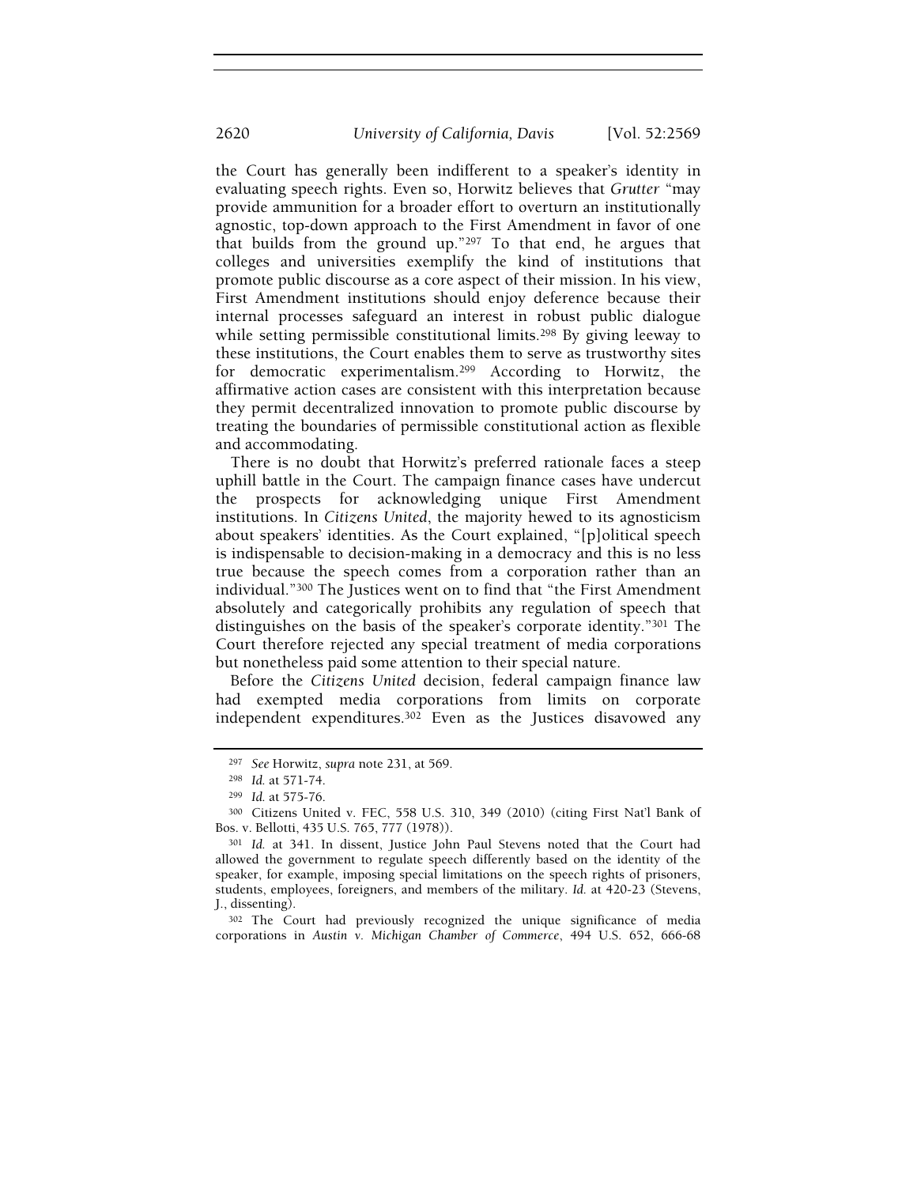the Court has generally been indifferent to a speaker's identity in evaluating speech rights. Even so, Horwitz believes that *Grutter* "may provide ammunition for a broader effort to overturn an institutionally agnostic, top-down approach to the First Amendment in favor of one that builds from the ground up."[297] To that end, he argues that colleges and universities exemplify the kind of institutions that promote public discourse as a core aspect of their mission. In his view, First Amendment institutions should enjoy deference because their internal processes safeguard an interest in robust public dialogue while setting permissible constitutional limits.[298] By giving leeway to these institutions, the Court enables them to serve as trustworthy sites for democratic experimentalism.[299] According to Horwitz, the affirmative action cases are consistent with this interpretation because they permit decentralized innovation to promote public discourse by treating the boundaries of permissible constitutional action as flexible and accommodating.

There is no doubt that Horwitz's preferred rationale faces a steep uphill battle in the Court. The campaign finance cases have undercut the prospects for acknowledging unique First Amendment institutions. In *Citizens United*, the majority hewed to its agnosticism about speakers' identities. As the Court explained, "[p]olitical speech is indispensable to decision-making in a democracy and this is no less true because the speech comes from a corporation rather than an individual."[300] The Justices went on to find that "the First Amendment absolutely and categorically prohibits any regulation of speech that distinguishes on the basis of the speaker's corporate identity."[301] The Court therefore rejected any special treatment of media corporations but nonetheless paid some attention to their special nature.

Before the *Citizens United* decision, federal campaign finance law had exempted media corporations from limits on corporate independent expenditures.[302] Even as the Justices disavowed any

[297] *See* Horwitz, *supra* note 231, at 569.

[298] *Id.* at 571-74.

[299] *Id.* at 575-76.

[300] Citizens United v. FEC, 558 U.S. 310, 349 (2010) (citing First Nat'l Bank of Bos. v. Bellotti, 435 U.S. 765, 777 (1978)).

[301] *Id.* at 341. In dissent, Justice John Paul Stevens noted that the Court had allowed the government to regulate speech differently based on the identity of the speaker, for example, imposing special limitations on the speech rights of prisoners, students, employees, foreigners, and members of the military. *Id.* at 420-23 (Stevens, J., dissenting).

[302] The Court had previously recognized the unique significance of media corporations in *Austin v. Michigan Chamber of Commerce*, 494 U.S. 652, 666-68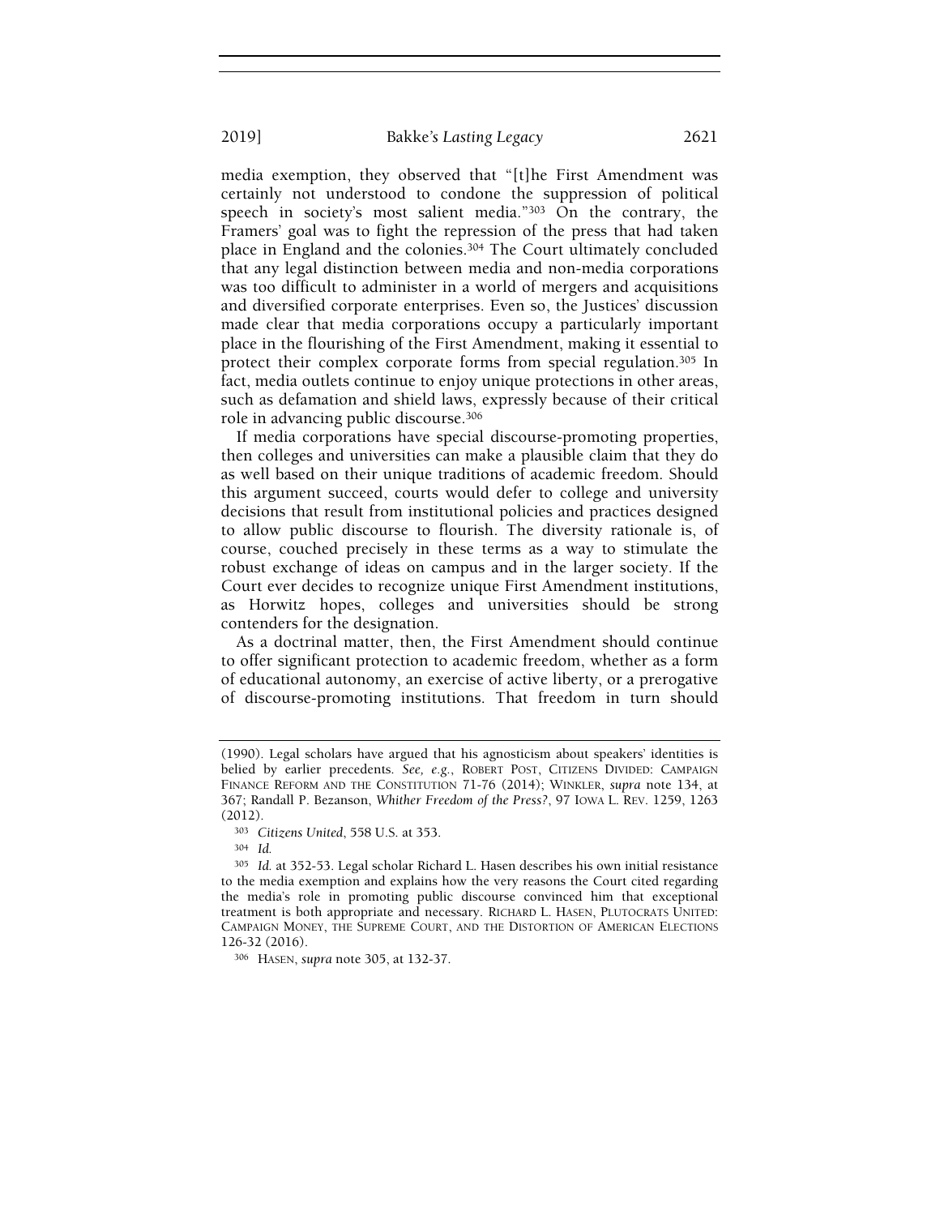media exemption, they observed that "[t]he First Amendment was certainly not understood to condone the suppression of political speech in society's most salient media."[303] On the contrary, the Framers' goal was to fight the repression of the press that had taken place in England and the colonies.[304] The Court ultimately concluded that any legal distinction between media and non-media corporations was too difficult to administer in a world of mergers and acquisitions and diversified corporate enterprises. Even so, the Justices' discussion made clear that media corporations occupy a particularly important place in the flourishing of the First Amendment, making it essential to protect their complex corporate forms from special regulation.[305] In fact, media outlets continue to enjoy unique protections in other areas, such as defamation and shield laws, expressly because of their critical role in advancing public discourse.[306]

If media corporations have special discourse-promoting properties, then colleges and universities can make a plausible claim that they do as well based on their unique traditions of academic freedom. Should this argument succeed, courts would defer to college and university decisions that result from institutional policies and practices designed to allow public discourse to flourish. The diversity rationale is, of course, couched precisely in these terms as a way to stimulate the robust exchange of ideas on campus and in the larger society. If the Court ever decides to recognize unique First Amendment institutions, as Horwitz hopes, colleges and universities should be strong contenders for the designation.

As a doctrinal matter, then, the First Amendment should continue to offer significant protection to academic freedom, whether as a form of educational autonomy, an exercise of active liberty, or a prerogative of discourse-promoting institutions. That freedom in turn should

---

(1990). Legal scholars have argued that his agnosticism about speakers' identities is belied by earlier precedents. *See, e.g.*, ROBERT POST, CITIZENS DIVIDED: CAMPAIGN FINANCE REFORM AND THE CONSTITUTION 71-76 (2014); WINKLER, *supra* note 134, at 367; Randall P. Bezanson, *Whither Freedom of the Press?*, 97 IOWA L. REV. 1259, 1263 (2012).

[303] *Citizens United*, 558 U.S. at 353.

[304] *Id.*

[305] *Id.* at 352-53. Legal scholar Richard L. Hasen describes his own initial resistance to the media exemption and explains how the very reasons the Court cited regarding the media's role in promoting public discourse convinced him that exceptional treatment is both appropriate and necessary. RICHARD L. HASEN, PLUTOCRATS UNITED: CAMPAIGN MONEY, THE SUPREME COURT, AND THE DISTORTION OF AMERICAN ELECTIONS 126-32 (2016).

[306] HASEN, *supra* note 305, at 132-37.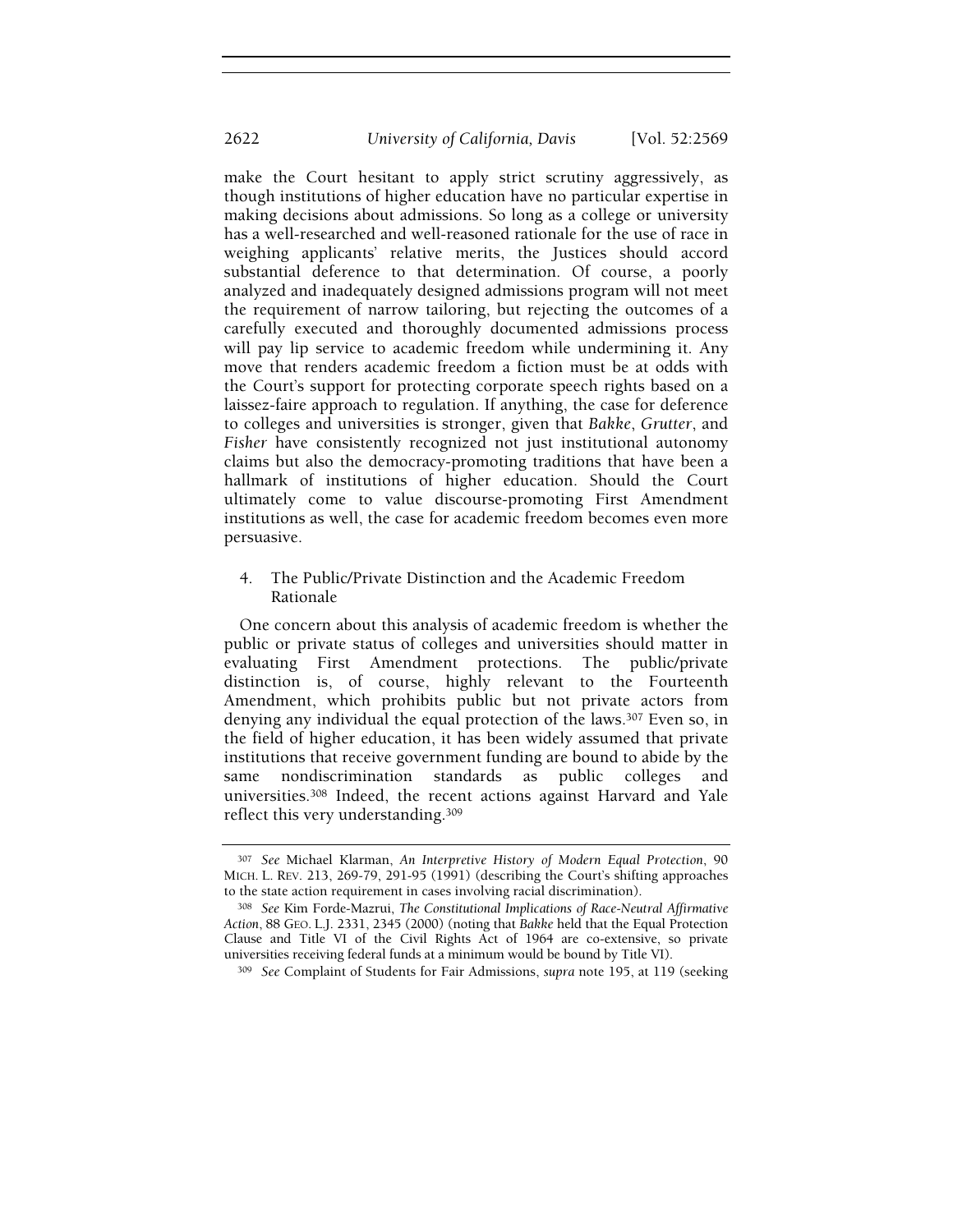make the Court hesitant to apply strict scrutiny aggressively, as though institutions of higher education have no particular expertise in making decisions about admissions. So long as a college or university has a well-researched and well-reasoned rationale for the use of race in weighing applicants' relative merits, the Justices should accord substantial deference to that determination. Of course, a poorly analyzed and inadequately designed admissions program will not meet the requirement of narrow tailoring, but rejecting the outcomes of a carefully executed and thoroughly documented admissions process will pay lip service to academic freedom while undermining it. Any move that renders academic freedom a fiction must be at odds with the Court's support for protecting corporate speech rights based on a laissez-faire approach to regulation. If anything, the case for deference to colleges and universities is stronger, given that *Bakke*, *Grutter*, and *Fisher* have consistently recognized not just institutional autonomy claims but also the democracy-promoting traditions that have been a hallmark of institutions of higher education. Should the Court ultimately come to value discourse-promoting First Amendment institutions as well, the case for academic freedom becomes even more persuasive.

### 4. The Public/Private Distinction and the Academic Freedom Rationale

One concern about this analysis of academic freedom is whether the public or private status of colleges and universities should matter in evaluating First Amendment protections. The public/private distinction is, of course, highly relevant to the Fourteenth Amendment, which prohibits public but not private actors from denying any individual the equal protection of the laws.[307] Even so, in the field of higher education, it has been widely assumed that private institutions that receive government funding are bound to abide by the same nondiscrimination standards as public colleges and universities.[308] Indeed, the recent actions against Harvard and Yale reflect this very understanding.[309]

---

[307] *See* Michael Klarman, *An Interpretive History of Modern Equal Protection*, 90 MICH. L. REV. 213, 269-79, 291-95 (1991) (describing the Court's shifting approaches to the state action requirement in cases involving racial discrimination).

[308] *See* Kim Forde-Mazrui, *The Constitutional Implications of Race-Neutral Affirmative Action*, 88 GEO. L.J. 2331, 2345 (2000) (noting that *Bakke* held that the Equal Protection Clause and Title VI of the Civil Rights Act of 1964 are co-extensive, so private universities receiving federal funds at a minimum would be bound by Title VI).

[309] *See* Complaint of Students for Fair Admissions, *supra* note 195, at 119 (seeking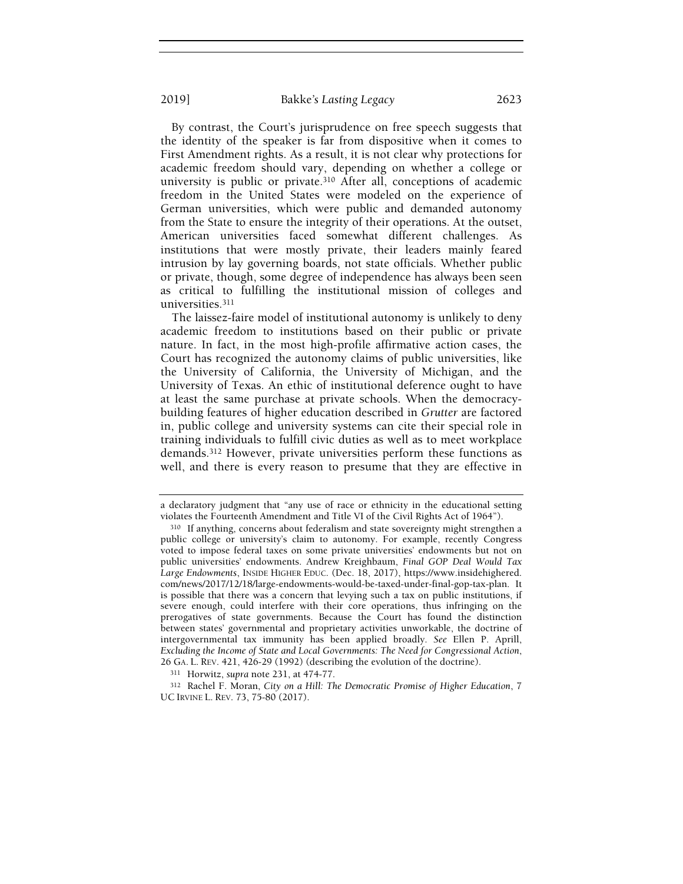By contrast, the Court's jurisprudence on free speech suggests that the identity of the speaker is far from dispositive when it comes to First Amendment rights. As a result, it is not clear why protections for academic freedom should vary, depending on whether a college or university is public or private.[310] After all, conceptions of academic freedom in the United States were modeled on the experience of German universities, which were public and demanded autonomy from the State to ensure the integrity of their operations. At the outset, American universities faced somewhat different challenges. As institutions that were mostly private, their leaders mainly feared intrusion by lay governing boards, not state officials. Whether public or private, though, some degree of independence has always been seen as critical to fulfilling the institutional mission of colleges and universities.[311]

The laissez-faire model of institutional autonomy is unlikely to deny academic freedom to institutions based on their public or private nature. In fact, in the most high-profile affirmative action cases, the Court has recognized the autonomy claims of public universities, like the University of California, the University of Michigan, and the University of Texas. An ethic of institutional deference ought to have at least the same purchase at private schools. When the democracy-building features of higher education described in *Grutter* are factored in, public college and university systems can cite their special role in training individuals to fulfill civic duties as well as to meet workplace demands.[312] However, private universities perform these functions as well, and there is every reason to presume that they are effective in

---

a declaratory judgment that "any use of race or ethnicity in the educational setting violates the Fourteenth Amendment and Title VI of the Civil Rights Act of 1964").

[310] If anything, concerns about federalism and state sovereignty might strengthen a public college or university's claim to autonomy. For example, recently Congress voted to impose federal taxes on some private universities' endowments but not on public universities' endowments. Andrew Kreighbaum, *Final GOP Deal Would Tax Large Endowments*, INSIDE HIGHER EDUC. (Dec. 18, 2017), https://www.insidehighered.com/news/2017/12/18/large-endowments-would-be-taxed-under-final-gop-tax-plan. It is possible that there was a concern that levying such a tax on public institutions, if severe enough, could interfere with their core operations, thus infringing on the prerogatives of state governments. Because the Court has found the distinction between states' governmental and proprietary activities unworkable, the doctrine of intergovernmental tax immunity has been applied broadly. *See* Ellen P. Aprill, *Excluding the Income of State and Local Governments: The Need for Congressional Action*, 26 GA. L. REV. 421, 426-29 (1992) (describing the evolution of the doctrine).

[311] Horwitz, *supra* note 231, at 474-77.

[312] Rachel F. Moran, *City on a Hill: The Democratic Promise of Higher Education*, 7 UC IRVINE L. REV. 73, 75-80 (2017).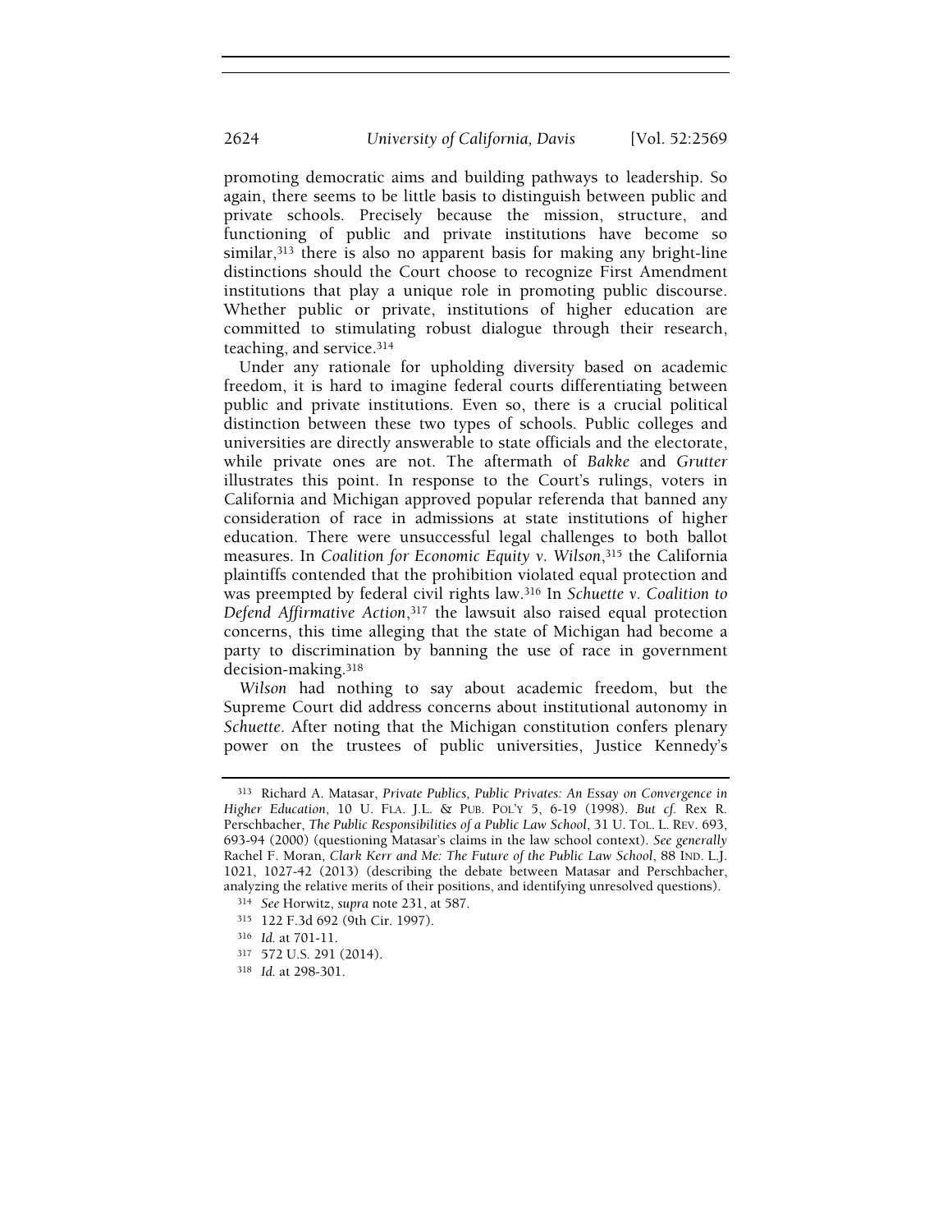promoting democratic aims and building pathways to leadership. So again, there seems to be little basis to distinguish between public and private schools. Precisely because the mission, structure, and functioning of public and private institutions have become so similar,[313] there is also no apparent basis for making any bright-line distinctions should the Court choose to recognize First Amendment institutions that play a unique role in promoting public discourse. Whether public or private, institutions of higher education are committed to stimulating robust dialogue through their research, teaching, and service.[314]

Under any rationale for upholding diversity based on academic freedom, it is hard to imagine federal courts differentiating between public and private institutions. Even so, there is a crucial political distinction between these two types of schools. Public colleges and universities are directly answerable to state officials and the electorate, while private ones are not. The aftermath of *Bakke* and *Grutter* illustrates this point. In response to the Court's rulings, voters in California and Michigan approved popular referenda that banned any consideration of race in admissions at state institutions of higher education. There were unsuccessful legal challenges to both ballot measures. In *Coalition for Economic Equity v. Wilson*,[315] the California plaintiffs contended that the prohibition violated equal protection and was preempted by federal civil rights law.[316] In *Schuette v. Coalition to Defend Affirmative Action*,[317] the lawsuit also raised equal protection concerns, this time alleging that the state of Michigan had become a party to discrimination by banning the use of race in government decision-making.[318]

*Wilson* had nothing to say about academic freedom, but the Supreme Court did address concerns about institutional autonomy in *Schuette*. After noting that the Michigan constitution confers plenary power on the trustees of public universities, Justice Kennedy's

---

[313] Richard A. Matasar, *Private Publics, Public Privates: An Essay on Convergence in Higher Education*, 10 U. FLA. J.L. & PUB. POL'Y 5, 6-19 (1998). *But cf.* Rex R. Perschbacher, *The Public Responsibilities of a Public Law School*, 31 U. TOL. L. REV. 693, 693-94 (2000) (questioning Matasar's claims in the law school context). *See generally* Rachel F. Moran, *Clark Kerr and Me: The Future of the Public Law School*, 88 IND. L.J. 1021, 1027-42 (2013) (describing the debate between Matasar and Perschbacher, analyzing the relative merits of their positions, and identifying unresolved questions).

[314] *See* Horwitz, *supra* note 231, at 587.

[315] 122 F.3d 692 (9th Cir. 1997).

[316] *Id.* at 701-11.

[317] 572 U.S. 291 (2014).

[318] *Id.* at 298-301.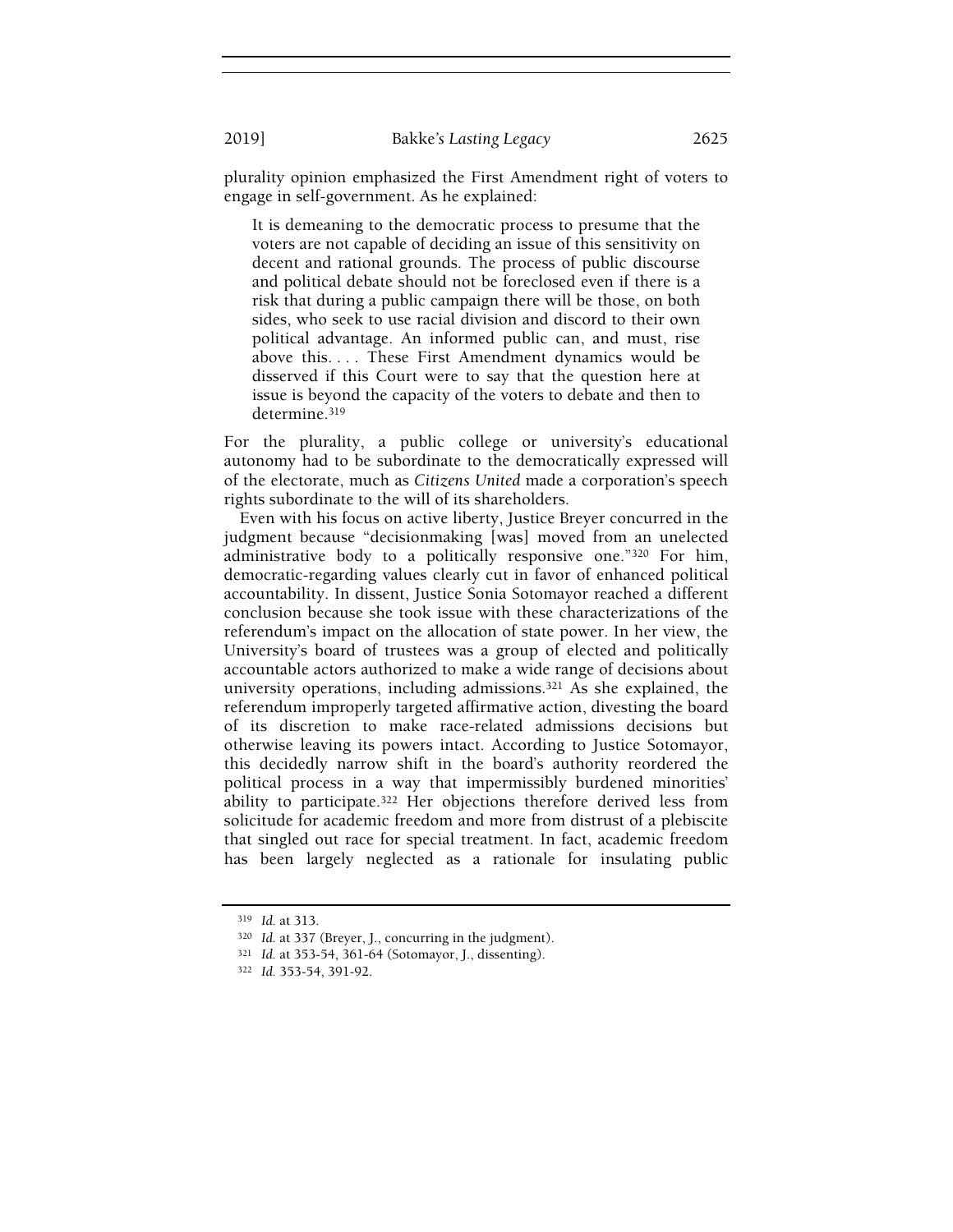plurality opinion emphasized the First Amendment right of voters to engage in self-government. As he explained:

> It is demeaning to the democratic process to presume that the voters are not capable of deciding an issue of this sensitivity on decent and rational grounds. The process of public discourse and political debate should not be foreclosed even if there is a risk that during a public campaign there will be those, on both sides, who seek to use racial division and discord to their own political advantage. An informed public can, and must, rise above this. . . . These First Amendment dynamics would be disserved if this Court were to say that the question here at issue is beyond the capacity of the voters to debate and then to determine.[319]

For the plurality, a public college or university's educational autonomy had to be subordinate to the democratically expressed will of the electorate, much as *Citizens United* made a corporation's speech rights subordinate to the will of its shareholders.

Even with his focus on active liberty, Justice Breyer concurred in the judgment because "decisionmaking [was] moved from an unelected administrative body to a politically responsive one."[320] For him, democratic-regarding values clearly cut in favor of enhanced political accountability. In dissent, Justice Sonia Sotomayor reached a different conclusion because she took issue with these characterizations of the referendum's impact on the allocation of state power. In her view, the University's board of trustees was a group of elected and politically accountable actors authorized to make a wide range of decisions about university operations, including admissions.[321] As she explained, the referendum improperly targeted affirmative action, divesting the board of its discretion to make race-related admissions decisions but otherwise leaving its powers intact. According to Justice Sotomayor, this decidedly narrow shift in the board's authority reordered the political process in a way that impermissibly burdened minorities' ability to participate.[322] Her objections therefore derived less from solicitude for academic freedom and more from distrust of a plebiscite that singled out race for special treatment. In fact, academic freedom has been largely neglected as a rationale for insulating public

---

[319] *Id.* at 313.

[320] *Id.* at 337 (Breyer, J., concurring in the judgment).

[321] *Id.* at 353-54, 361-64 (Sotomayor, J., dissenting).

[322] *Id.* 353-54, 391-92.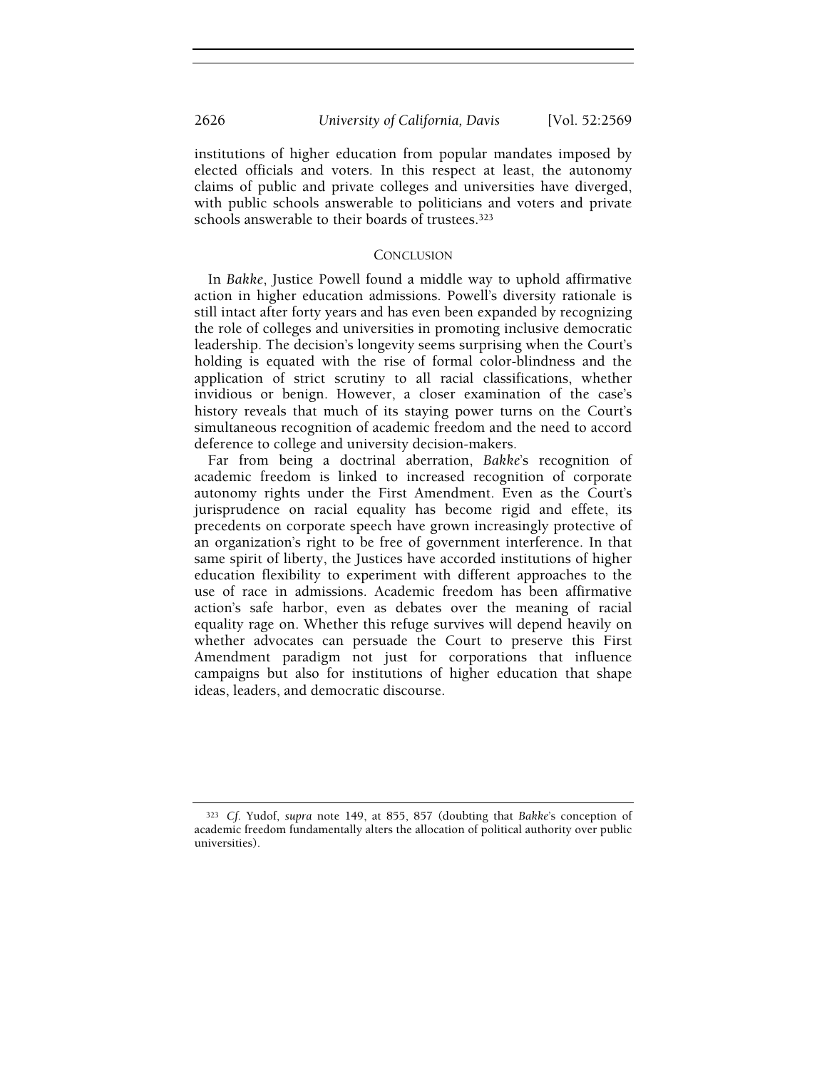institutions of higher education from popular mandates imposed by elected officials and voters. In this respect at least, the autonomy claims of public and private colleges and universities have diverged, with public schools answerable to politicians and voters and private schools answerable to their boards of trustees.[323]

## CONCLUSION

In *Bakke*, Justice Powell found a middle way to uphold affirmative action in higher education admissions. Powell's diversity rationale is still intact after forty years and has even been expanded by recognizing the role of colleges and universities in promoting inclusive democratic leadership. The decision's longevity seems surprising when the Court's holding is equated with the rise of formal color-blindness and the application of strict scrutiny to all racial classifications, whether invidious or benign. However, a closer examination of the case's history reveals that much of its staying power turns on the Court's simultaneous recognition of academic freedom and the need to accord deference to college and university decision-makers.

Far from being a doctrinal aberration, *Bakke*'s recognition of academic freedom is linked to increased recognition of corporate autonomy rights under the First Amendment. Even as the Court's jurisprudence on racial equality has become rigid and effete, its precedents on corporate speech have grown increasingly protective of an organization's right to be free of government interference. In that same spirit of liberty, the Justices have accorded institutions of higher education flexibility to experiment with different approaches to the use of race in admissions. Academic freedom has been affirmative action's safe harbor, even as debates over the meaning of racial equality rage on. Whether this refuge survives will depend heavily on whether advocates can persuade the Court to preserve this First Amendment paradigm not just for corporations that influence campaigns but also for institutions of higher education that shape ideas, leaders, and democratic discourse.

---

[323] *Cf.* Yudof, *supra* note 149, at 855, 857 (doubting that *Bakke*'s conception of academic freedom fundamentally alters the allocation of political authority over public universities).